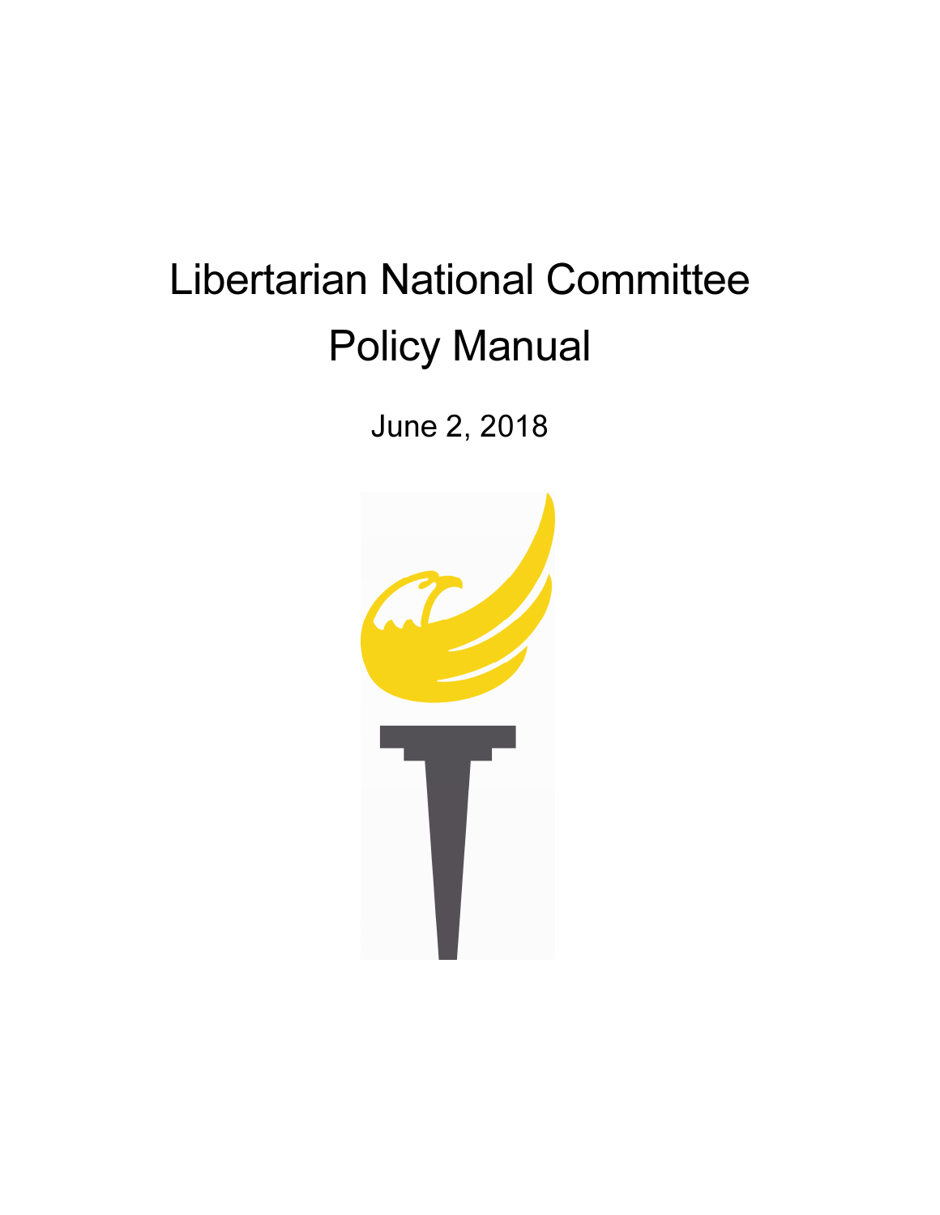# Libertarian National Committee

# Policy Manual

June 2, 2018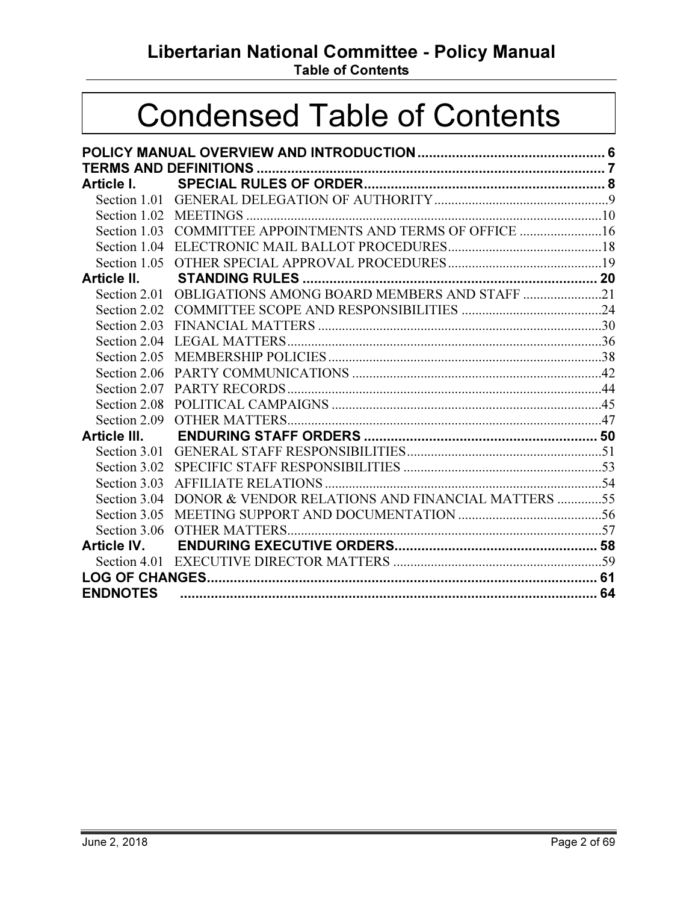# Condensed Table of Contents

| | | |
|---|---|---|
| **POLICY MANUAL OVERVIEW AND INTRODUCTION** | | **6** |
| **TERMS AND DEFINITIONS** | | **7** |
| **Article I.** | **SPECIAL RULES OF ORDER** | **8** |
| Section 1.01 | GENERAL DELEGATION OF AUTHORITY | 9 |
| Section 1.02 | MEETINGS | 10 |
| Section 1.03 | COMMITTEE APPOINTMENTS AND TERMS OF OFFICE | 16 |
| Section 1.04 | ELECTRONIC MAIL BALLOT PROCEDURES | 18 |
| Section 1.05 | OTHER SPECIAL APPROVAL PROCEDURES | 19 |
| **Article II.** | **STANDING RULES** | **20** |
| Section 2.01 | OBLIGATIONS AMONG BOARD MEMBERS AND STAFF | 21 |
| Section 2.02 | COMMITTEE SCOPE AND RESPONSIBILITIES | 24 |
| Section 2.03 | FINANCIAL MATTERS | 30 |
| Section 2.04 | LEGAL MATTERS | 36 |
| Section 2.05 | MEMBERSHIP POLICIES | 38 |
| Section 2.06 | PARTY COMMUNICATIONS | 42 |
| Section 2.07 | PARTY RECORDS | 44 |
| Section 2.08 | POLITICAL CAMPAIGNS | 45 |
| Section 2.09 | OTHER MATTERS | 47 |
| **Article III.** | **ENDURING STAFF ORDERS** | **50** |
| Section 3.01 | GENERAL STAFF RESPONSIBILITIES | 51 |
| Section 3.02 | SPECIFIC STAFF RESPONSIBILITIES | 53 |
| Section 3.03 | AFFILIATE RELATIONS | 54 |
| Section 3.04 | DONOR & VENDOR RELATIONS AND FINANCIAL MATTERS | 55 |
| Section 3.05 | MEETING SUPPORT AND DOCUMENTATION | 56 |
| Section 3.06 | OTHER MATTERS | 57 |
| **Article IV.** | **ENDURING EXECUTIVE ORDERS** | **58** |
| Section 4.01 | EXECUTIVE DIRECTOR MATTERS | 59 |
| **LOG OF CHANGES** | | **61** |
| **ENDNOTES** | | **64** |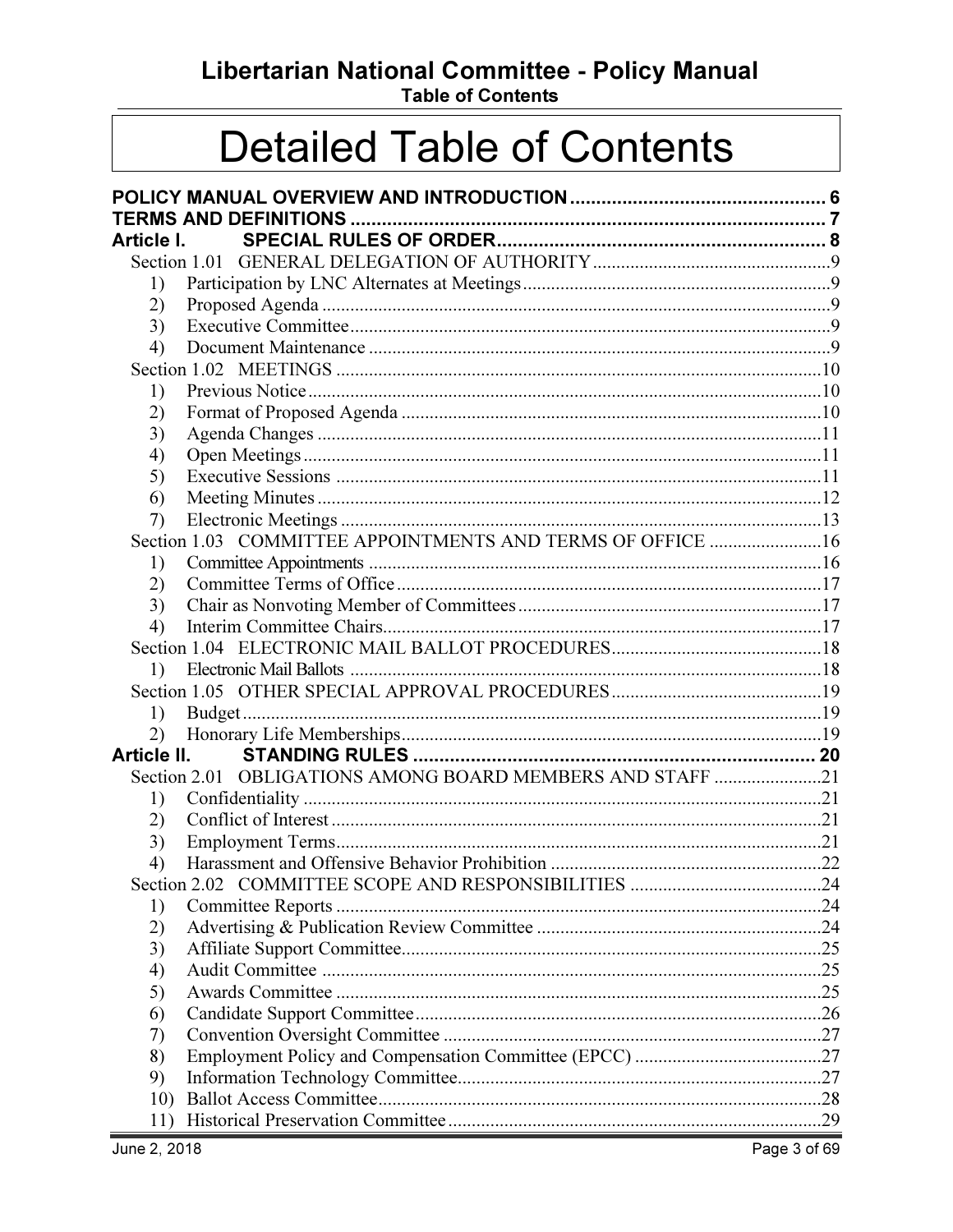# Detailed Table of Contents

**POLICY MANUAL OVERVIEW AND INTRODUCTION** ..... 6
**TERMS AND DEFINITIONS** ..... 7
**Article I. SPECIAL RULES OF ORDER** ..... 8

- Section 1.01 GENERAL DELEGATION OF AUTHORITY ..... 9
  1) Participation by LNC Alternates at Meetings ..... 9
  2) Proposed Agenda ..... 9
  3) Executive Committee ..... 9
  4) Document Maintenance ..... 9
- Section 1.02 MEETINGS ..... 10
  1) Previous Notice ..... 10
  2) Format of Proposed Agenda ..... 10
  3) Agenda Changes ..... 11
  4) Open Meetings ..... 11
  5) Executive Sessions ..... 11
  6) Meeting Minutes ..... 12
  7) Electronic Meetings ..... 13
- Section 1.03 COMMITTEE APPOINTMENTS AND TERMS OF OFFICE ..... 16
  1) Committee Appointments ..... 16
  2) Committee Terms of Office ..... 17
  3) Chair as Nonvoting Member of Committees ..... 17
  4) Interim Committee Chairs ..... 17
- Section 1.04 ELECTRONIC MAIL BALLOT PROCEDURES ..... 18
  1) Electronic Mail Ballots ..... 18
- Section 1.05 OTHER SPECIAL APPROVAL PROCEDURES ..... 19
  1) Budget ..... 19
  2) Honorary Life Memberships ..... 19

**Article II. STANDING RULES** ..... 20

- Section 2.01 OBLIGATIONS AMONG BOARD MEMBERS AND STAFF ..... 21
  1) Confidentiality ..... 21
  2) Conflict of Interest ..... 21
  3) Employment Terms ..... 21
  4) Harassment and Offensive Behavior Prohibition ..... 22
- Section 2.02 COMMITTEE SCOPE AND RESPONSIBILITIES ..... 24
  1) Committee Reports ..... 24
  2) Advertising & Publication Review Committee ..... 24
  3) Affiliate Support Committee ..... 25
  4) Audit Committee ..... 25
  5) Awards Committee ..... 25
  6) Candidate Support Committee ..... 26
  7) Convention Oversight Committee ..... 27
  8) Employment Policy and Compensation Committee (EPCC) ..... 27
  9) Information Technology Committee ..... 27
  10) Ballot Access Committee ..... 28
  11) Historical Preservation Committee ..... 29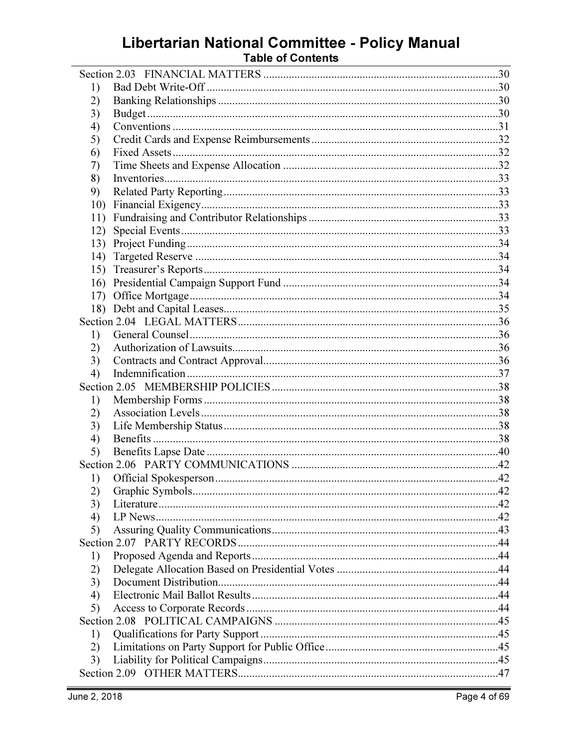# Libertarian National Committee - Policy Manual

## Table of Contents

Section 2.03 FINANCIAL MATTERS ....................................................................................30
1) Bad Debt Write-Off ....................................................................................30
2) Banking Relationships ....................................................................................30
3) Budget ....................................................................................30
4) Conventions ....................................................................................31
5) Credit Cards and Expense Reimbursements ....................................................................................32
6) Fixed Assets ....................................................................................32
7) Time Sheets and Expense Allocation ....................................................................................32
8) Inventories ....................................................................................33
9) Related Party Reporting ....................................................................................33
10) Financial Exigency ....................................................................................33
11) Fundraising and Contributor Relationships ....................................................................................33
12) Special Events ....................................................................................33
13) Project Funding ....................................................................................34
14) Targeted Reserve ....................................................................................34
15) Treasurer's Reports ....................................................................................34
16) Presidential Campaign Support Fund ....................................................................................34
17) Office Mortgage ....................................................................................34
18) Debt and Capital Leases ....................................................................................35

Section 2.04 LEGAL MATTERS ....................................................................................36
1) General Counsel ....................................................................................36
2) Authorization of Lawsuits ....................................................................................36
3) Contracts and Contract Approval ....................................................................................36
4) Indemnification ....................................................................................37

Section 2.05 MEMBERSHIP POLICIES ....................................................................................38
1) Membership Forms ....................................................................................38
2) Association Levels ....................................................................................38
3) Life Membership Status ....................................................................................38
4) Benefits ....................................................................................38
5) Benefits Lapse Date ....................................................................................40

Section 2.06 PARTY COMMUNICATIONS ....................................................................................42
1) Official Spokesperson ....................................................................................42
2) Graphic Symbols ....................................................................................42
3) Literature ....................................................................................42
4) LP News ....................................................................................42
5) Assuring Quality Communications ....................................................................................43

Section 2.07 PARTY RECORDS ....................................................................................44
1) Proposed Agenda and Reports ....................................................................................44
2) Delegate Allocation Based on Presidential Votes ....................................................................................44
3) Document Distribution ....................................................................................44
4) Electronic Mail Ballot Results ....................................................................................44
5) Access to Corporate Records ....................................................................................44

Section 2.08 POLITICAL CAMPAIGNS ....................................................................................45
1) Qualifications for Party Support ....................................................................................45
2) Limitations on Party Support for Public Office ....................................................................................45
3) Liability for Political Campaigns ....................................................................................45

Section 2.09 OTHER MATTERS ....................................................................................47

June 2, 2018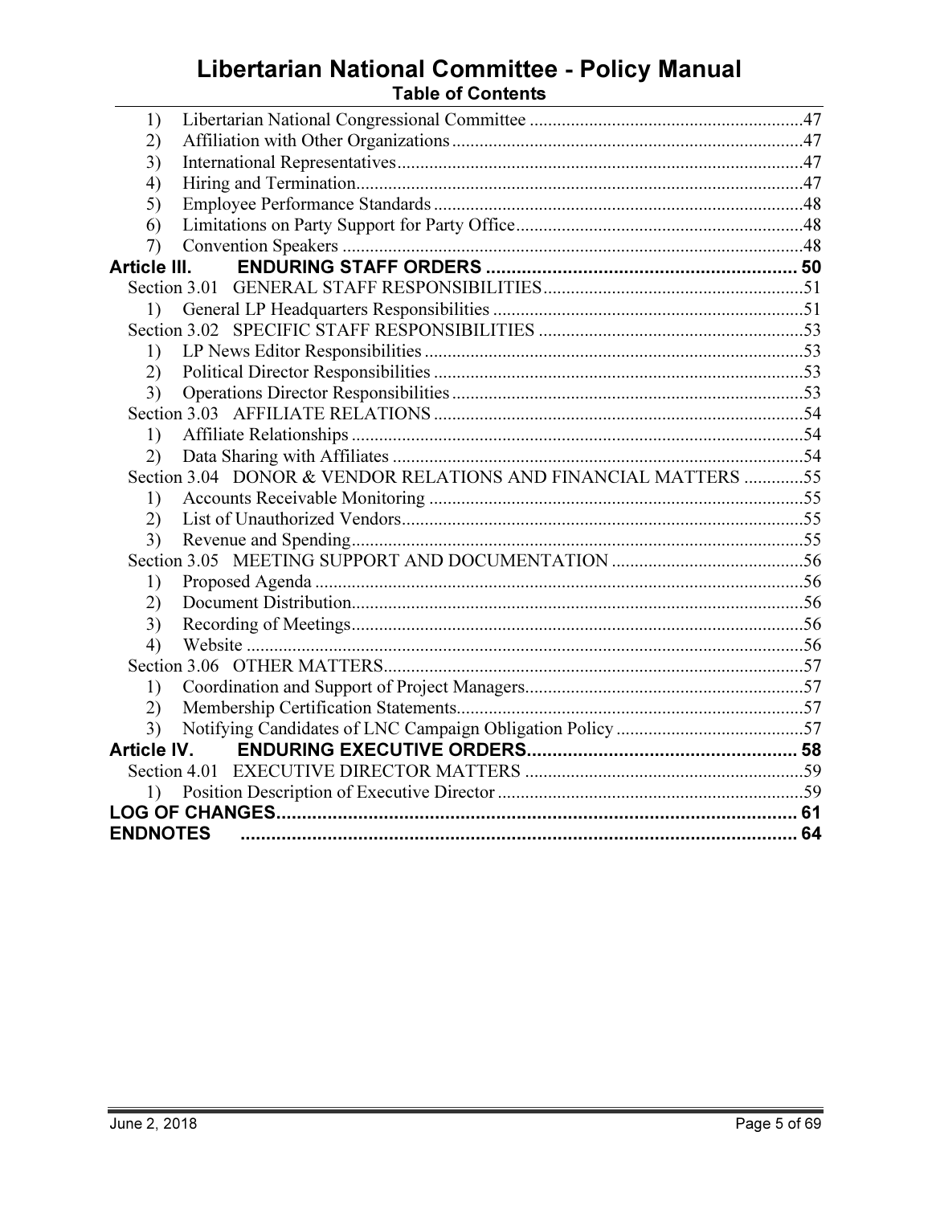1) Libertarian National Congressional Committee ....................................................47
2) Affiliation with Other Organizations ....................................................47
3) International Representatives ....................................................47
4) Hiring and Termination ....................................................47
5) Employee Performance Standards ....................................................48
6) Limitations on Party Support for Party Office ....................................................48
7) Convention Speakers ....................................................48

**Article III. ENDURING STAFF ORDERS .................................................... 50**

Section 3.01 GENERAL STAFF RESPONSIBILITIES ....................................................51

1) General LP Headquarters Responsibilities ....................................................51

Section 3.02 SPECIFIC STAFF RESPONSIBILITIES ....................................................53

1) LP News Editor Responsibilities ....................................................53
2) Political Director Responsibilities ....................................................53
3) Operations Director Responsibilities ....................................................53

Section 3.03 AFFILIATE RELATIONS ....................................................54

1) Affiliate Relationships ....................................................54
2) Data Sharing with Affiliates ....................................................54

Section 3.04 DONOR & VENDOR RELATIONS AND FINANCIAL MATTERS ....................................................55

1) Accounts Receivable Monitoring ....................................................55
2) List of Unauthorized Vendors ....................................................55
3) Revenue and Spending ....................................................55

Section 3.05 MEETING SUPPORT AND DOCUMENTATION ....................................................56

1) Proposed Agenda ....................................................56
2) Document Distribution ....................................................56
3) Recording of Meetings ....................................................56
4) Website ....................................................56

Section 3.06 OTHER MATTERS ....................................................57

1) Coordination and Support of Project Managers ....................................................57
2) Membership Certification Statements ....................................................57
3) Notifying Candidates of LNC Campaign Obligation Policy ....................................................57

**Article IV. ENDURING EXECUTIVE ORDERS .................................................... 58**

Section 4.01 EXECUTIVE DIRECTOR MATTERS ....................................................59

1) Position Description of Executive Director ....................................................59

**LOG OF CHANGES .................................................... 61**

**ENDNOTES .................................................... 64**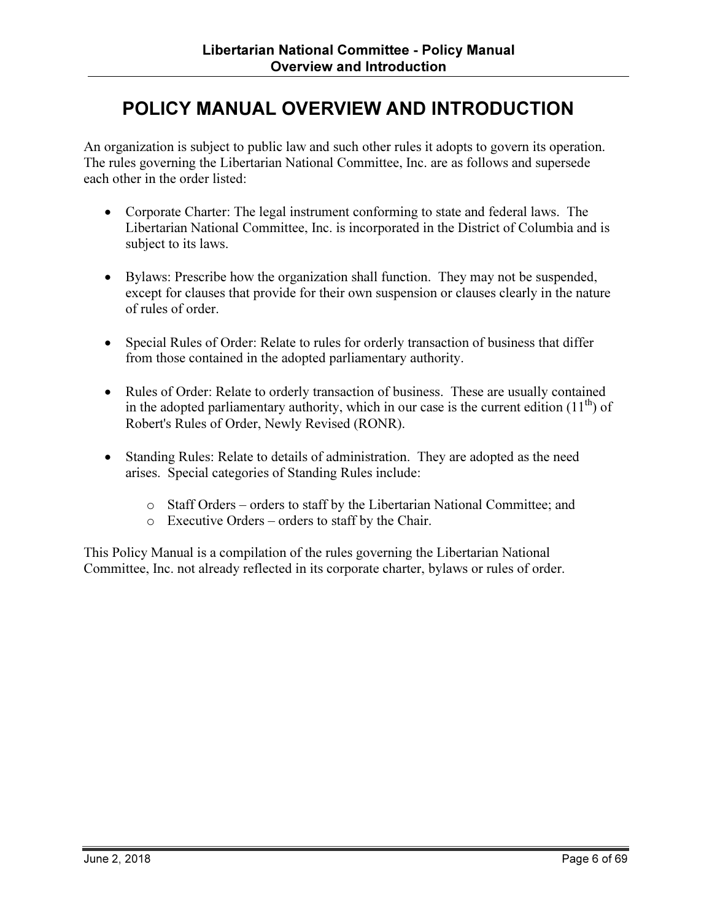# POLICY MANUAL OVERVIEW AND INTRODUCTION

An organization is subject to public law and such other rules it adopts to govern its operation. The rules governing the Libertarian National Committee, Inc. are as follows and supersede each other in the order listed:

- Corporate Charter: The legal instrument conforming to state and federal laws. The Libertarian National Committee, Inc. is incorporated in the District of Columbia and is subject to its laws.

- Bylaws: Prescribe how the organization shall function. They may not be suspended, except for clauses that provide for their own suspension or clauses clearly in the nature of rules of order.

- Special Rules of Order: Relate to rules for orderly transaction of business that differ from those contained in the adopted parliamentary authority.

- Rules of Order: Relate to orderly transaction of business. These are usually contained in the adopted parliamentary authority, which in our case is the current edition (11th) of Robert's Rules of Order, Newly Revised (RONR).

- Standing Rules: Relate to details of administration. They are adopted as the need arises. Special categories of Standing Rules include:
  - Staff Orders – orders to staff by the Libertarian National Committee; and
  - Executive Orders – orders to staff by the Chair.

This Policy Manual is a compilation of the rules governing the Libertarian National Committee, Inc. not already reflected in its corporate charter, bylaws or rules of order.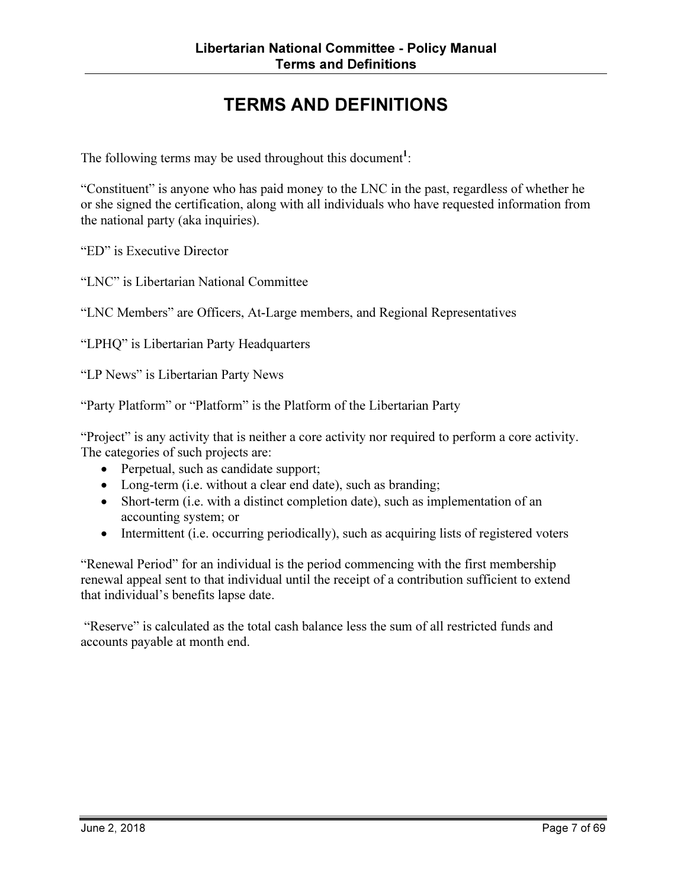# TERMS AND DEFINITIONS

The following terms may be used throughout this document[1]:

"Constituent" is anyone who has paid money to the LNC in the past, regardless of whether he or she signed the certification, along with all individuals who have requested information from the national party (aka inquiries).

"ED" is Executive Director

"LNC" is Libertarian National Committee

"LNC Members" are Officers, At-Large members, and Regional Representatives

"LPHQ" is Libertarian Party Headquarters

"LP News" is Libertarian Party News

"Party Platform" or "Platform" is the Platform of the Libertarian Party

"Project" is any activity that is neither a core activity nor required to perform a core activity. The categories of such projects are:

- Perpetual, such as candidate support;
- Long-term (i.e. without a clear end date), such as branding;
- Short-term (i.e. with a distinct completion date), such as implementation of an accounting system; or
- Intermittent (i.e. occurring periodically), such as acquiring lists of registered voters

"Renewal Period" for an individual is the period commencing with the first membership renewal appeal sent to that individual until the receipt of a contribution sufficient to extend that individual's benefits lapse date.

"Reserve" is calculated as the total cash balance less the sum of all restricted funds and accounts payable at month end.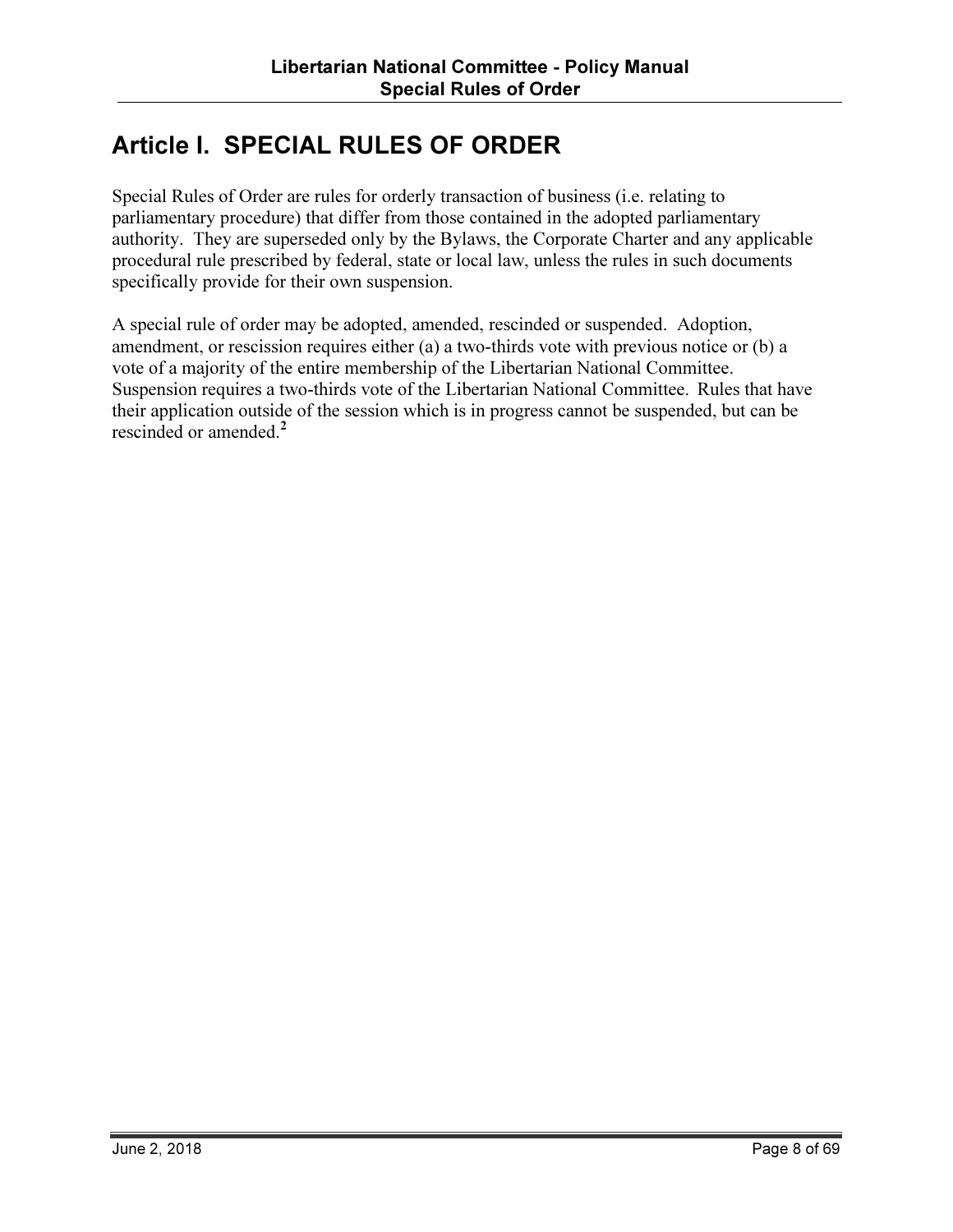# Article I. SPECIAL RULES OF ORDER

Special Rules of Order are rules for orderly transaction of business (i.e. relating to parliamentary procedure) that differ from those contained in the adopted parliamentary authority. They are superseded only by the Bylaws, the Corporate Charter and any applicable procedural rule prescribed by federal, state or local law, unless the rules in such documents specifically provide for their own suspension.

A special rule of order may be adopted, amended, rescinded or suspended. Adoption, amendment, or rescission requires either (a) a two-thirds vote with previous notice or (b) a vote of a majority of the entire membership of the Libertarian National Committee. Suspension requires a two-thirds vote of the Libertarian National Committee. Rules that have their application outside of the session which is in progress cannot be suspended, but can be rescinded or amended.[2]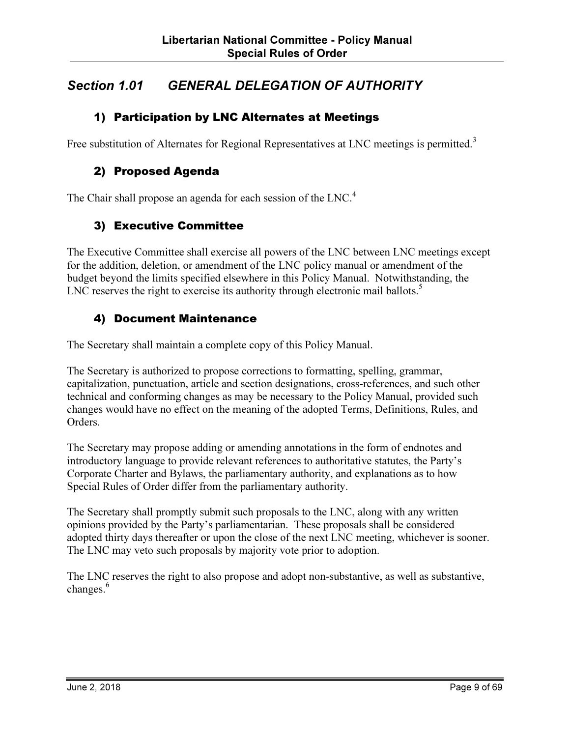## *Section 1.01 GENERAL DELEGATION OF AUTHORITY*

### 1) Participation by LNC Alternates at Meetings

Free substitution of Alternates for Regional Representatives at LNC meetings is permitted.[3]

### 2) Proposed Agenda

The Chair shall propose an agenda for each session of the LNC.[4]

### 3) Executive Committee

The Executive Committee shall exercise all powers of the LNC between LNC meetings except for the addition, deletion, or amendment of the LNC policy manual or amendment of the budget beyond the limits specified elsewhere in this Policy Manual. Notwithstanding, the LNC reserves the right to exercise its authority through electronic mail ballots.[5]

### 4) Document Maintenance

The Secretary shall maintain a complete copy of this Policy Manual.

The Secretary is authorized to propose corrections to formatting, spelling, grammar, capitalization, punctuation, article and section designations, cross-references, and such other technical and conforming changes as may be necessary to the Policy Manual, provided such changes would have no effect on the meaning of the adopted Terms, Definitions, Rules, and Orders.

The Secretary may propose adding or amending annotations in the form of endnotes and introductory language to provide relevant references to authoritative statutes, the Party's Corporate Charter and Bylaws, the parliamentary authority, and explanations as to how Special Rules of Order differ from the parliamentary authority.

The Secretary shall promptly submit such proposals to the LNC, along with any written opinions provided by the Party's parliamentarian. These proposals shall be considered adopted thirty days thereafter or upon the close of the next LNC meeting, whichever is sooner. The LNC may veto such proposals by majority vote prior to adoption.

The LNC reserves the right to also propose and adopt non-substantive, as well as substantive, changes.[6]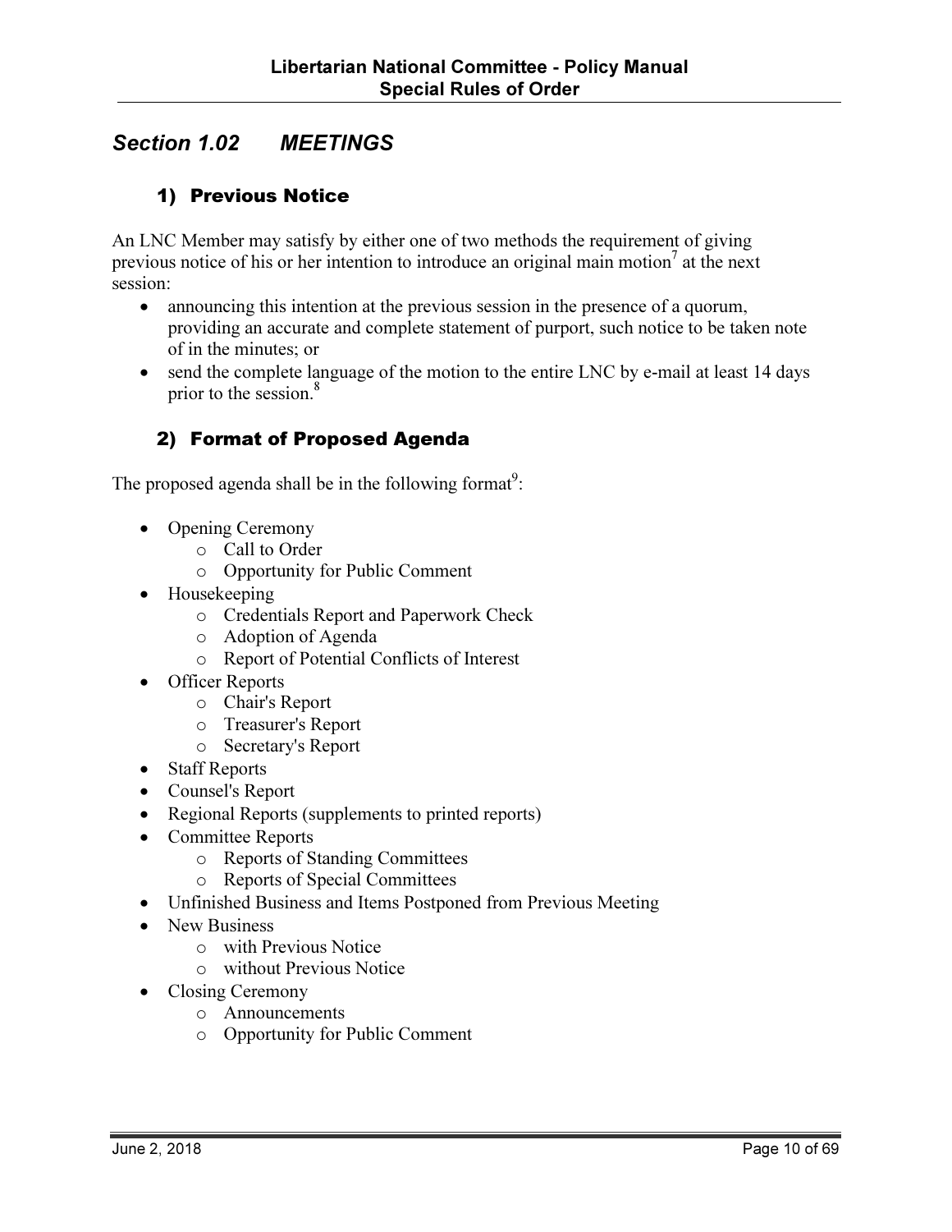## *Section 1.02 MEETINGS*

### 1) Previous Notice

An LNC Member may satisfy by either one of two methods the requirement of giving previous notice of his or her intention to introduce an original main motion[7] at the next session:

- announcing this intention at the previous session in the presence of a quorum, providing an accurate and complete statement of purport, such notice to be taken note of in the minutes; or
- send the complete language of the motion to the entire LNC by e-mail at least 14 days prior to the session.[8]

### 2) Format of Proposed Agenda

The proposed agenda shall be in the following format[9]:

- Opening Ceremony
  - Call to Order
  - Opportunity for Public Comment
- Housekeeping
  - Credentials Report and Paperwork Check
  - Adoption of Agenda
  - Report of Potential Conflicts of Interest
- Officer Reports
  - Chair's Report
  - Treasurer's Report
  - Secretary's Report
- Staff Reports
- Counsel's Report
- Regional Reports (supplements to printed reports)
- Committee Reports
  - Reports of Standing Committees
  - Reports of Special Committees
- Unfinished Business and Items Postponed from Previous Meeting
- New Business
  - with Previous Notice
  - without Previous Notice
- Closing Ceremony
  - Announcements
  - Opportunity for Public Comment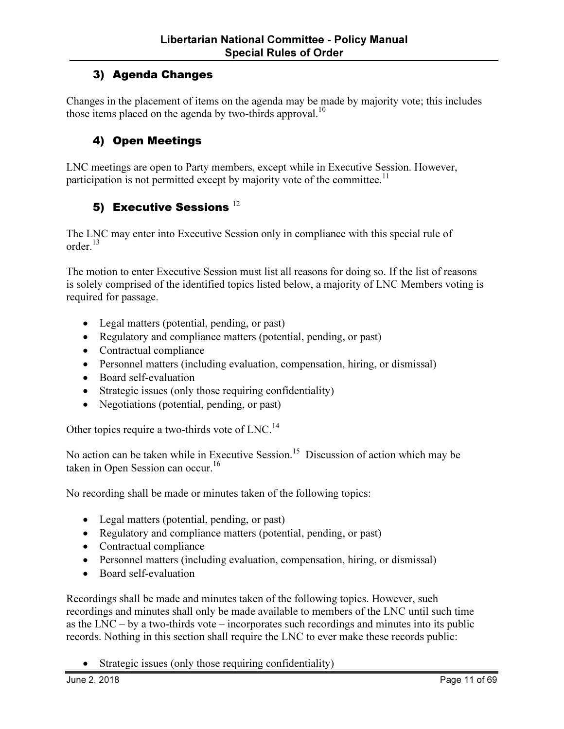### 3) Agenda Changes

Changes in the placement of items on the agenda may be made by majority vote; this includes those items placed on the agenda by two-thirds approval.[10]

### 4) Open Meetings

LNC meetings are open to Party members, except while in Executive Session. However, participation is not permitted except by majority vote of the committee.[11]

### 5) Executive Sessions [12]

The LNC may enter into Executive Session only in compliance with this special rule of order.[13]

The motion to enter Executive Session must list all reasons for doing so. If the list of reasons is solely comprised of the identified topics listed below, a majority of LNC Members voting is required for passage.

- Legal matters (potential, pending, or past)
- Regulatory and compliance matters (potential, pending, or past)
- Contractual compliance
- Personnel matters (including evaluation, compensation, hiring, or dismissal)
- Board self-evaluation
- Strategic issues (only those requiring confidentiality)
- Negotiations (potential, pending, or past)

Other topics require a two-thirds vote of LNC.[14]

No action can be taken while in Executive Session.[15] Discussion of action which may be taken in Open Session can occur.[16]

No recording shall be made or minutes taken of the following topics:

- Legal matters (potential, pending, or past)
- Regulatory and compliance matters (potential, pending, or past)
- Contractual compliance
- Personnel matters (including evaluation, compensation, hiring, or dismissal)
- Board self-evaluation

Recordings shall be made and minutes taken of the following topics. However, such recordings and minutes shall only be made available to members of the LNC until such time as the LNC – by a two-thirds vote – incorporates such recordings and minutes into its public records. Nothing in this section shall require the LNC to ever make these records public:

- Strategic issues (only those requiring confidentiality)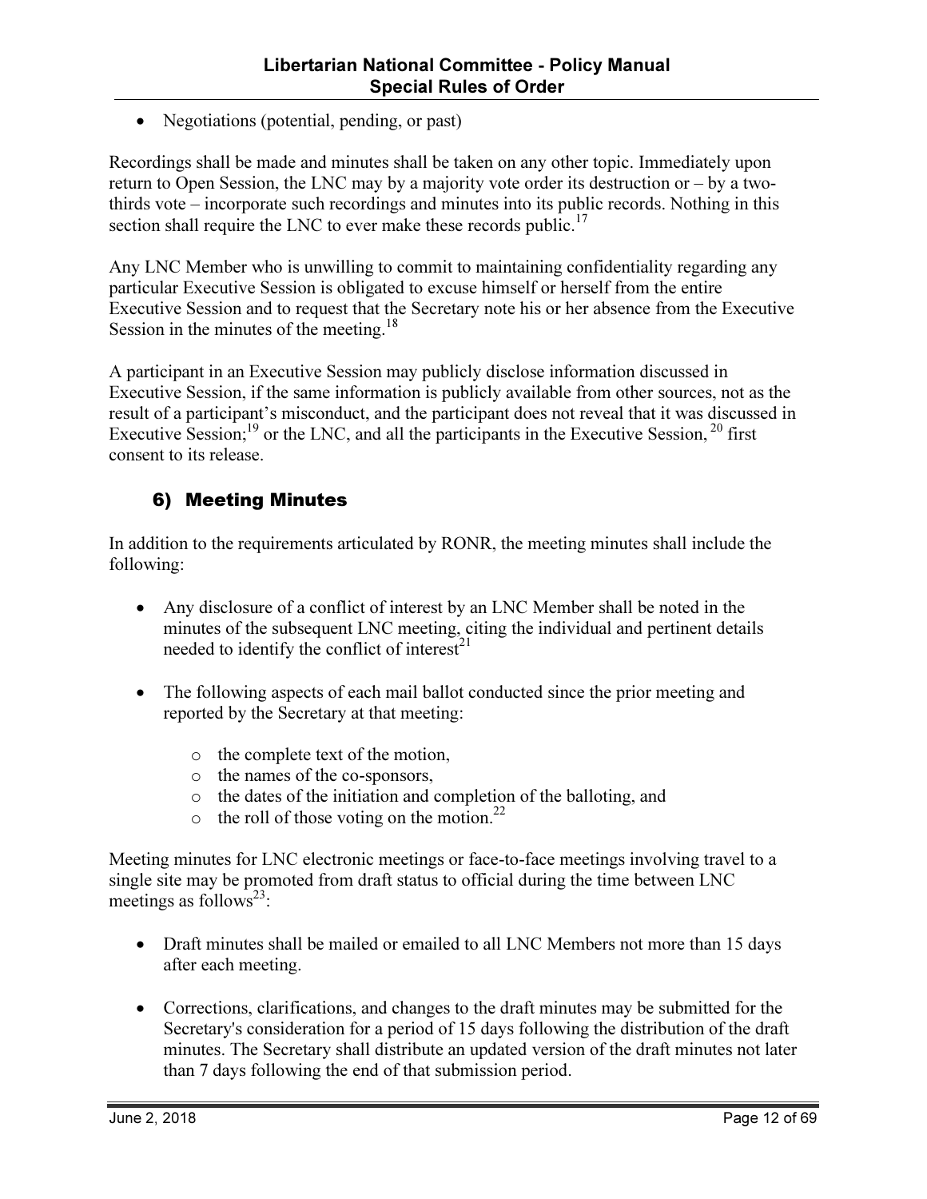- Negotiations (potential, pending, or past)

Recordings shall be made and minutes shall be taken on any other topic. Immediately upon return to Open Session, the LNC may by a majority vote order its destruction or – by a two-thirds vote – incorporate such recordings and minutes into its public records. Nothing in this section shall require the LNC to ever make these records public.[17]

Any LNC Member who is unwilling to commit to maintaining confidentiality regarding any particular Executive Session is obligated to excuse himself or herself from the entire Executive Session and to request that the Secretary note his or her absence from the Executive Session in the minutes of the meeting.[18]

A participant in an Executive Session may publicly disclose information discussed in Executive Session, if the same information is publicly available from other sources, not as the result of a participant's misconduct, and the participant does not reveal that it was discussed in Executive Session;[19] or the LNC, and all the participants in the Executive Session, [20] first consent to its release.

## 6) Meeting Minutes

In addition to the requirements articulated by RONR, the meeting minutes shall include the following:

- Any disclosure of a conflict of interest by an LNC Member shall be noted in the minutes of the subsequent LNC meeting, citing the individual and pertinent details needed to identify the conflict of interest[21]

- The following aspects of each mail ballot conducted since the prior meeting and reported by the Secretary at that meeting:
  - the complete text of the motion,
  - the names of the co-sponsors,
  - the dates of the initiation and completion of the balloting, and
  - the roll of those voting on the motion.[22]

Meeting minutes for LNC electronic meetings or face-to-face meetings involving travel to a single site may be promoted from draft status to official during the time between LNC meetings as follows[23]:

- Draft minutes shall be mailed or emailed to all LNC Members not more than 15 days after each meeting.

- Corrections, clarifications, and changes to the draft minutes may be submitted for the Secretary's consideration for a period of 15 days following the distribution of the draft minutes. The Secretary shall distribute an updated version of the draft minutes not later than 7 days following the end of that submission period.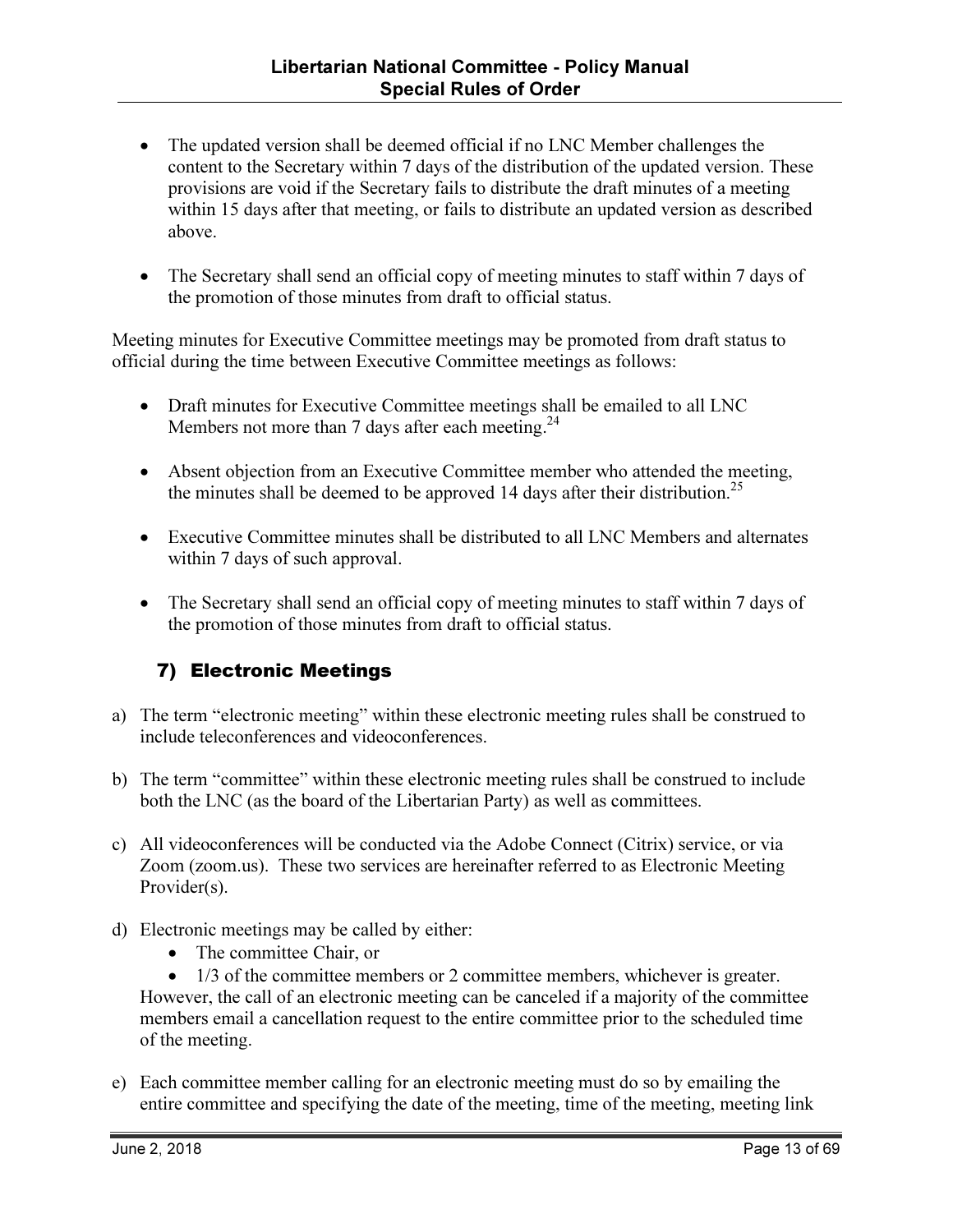- The updated version shall be deemed official if no LNC Member challenges the content to the Secretary within 7 days of the distribution of the updated version. These provisions are void if the Secretary fails to distribute the draft minutes of a meeting within 15 days after that meeting, or fails to distribute an updated version as described above.

- The Secretary shall send an official copy of meeting minutes to staff within 7 days of the promotion of those minutes from draft to official status.

Meeting minutes for Executive Committee meetings may be promoted from draft status to official during the time between Executive Committee meetings as follows:

- Draft minutes for Executive Committee meetings shall be emailed to all LNC Members not more than 7 days after each meeting.[24]

- Absent objection from an Executive Committee member who attended the meeting, the minutes shall be deemed to be approved 14 days after their distribution.[25]

- Executive Committee minutes shall be distributed to all LNC Members and alternates within 7 days of such approval.

- The Secretary shall send an official copy of meeting minutes to staff within 7 days of the promotion of those minutes from draft to official status.

## 7) Electronic Meetings

a) The term "electronic meeting" within these electronic meeting rules shall be construed to include teleconferences and videoconferences.

b) The term "committee" within these electronic meeting rules shall be construed to include both the LNC (as the board of the Libertarian Party) as well as committees.

c) All videoconferences will be conducted via the Adobe Connect (Citrix) service, or via Zoom (zoom.us). These two services are hereinafter referred to as Electronic Meeting Provider(s).

d) Electronic meetings may be called by either:
   - The committee Chair, or
   - 1/3 of the committee members or 2 committee members, whichever is greater.

   However, the call of an electronic meeting can be canceled if a majority of the committee members email a cancellation request to the entire committee prior to the scheduled time of the meeting.

e) Each committee member calling for an electronic meeting must do so by emailing the entire committee and specifying the date of the meeting, time of the meeting, meeting link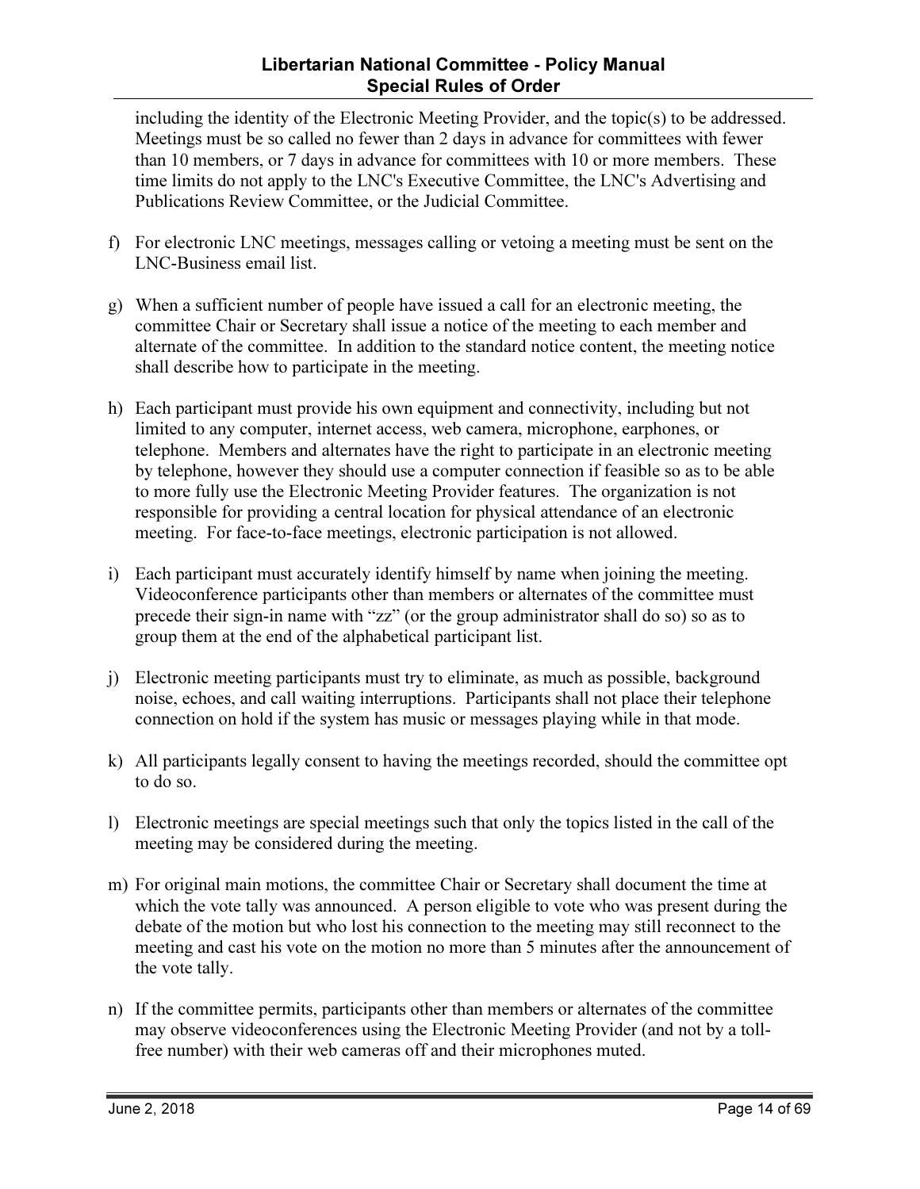including the identity of the Electronic Meeting Provider, and the topic(s) to be addressed. Meetings must be so called no fewer than 2 days in advance for committees with fewer than 10 members, or 7 days in advance for committees with 10 or more members. These time limits do not apply to the LNC's Executive Committee, the LNC's Advertising and Publications Review Committee, or the Judicial Committee.

f) For electronic LNC meetings, messages calling or vetoing a meeting must be sent on the LNC-Business email list.

g) When a sufficient number of people have issued a call for an electronic meeting, the committee Chair or Secretary shall issue a notice of the meeting to each member and alternate of the committee. In addition to the standard notice content, the meeting notice shall describe how to participate in the meeting.

h) Each participant must provide his own equipment and connectivity, including but not limited to any computer, internet access, web camera, microphone, earphones, or telephone. Members and alternates have the right to participate in an electronic meeting by telephone, however they should use a computer connection if feasible so as to be able to more fully use the Electronic Meeting Provider features. The organization is not responsible for providing a central location for physical attendance of an electronic meeting. For face-to-face meetings, electronic participation is not allowed.

i) Each participant must accurately identify himself by name when joining the meeting. Videoconference participants other than members or alternates of the committee must precede their sign-in name with "zz" (or the group administrator shall do so) so as to group them at the end of the alphabetical participant list.

j) Electronic meeting participants must try to eliminate, as much as possible, background noise, echoes, and call waiting interruptions. Participants shall not place their telephone connection on hold if the system has music or messages playing while in that mode.

k) All participants legally consent to having the meetings recorded, should the committee opt to do so.

l) Electronic meetings are special meetings such that only the topics listed in the call of the meeting may be considered during the meeting.

m) For original main motions, the committee Chair or Secretary shall document the time at which the vote tally was announced. A person eligible to vote who was present during the debate of the motion but who lost his connection to the meeting may still reconnect to the meeting and cast his vote on the motion no more than 5 minutes after the announcement of the vote tally.

n) If the committee permits, participants other than members or alternates of the committee may observe videoconferences using the Electronic Meeting Provider (and not by a toll-free number) with their web cameras off and their microphones muted.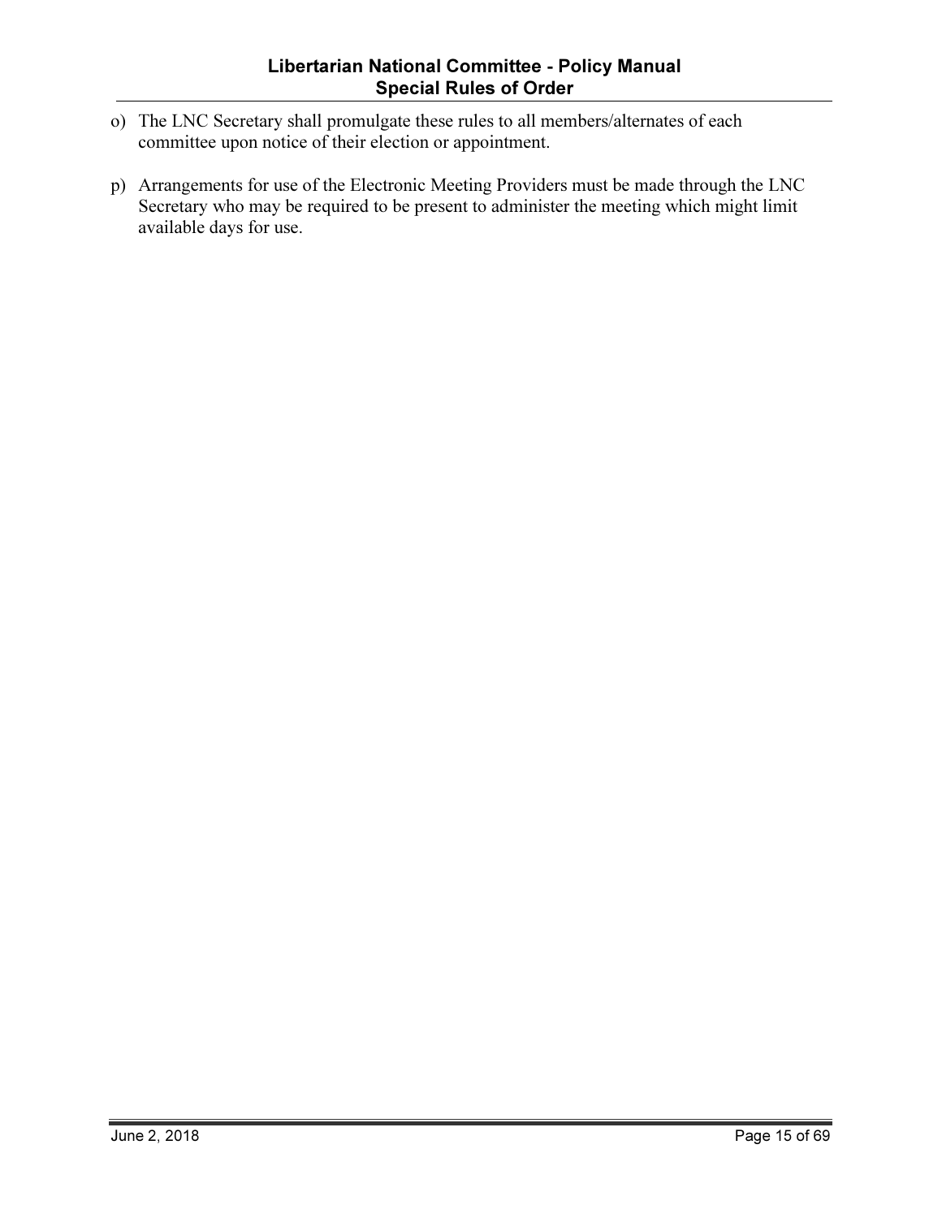o) The LNC Secretary shall promulgate these rules to all members/alternates of each committee upon notice of their election or appointment.

p) Arrangements for use of the Electronic Meeting Providers must be made through the LNC Secretary who may be required to be present to administer the meeting which might limit available days for use.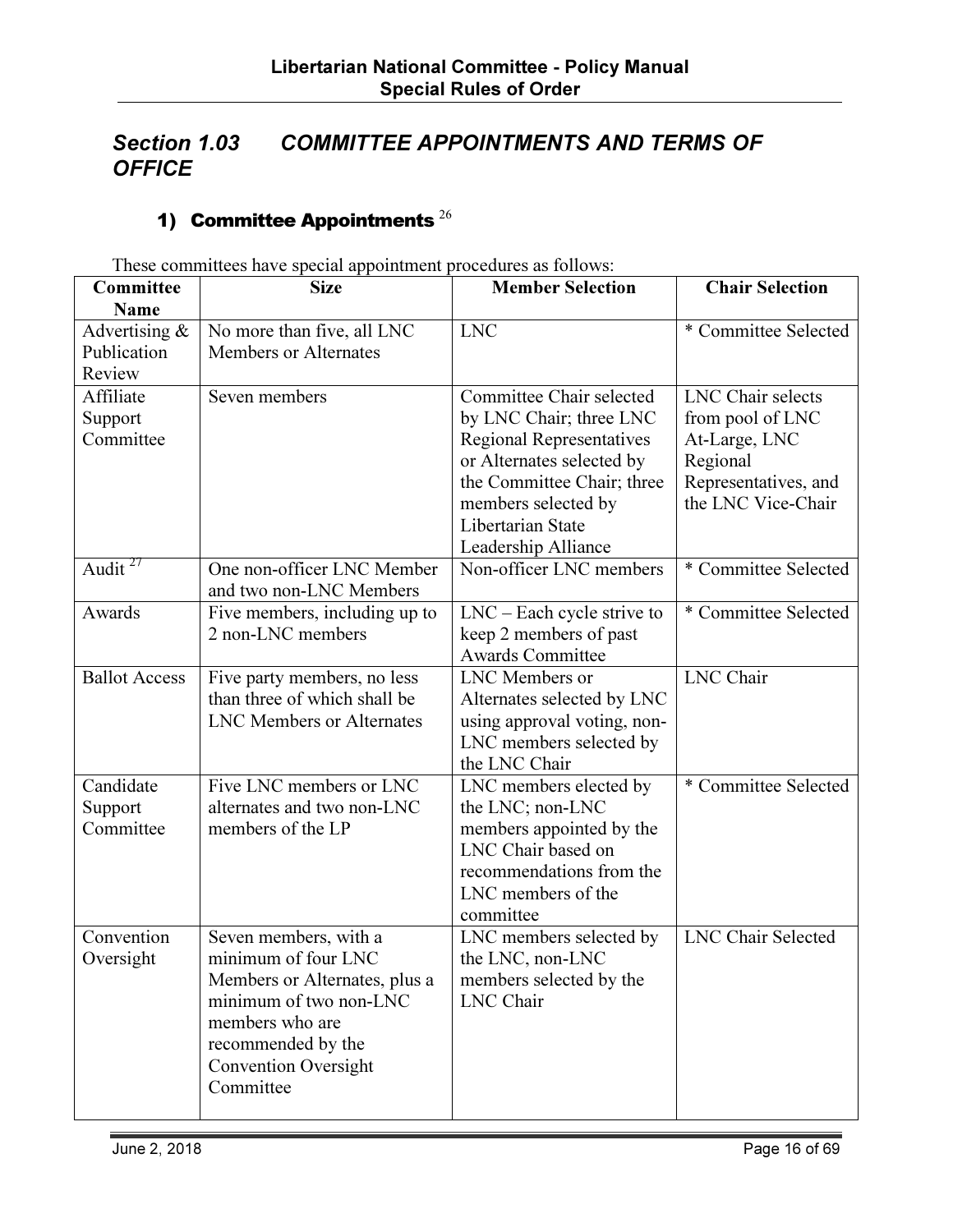## Section 1.03 COMMITTEE APPOINTMENTS AND TERMS OF OFFICE

### 1) Committee Appointments [26]

These committees have special appointment procedures as follows:

| Committee Name | Size | Member Selection | Chair Selection |
|---|---|---|---|
| Advertising & Publication Review | No more than five, all LNC Members or Alternates | LNC | * Committee Selected |
| Affiliate Support Committee | Seven members | Committee Chair selected by LNC Chair; three LNC Regional Representatives or Alternates selected by the Committee Chair; three members selected by Libertarian State Leadership Alliance | LNC Chair selects from pool of LNC At-Large, LNC Regional Representatives, and the LNC Vice-Chair |
| Audit [27] | One non-officer LNC Member and two non-LNC Members | Non-officer LNC members | * Committee Selected |
| Awards | Five members, including up to 2 non-LNC members | LNC – Each cycle strive to keep 2 members of past Awards Committee | * Committee Selected |
| Ballot Access | Five party members, no less than three of which shall be LNC Members or Alternates | LNC Members or Alternates selected by LNC using approval voting, non-LNC members selected by the LNC Chair | LNC Chair |
| Candidate Support Committee | Five LNC members or LNC alternates and two non-LNC members of the LP | LNC members elected by the LNC; non-LNC members appointed by the LNC Chair based on recommendations from the LNC members of the committee | * Committee Selected |
| Convention Oversight | Seven members, with a minimum of four LNC Members or Alternates, plus a minimum of two non-LNC members who are recommended by the Convention Oversight Committee | LNC members selected by the LNC, non-LNC members selected by the LNC Chair | LNC Chair Selected |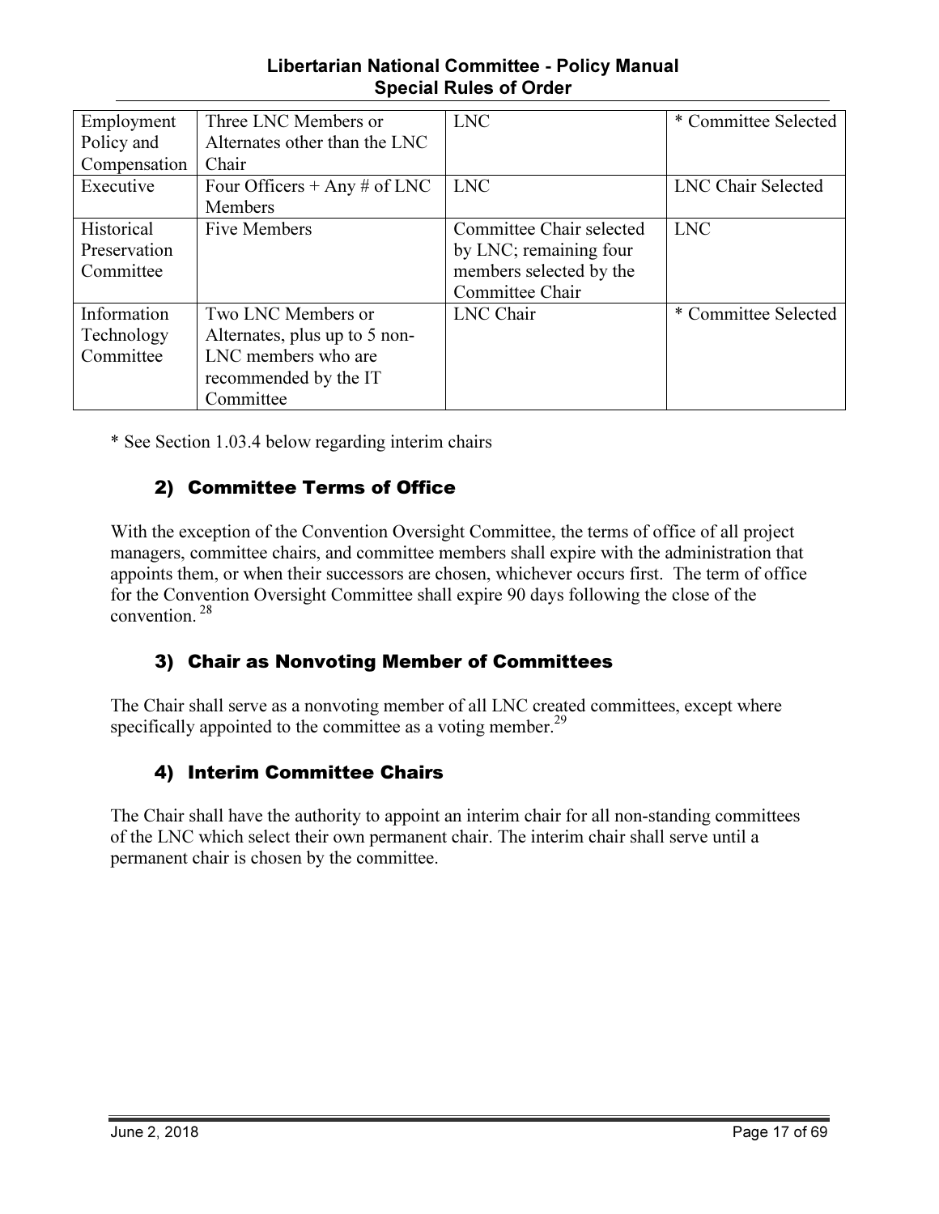| Employment Policy and Compensation | Three LNC Members or Alternates other than the LNC Chair | LNC | * Committee Selected |
|---|---|---|---|
| Executive | Four Officers + Any # of LNC Members | LNC | LNC Chair Selected |
| Historical Preservation Committee | Five Members | Committee Chair selected by LNC; remaining four members selected by the Committee Chair | LNC |
| Information Technology Committee | Two LNC Members or Alternates, plus up to 5 non-LNC members who are recommended by the IT Committee | LNC Chair | * Committee Selected |

* See Section 1.03.4 below regarding interim chairs

### 2) Committee Terms of Office

With the exception of the Convention Oversight Committee, the terms of office of all project managers, committee chairs, and committee members shall expire with the administration that appoints them, or when their successors are chosen, whichever occurs first. The term of office for the Convention Oversight Committee shall expire 90 days following the close of the convention. [28]

### 3) Chair as Nonvoting Member of Committees

The Chair shall serve as a nonvoting member of all LNC created committees, except where specifically appointed to the committee as a voting member.[29]

### 4) Interim Committee Chairs

The Chair shall have the authority to appoint an interim chair for all non-standing committees of the LNC which select their own permanent chair. The interim chair shall serve until a permanent chair is chosen by the committee.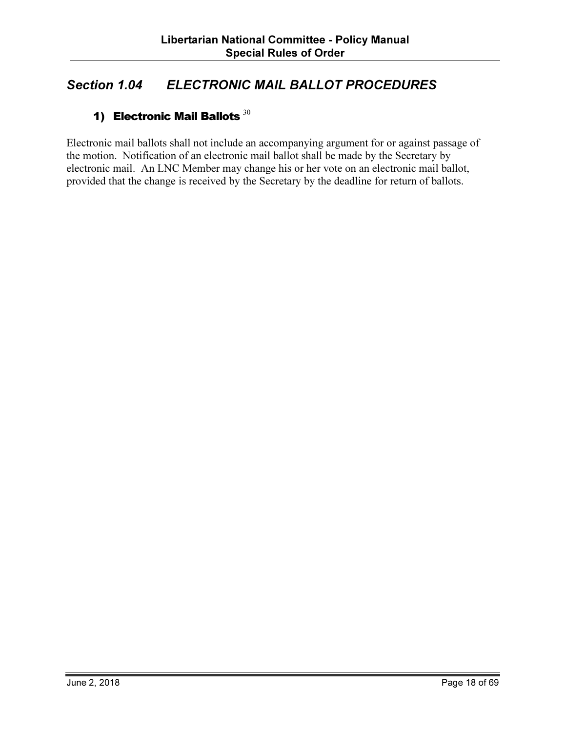## *Section 1.04 ELECTRONIC MAIL BALLOT PROCEDURES*

### 1) Electronic Mail Ballots [30]

Electronic mail ballots shall not include an accompanying argument for or against passage of the motion. Notification of an electronic mail ballot shall be made by the Secretary by electronic mail. An LNC Member may change his or her vote on an electronic mail ballot, provided that the change is received by the Secretary by the deadline for return of ballots.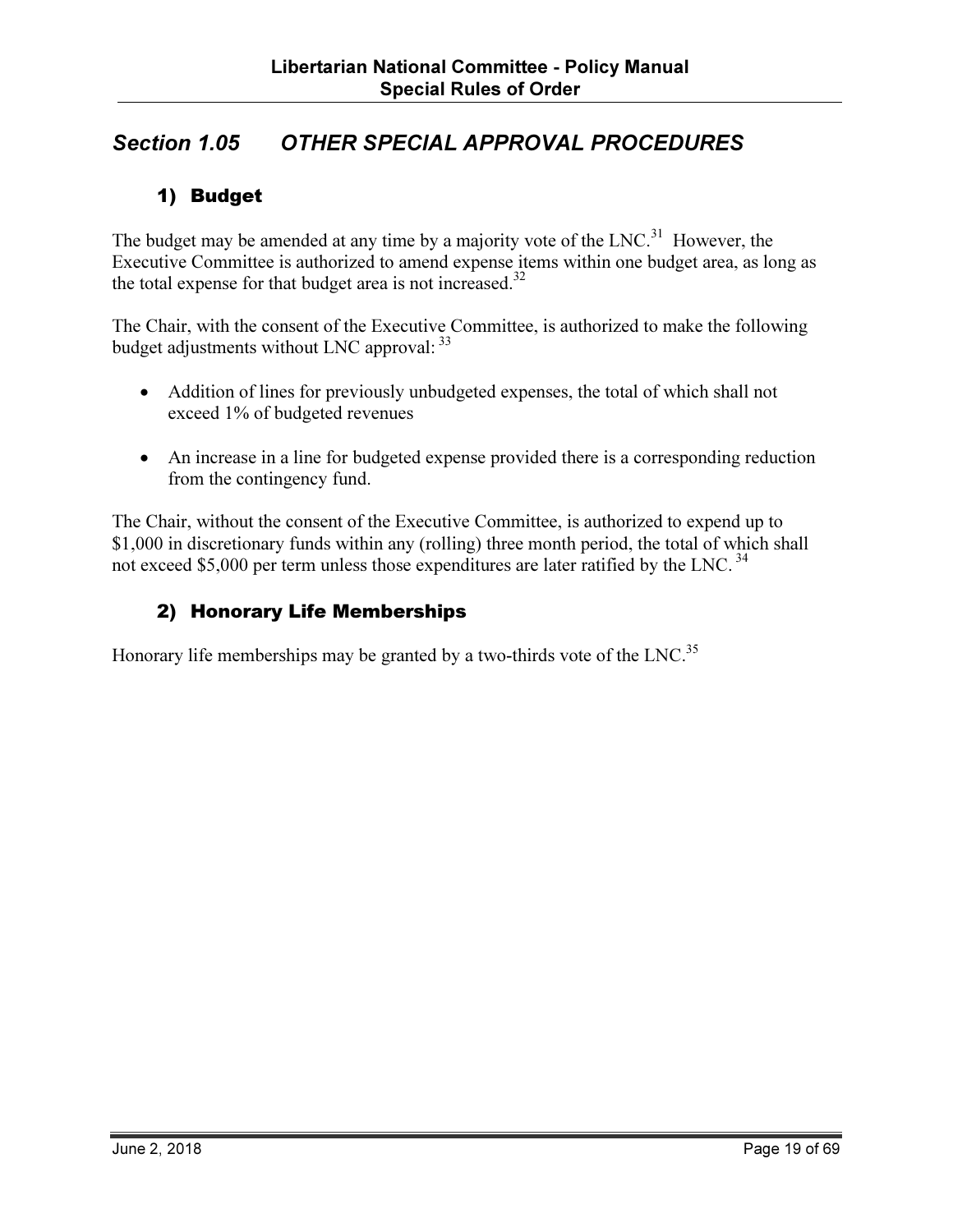## Section 1.05 OTHER SPECIAL APPROVAL PROCEDURES

### 1) Budget

The budget may be amended at any time by a majority vote of the LNC.[31] However, the Executive Committee is authorized to amend expense items within one budget area, as long as the total expense for that budget area is not increased.[32]

The Chair, with the consent of the Executive Committee, is authorized to make the following budget adjustments without LNC approval: [33]

- Addition of lines for previously unbudgeted expenses, the total of which shall not exceed 1% of budgeted revenues
- An increase in a line for budgeted expense provided there is a corresponding reduction from the contingency fund.

The Chair, without the consent of the Executive Committee, is authorized to expend up to $1,000 in discretionary funds within any (rolling) three month period, the total of which shall not exceed $5,000 per term unless those expenditures are later ratified by the LNC. [34]

### 2) Honorary Life Memberships

Honorary life memberships may be granted by a two-thirds vote of the LNC.[35]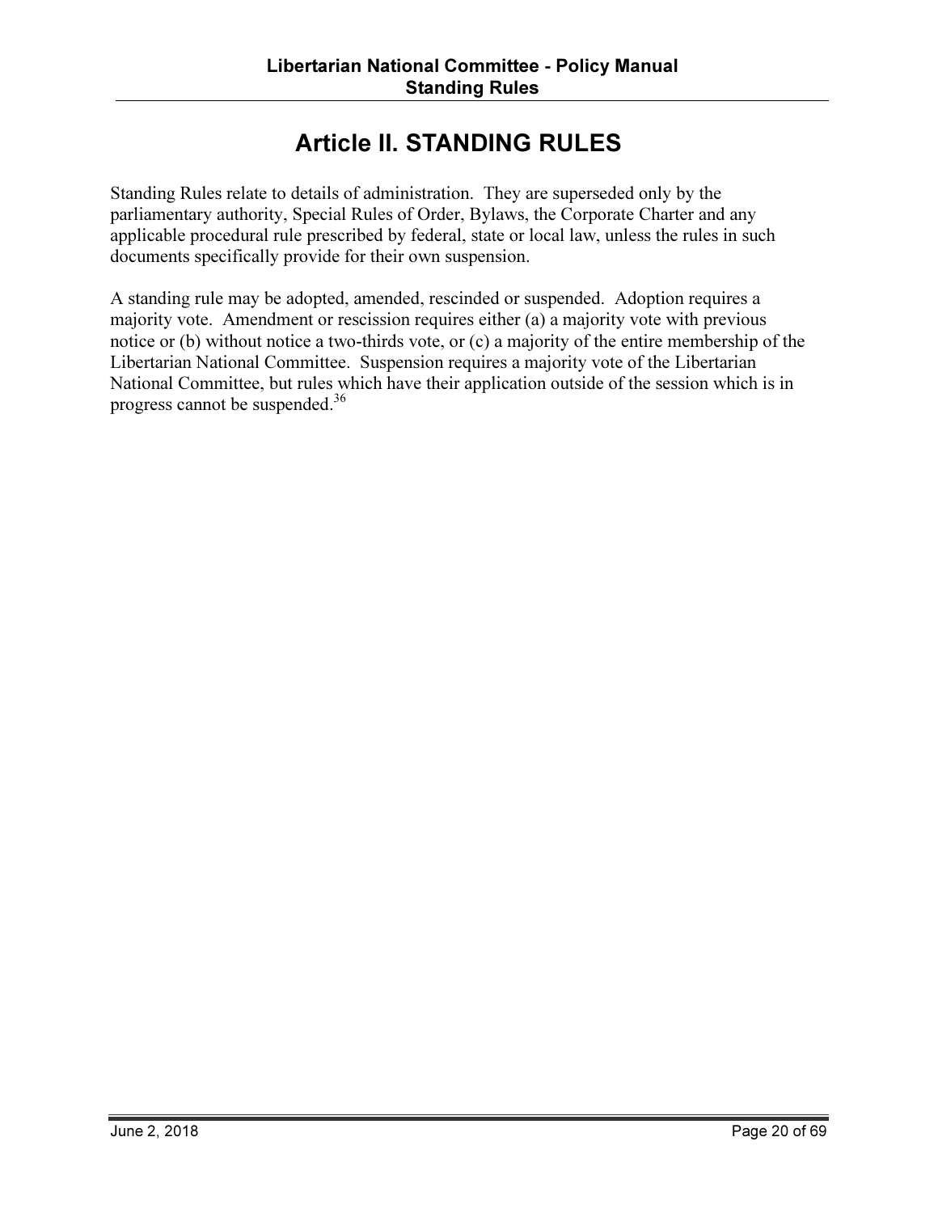# Article II. STANDING RULES

Standing Rules relate to details of administration. They are superseded only by the parliamentary authority, Special Rules of Order, Bylaws, the Corporate Charter and any applicable procedural rule prescribed by federal, state or local law, unless the rules in such documents specifically provide for their own suspension.

A standing rule may be adopted, amended, rescinded or suspended. Adoption requires a majority vote. Amendment or rescission requires either (a) a majority vote with previous notice or (b) without notice a two-thirds vote, or (c) a majority of the entire membership of the Libertarian National Committee. Suspension requires a majority vote of the Libertarian National Committee, but rules which have their application outside of the session which is in progress cannot be suspended.[36]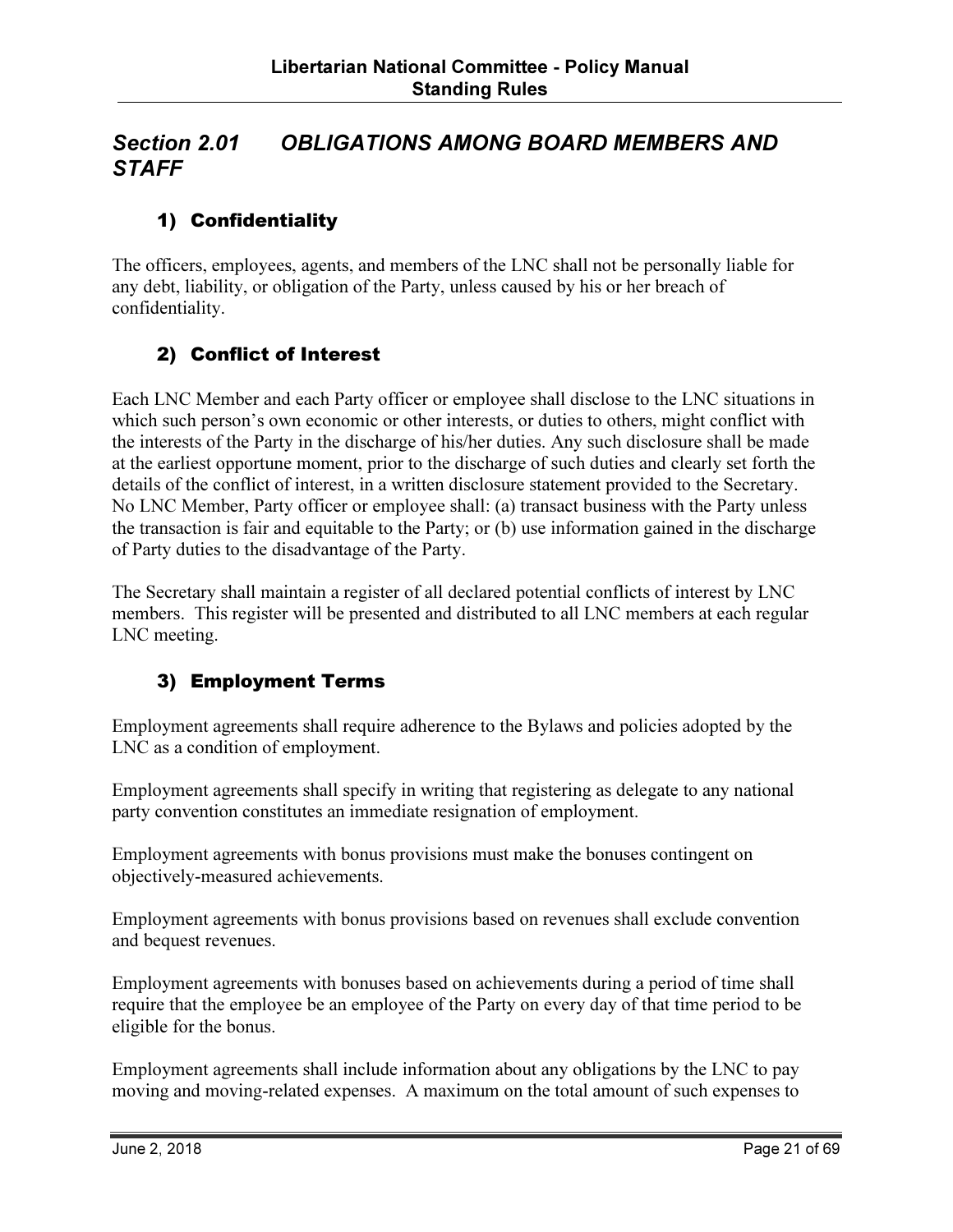## *Section 2.01 OBLIGATIONS AMONG BOARD MEMBERS AND STAFF*

### 1) Confidentiality

The officers, employees, agents, and members of the LNC shall not be personally liable for any debt, liability, or obligation of the Party, unless caused by his or her breach of confidentiality.

### 2) Conflict of Interest

Each LNC Member and each Party officer or employee shall disclose to the LNC situations in which such person's own economic or other interests, or duties to others, might conflict with the interests of the Party in the discharge of his/her duties. Any such disclosure shall be made at the earliest opportune moment, prior to the discharge of such duties and clearly set forth the details of the conflict of interest, in a written disclosure statement provided to the Secretary. No LNC Member, Party officer or employee shall: (a) transact business with the Party unless the transaction is fair and equitable to the Party; or (b) use information gained in the discharge of Party duties to the disadvantage of the Party.

The Secretary shall maintain a register of all declared potential conflicts of interest by LNC members. This register will be presented and distributed to all LNC members at each regular LNC meeting.

### 3) Employment Terms

Employment agreements shall require adherence to the Bylaws and policies adopted by the LNC as a condition of employment.

Employment agreements shall specify in writing that registering as delegate to any national party convention constitutes an immediate resignation of employment.

Employment agreements with bonus provisions must make the bonuses contingent on objectively-measured achievements.

Employment agreements with bonus provisions based on revenues shall exclude convention and bequest revenues.

Employment agreements with bonuses based on achievements during a period of time shall require that the employee be an employee of the Party on every day of that time period to be eligible for the bonus.

Employment agreements shall include information about any obligations by the LNC to pay moving and moving-related expenses. A maximum on the total amount of such expenses to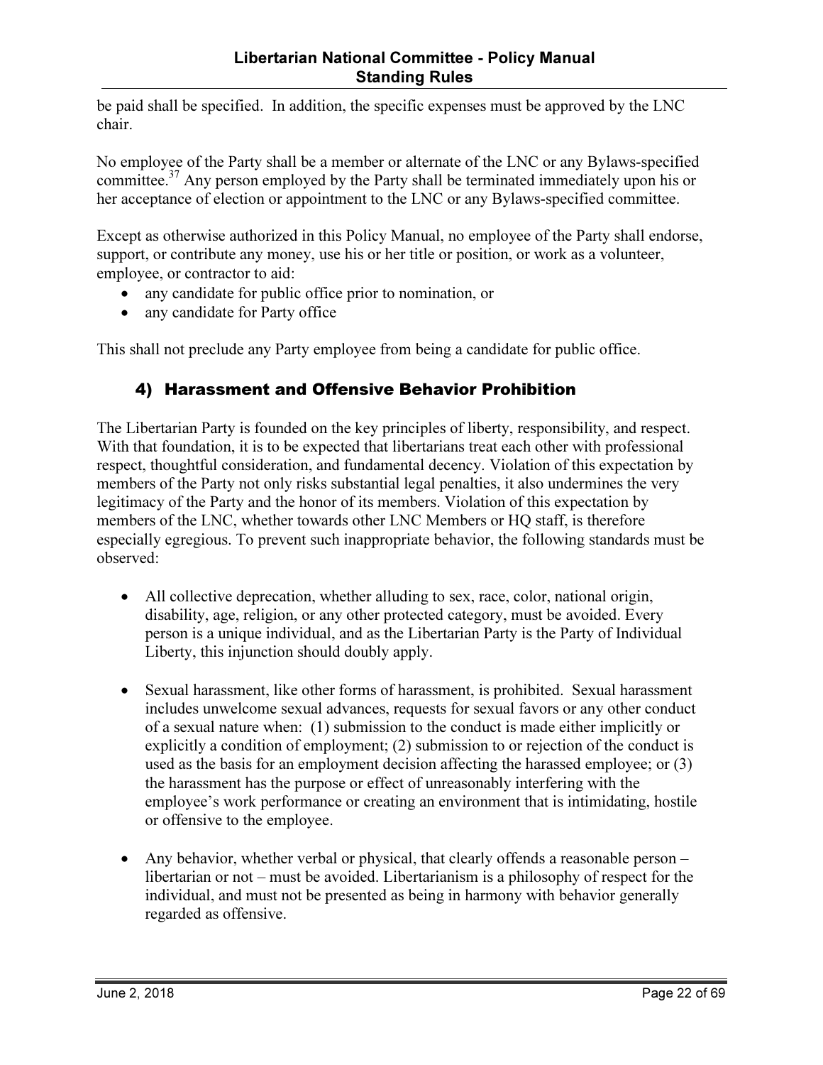be paid shall be specified. In addition, the specific expenses must be approved by the LNC chair.

No employee of the Party shall be a member or alternate of the LNC or any Bylaws-specified committee.[37] Any person employed by the Party shall be terminated immediately upon his or her acceptance of election or appointment to the LNC or any Bylaws-specified committee.

Except as otherwise authorized in this Policy Manual, no employee of the Party shall endorse, support, or contribute any money, use his or her title or position, or work as a volunteer, employee, or contractor to aid:

- any candidate for public office prior to nomination, or
- any candidate for Party office

This shall not preclude any Party employee from being a candidate for public office.

### 4) Harassment and Offensive Behavior Prohibition

The Libertarian Party is founded on the key principles of liberty, responsibility, and respect. With that foundation, it is to be expected that libertarians treat each other with professional respect, thoughtful consideration, and fundamental decency. Violation of this expectation by members of the Party not only risks substantial legal penalties, it also undermines the very legitimacy of the Party and the honor of its members. Violation of this expectation by members of the LNC, whether towards other LNC Members or HQ staff, is therefore especially egregious. To prevent such inappropriate behavior, the following standards must be observed:

- All collective deprecation, whether alluding to sex, race, color, national origin, disability, age, religion, or any other protected category, must be avoided. Every person is a unique individual, and as the Libertarian Party is the Party of Individual Liberty, this injunction should doubly apply.

- Sexual harassment, like other forms of harassment, is prohibited. Sexual harassment includes unwelcome sexual advances, requests for sexual favors or any other conduct of a sexual nature when: (1) submission to the conduct is made either implicitly or explicitly a condition of employment; (2) submission to or rejection of the conduct is used as the basis for an employment decision affecting the harassed employee; or (3) the harassment has the purpose or effect of unreasonably interfering with the employee's work performance or creating an environment that is intimidating, hostile or offensive to the employee.

- Any behavior, whether verbal or physical, that clearly offends a reasonable person – libertarian or not – must be avoided. Libertarianism is a philosophy of respect for the individual, and must not be presented as being in harmony with behavior generally regarded as offensive.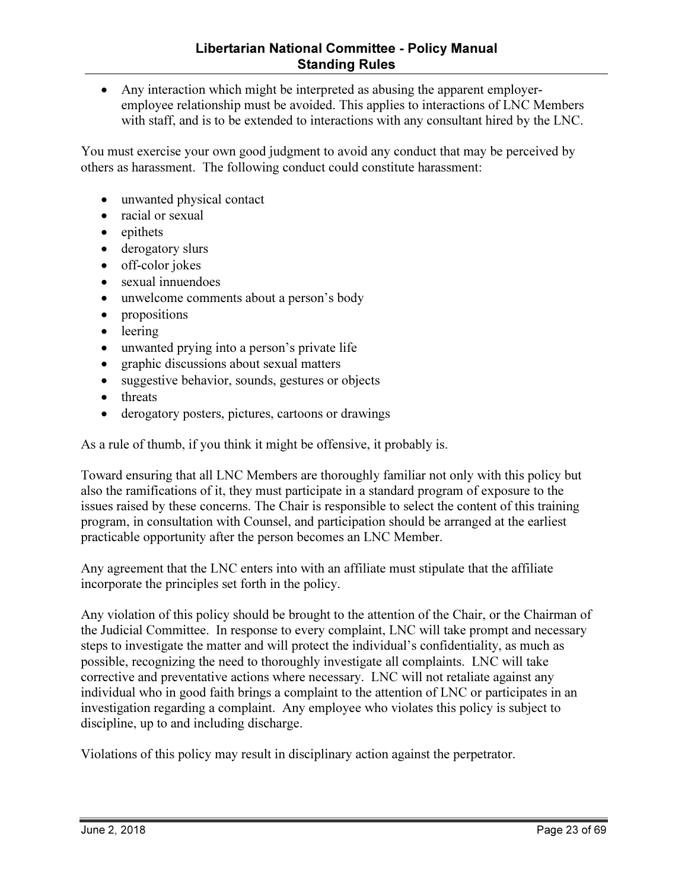- Any interaction which might be interpreted as abusing the apparent employer-employee relationship must be avoided. This applies to interactions of LNC Members with staff, and is to be extended to interactions with any consultant hired by the LNC.

You must exercise your own good judgment to avoid any conduct that may be perceived by others as harassment. The following conduct could constitute harassment:

- unwanted physical contact
- racial or sexual
- epithets
- derogatory slurs
- off-color jokes
- sexual innuendoes
- unwelcome comments about a person's body
- propositions
- leering
- unwanted prying into a person's private life
- graphic discussions about sexual matters
- suggestive behavior, sounds, gestures or objects
- threats
- derogatory posters, pictures, cartoons or drawings

As a rule of thumb, if you think it might be offensive, it probably is.

Toward ensuring that all LNC Members are thoroughly familiar not only with this policy but also the ramifications of it, they must participate in a standard program of exposure to the issues raised by these concerns. The Chair is responsible to select the content of this training program, in consultation with Counsel, and participation should be arranged at the earliest practicable opportunity after the person becomes an LNC Member.

Any agreement that the LNC enters into with an affiliate must stipulate that the affiliate incorporate the principles set forth in the policy.

Any violation of this policy should be brought to the attention of the Chair, or the Chairman of the Judicial Committee. In response to every complaint, LNC will take prompt and necessary steps to investigate the matter and will protect the individual's confidentiality, as much as possible, recognizing the need to thoroughly investigate all complaints. LNC will take corrective and preventative actions where necessary. LNC will not retaliate against any individual who in good faith brings a complaint to the attention of LNC or participates in an investigation regarding a complaint. Any employee who violates this policy is subject to discipline, up to and including discharge.

Violations of this policy may result in disciplinary action against the perpetrator.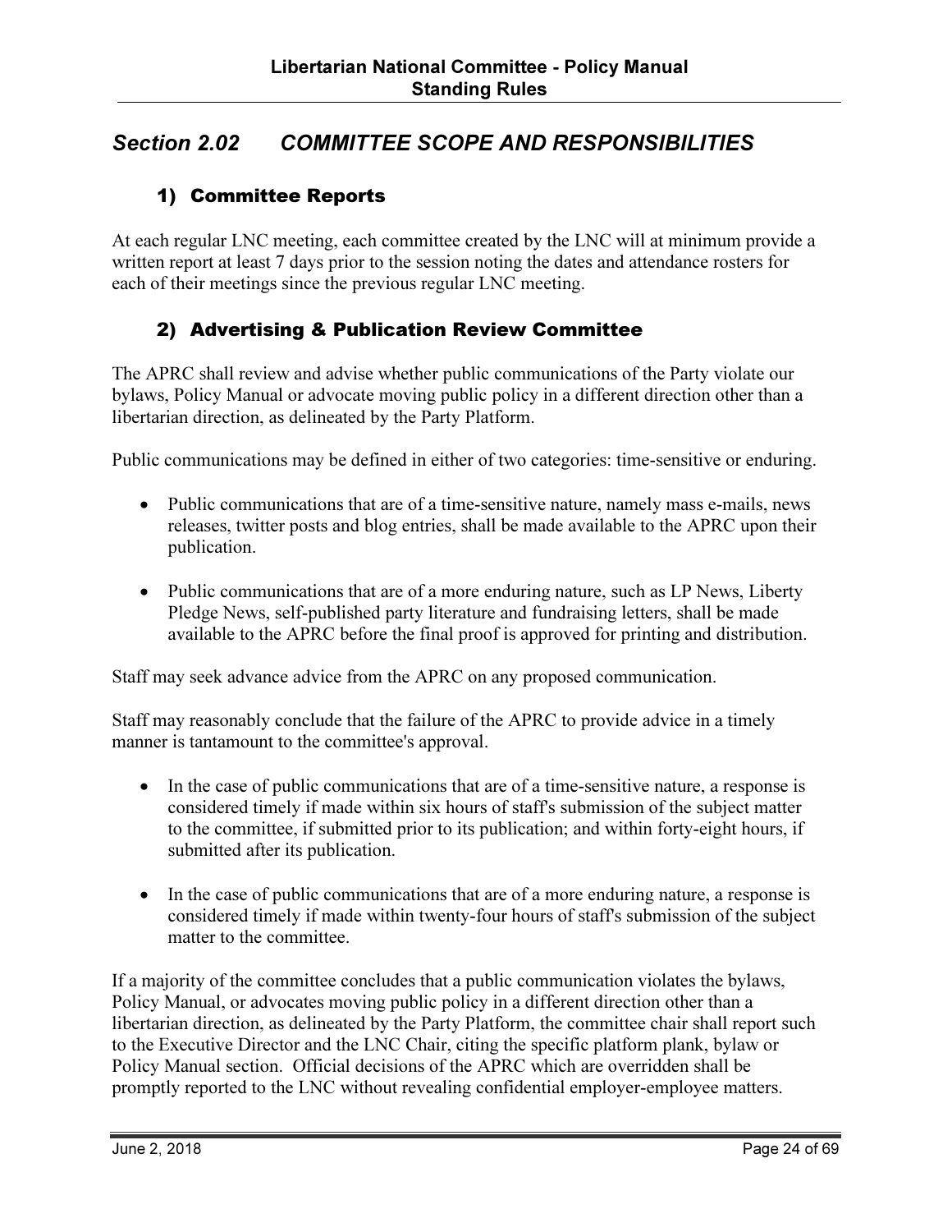## *Section 2.02 COMMITTEE SCOPE AND RESPONSIBILITIES*

### 1) Committee Reports

At each regular LNC meeting, each committee created by the LNC will at minimum provide a written report at least 7 days prior to the session noting the dates and attendance rosters for each of their meetings since the previous regular LNC meeting.

### 2) Advertising & Publication Review Committee

The APRC shall review and advise whether public communications of the Party violate our bylaws, Policy Manual or advocate moving public policy in a different direction other than a libertarian direction, as delineated by the Party Platform.

Public communications may be defined in either of two categories: time-sensitive or enduring.

- Public communications that are of a time-sensitive nature, namely mass e-mails, news releases, twitter posts and blog entries, shall be made available to the APRC upon their publication.
- Public communications that are of a more enduring nature, such as LP News, Liberty Pledge News, self-published party literature and fundraising letters, shall be made available to the APRC before the final proof is approved for printing and distribution.

Staff may seek advance advice from the APRC on any proposed communication.

Staff may reasonably conclude that the failure of the APRC to provide advice in a timely manner is tantamount to the committee's approval.

- In the case of public communications that are of a time-sensitive nature, a response is considered timely if made within six hours of staff's submission of the subject matter to the committee, if submitted prior to its publication; and within forty-eight hours, if submitted after its publication.
- In the case of public communications that are of a more enduring nature, a response is considered timely if made within twenty-four hours of staff's submission of the subject matter to the committee.

If a majority of the committee concludes that a public communication violates the bylaws, Policy Manual, or advocates moving public policy in a different direction other than a libertarian direction, as delineated by the Party Platform, the committee chair shall report such to the Executive Director and the LNC Chair, citing the specific platform plank, bylaw or Policy Manual section. Official decisions of the APRC which are overridden shall be promptly reported to the LNC without revealing confidential employer-employee matters.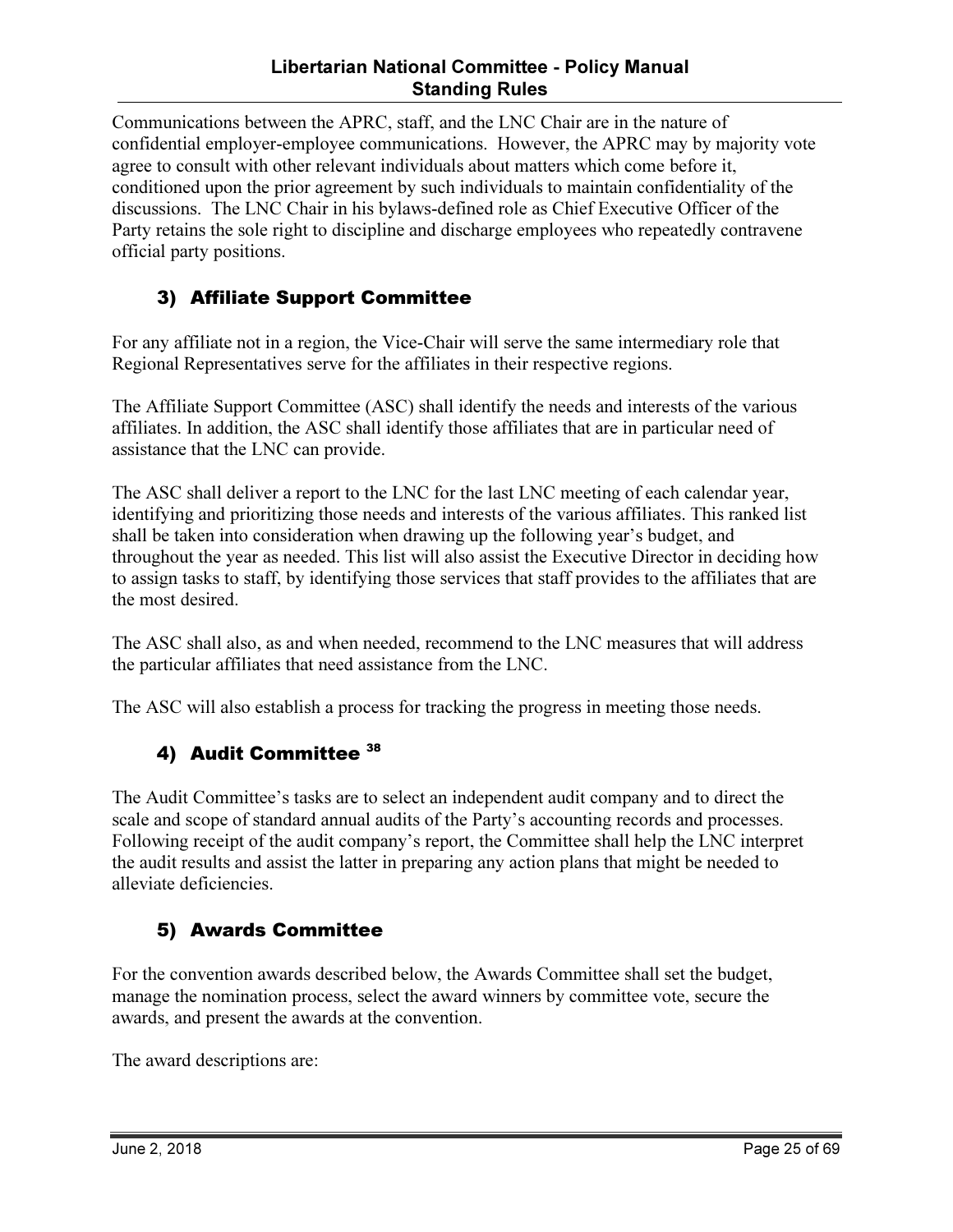Communications between the APRC, staff, and the LNC Chair are in the nature of confidential employer-employee communications. However, the APRC may by majority vote agree to consult with other relevant individuals about matters which come before it, conditioned upon the prior agreement by such individuals to maintain confidentiality of the discussions. The LNC Chair in his bylaws-defined role as Chief Executive Officer of the Party retains the sole right to discipline and discharge employees who repeatedly contravene official party positions.

### 3) Affiliate Support Committee

For any affiliate not in a region, the Vice-Chair will serve the same intermediary role that Regional Representatives serve for the affiliates in their respective regions.

The Affiliate Support Committee (ASC) shall identify the needs and interests of the various affiliates. In addition, the ASC shall identify those affiliates that are in particular need of assistance that the LNC can provide.

The ASC shall deliver a report to the LNC for the last LNC meeting of each calendar year, identifying and prioritizing those needs and interests of the various affiliates. This ranked list shall be taken into consideration when drawing up the following year's budget, and throughout the year as needed. This list will also assist the Executive Director in deciding how to assign tasks to staff, by identifying those services that staff provides to the affiliates that are the most desired.

The ASC shall also, as and when needed, recommend to the LNC measures that will address the particular affiliates that need assistance from the LNC.

The ASC will also establish a process for tracking the progress in meeting those needs.

### 4) Audit Committee [38]

The Audit Committee's tasks are to select an independent audit company and to direct the scale and scope of standard annual audits of the Party's accounting records and processes. Following receipt of the audit company's report, the Committee shall help the LNC interpret the audit results and assist the latter in preparing any action plans that might be needed to alleviate deficiencies.

### 5) Awards Committee

For the convention awards described below, the Awards Committee shall set the budget, manage the nomination process, select the award winners by committee vote, secure the awards, and present the awards at the convention.

The award descriptions are: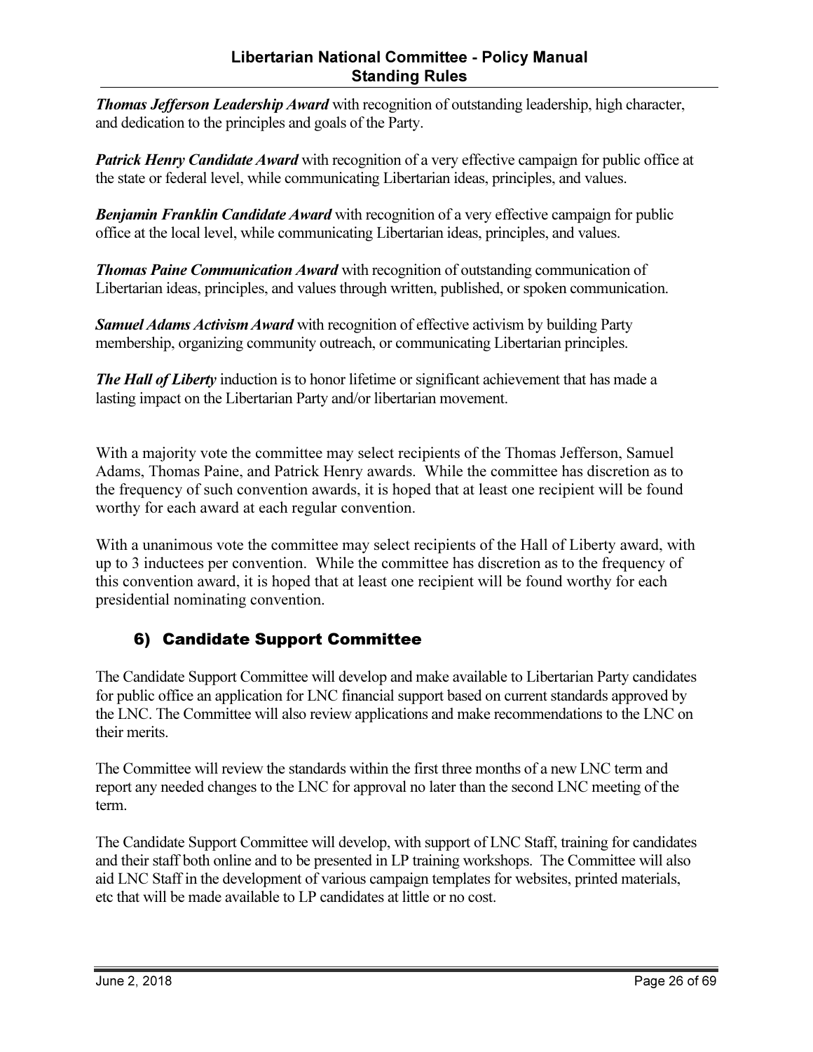***Thomas Jefferson Leadership Award*** with recognition of outstanding leadership, high character, and dedication to the principles and goals of the Party.

***Patrick Henry Candidate Award*** with recognition of a very effective campaign for public office at the state or federal level, while communicating Libertarian ideas, principles, and values.

***Benjamin Franklin Candidate Award*** with recognition of a very effective campaign for public office at the local level, while communicating Libertarian ideas, principles, and values.

***Thomas Paine Communication Award*** with recognition of outstanding communication of Libertarian ideas, principles, and values through written, published, or spoken communication.

***Samuel Adams Activism Award*** with recognition of effective activism by building Party membership, organizing community outreach, or communicating Libertarian principles.

***The Hall of Liberty*** induction is to honor lifetime or significant achievement that has made a lasting impact on the Libertarian Party and/or libertarian movement.

With a majority vote the committee may select recipients of the Thomas Jefferson, Samuel Adams, Thomas Paine, and Patrick Henry awards. While the committee has discretion as to the frequency of such convention awards, it is hoped that at least one recipient will be found worthy for each award at each regular convention.

With a unanimous vote the committee may select recipients of the Hall of Liberty award, with up to 3 inductees per convention. While the committee has discretion as to the frequency of this convention award, it is hoped that at least one recipient will be found worthy for each presidential nominating convention.

## 6) Candidate Support Committee

The Candidate Support Committee will develop and make available to Libertarian Party candidates for public office an application for LNC financial support based on current standards approved by the LNC. The Committee will also review applications and make recommendations to the LNC on their merits.

The Committee will review the standards within the first three months of a new LNC term and report any needed changes to the LNC for approval no later than the second LNC meeting of the term.

The Candidate Support Committee will develop, with support of LNC Staff, training for candidates and their staff both online and to be presented in LP training workshops. The Committee will also aid LNC Staff in the development of various campaign templates for websites, printed materials, etc that will be made available to LP candidates at little or no cost.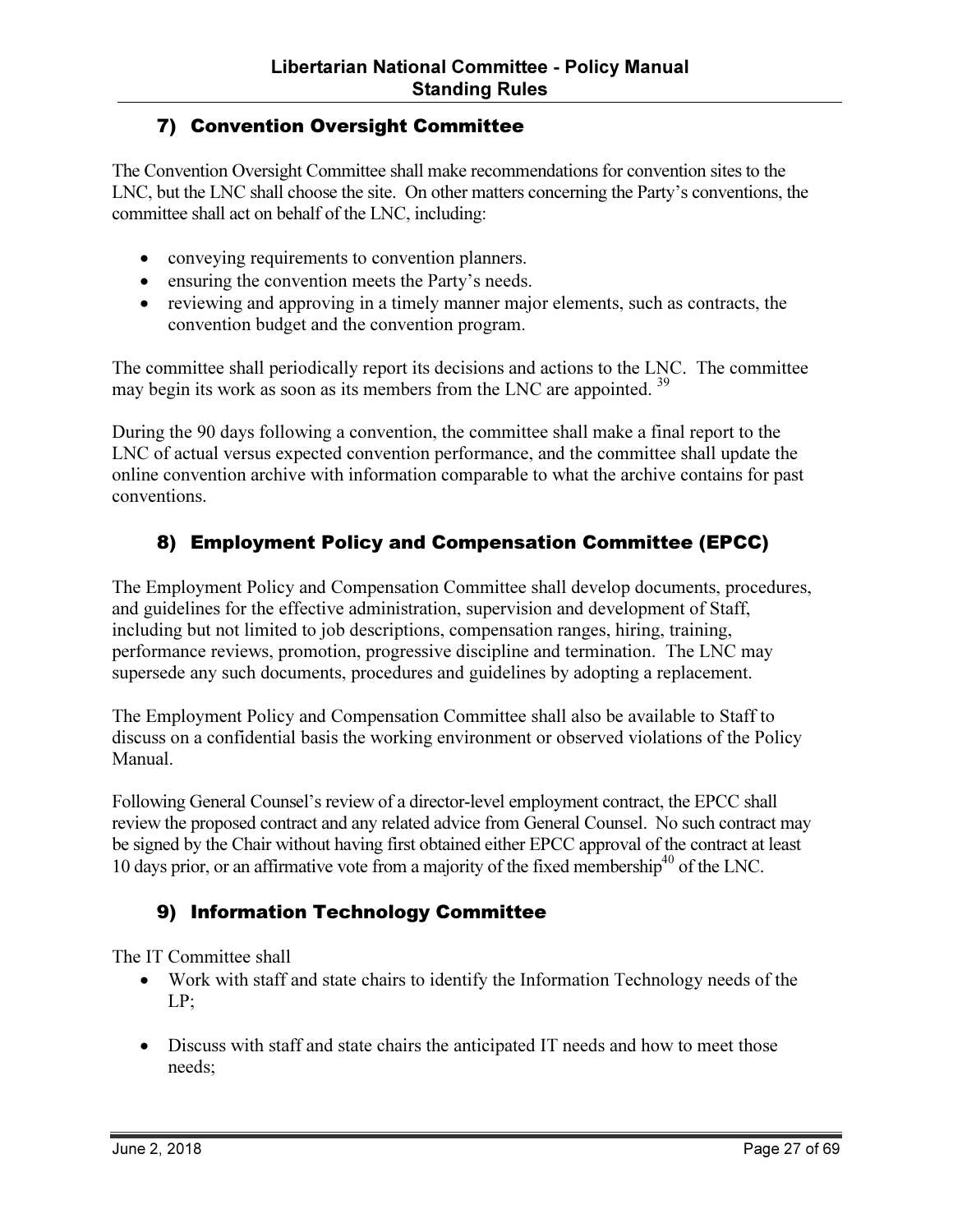## 7) Convention Oversight Committee

The Convention Oversight Committee shall make recommendations for convention sites to the LNC, but the LNC shall choose the site. On other matters concerning the Party's conventions, the committee shall act on behalf of the LNC, including:

- conveying requirements to convention planners.
- ensuring the convention meets the Party's needs.
- reviewing and approving in a timely manner major elements, such as contracts, the convention budget and the convention program.

The committee shall periodically report its decisions and actions to the LNC. The committee may begin its work as soon as its members from the LNC are appointed. [39]

During the 90 days following a convention, the committee shall make a final report to the LNC of actual versus expected convention performance, and the committee shall update the online convention archive with information comparable to what the archive contains for past conventions.

## 8) Employment Policy and Compensation Committee (EPCC)

The Employment Policy and Compensation Committee shall develop documents, procedures, and guidelines for the effective administration, supervision and development of Staff, including but not limited to job descriptions, compensation ranges, hiring, training, performance reviews, promotion, progressive discipline and termination. The LNC may supersede any such documents, procedures and guidelines by adopting a replacement.

The Employment Policy and Compensation Committee shall also be available to Staff to discuss on a confidential basis the working environment or observed violations of the Policy Manual.

Following General Counsel's review of a director-level employment contract, the EPCC shall review the proposed contract and any related advice from General Counsel. No such contract may be signed by the Chair without having first obtained either EPCC approval of the contract at least 10 days prior, or an affirmative vote from a majority of the fixed membership[40] of the LNC.

## 9) Information Technology Committee

The IT Committee shall

- Work with staff and state chairs to identify the Information Technology needs of the LP;
- Discuss with staff and state chairs the anticipated IT needs and how to meet those needs;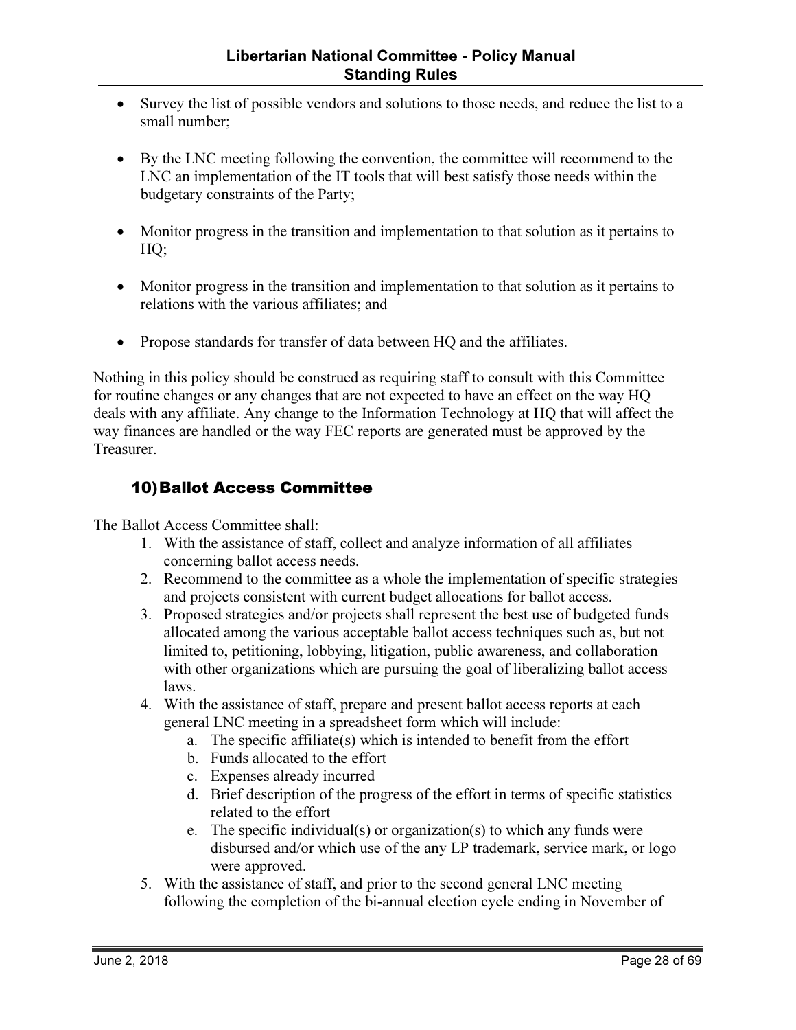- Survey the list of possible vendors and solutions to those needs, and reduce the list to a small number;
- By the LNC meeting following the convention, the committee will recommend to the LNC an implementation of the IT tools that will best satisfy those needs within the budgetary constraints of the Party;
- Monitor progress in the transition and implementation to that solution as it pertains to HQ;
- Monitor progress in the transition and implementation to that solution as it pertains to relations with the various affiliates; and
- Propose standards for transfer of data between HQ and the affiliates.

Nothing in this policy should be construed as requiring staff to consult with this Committee for routine changes or any changes that are not expected to have an effect on the way HQ deals with any affiliate. Any change to the Information Technology at HQ that will affect the way finances are handled or the way FEC reports are generated must be approved by the Treasurer.

### 10) Ballot Access Committee

The Ballot Access Committee shall:

1. With the assistance of staff, collect and analyze information of all affiliates concerning ballot access needs.
2. Recommend to the committee as a whole the implementation of specific strategies and projects consistent with current budget allocations for ballot access.
3. Proposed strategies and/or projects shall represent the best use of budgeted funds allocated among the various acceptable ballot access techniques such as, but not limited to, petitioning, lobbying, litigation, public awareness, and collaboration with other organizations which are pursuing the goal of liberalizing ballot access laws.
4. With the assistance of staff, prepare and present ballot access reports at each general LNC meeting in a spreadsheet form which will include:
    a. The specific affiliate(s) which is intended to benefit from the effort
    b. Funds allocated to the effort
    c. Expenses already incurred
    d. Brief description of the progress of the effort in terms of specific statistics related to the effort
    e. The specific individual(s) or organization(s) to which any funds were disbursed and/or which use of the any LP trademark, service mark, or logo were approved.
5. With the assistance of staff, and prior to the second general LNC meeting following the completion of the bi-annual election cycle ending in November of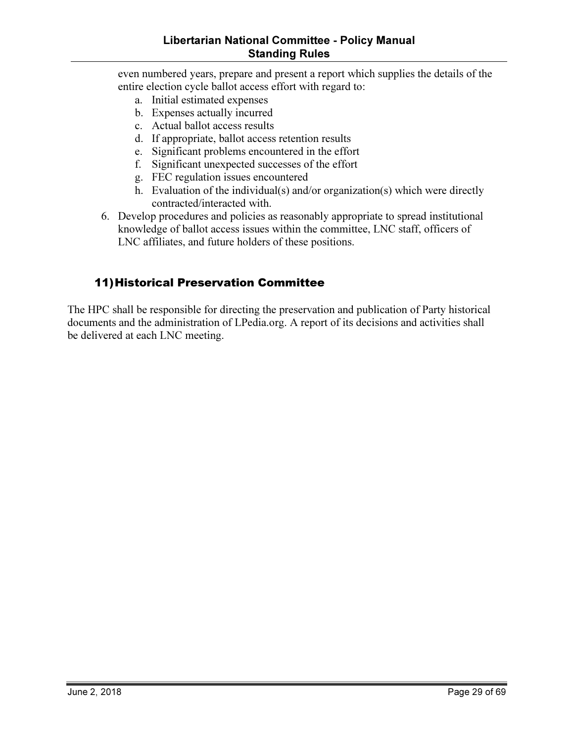even numbered years, prepare and present a report which supplies the details of the entire election cycle ballot access effort with regard to:

   a. Initial estimated expenses
   b. Expenses actually incurred
   c. Actual ballot access results
   d. If appropriate, ballot access retention results
   e. Significant problems encountered in the effort
   f. Significant unexpected successes of the effort
   g. FEC regulation issues encountered
   h. Evaluation of the individual(s) and/or organization(s) which were directly contracted/interacted with.

6. Develop procedures and policies as reasonably appropriate to spread institutional knowledge of ballot access issues within the committee, LNC staff, officers of LNC affiliates, and future holders of these positions.

## 11) Historical Preservation Committee

The HPC shall be responsible for directing the preservation and publication of Party historical documents and the administration of LPedia.org. A report of its decisions and activities shall be delivered at each LNC meeting.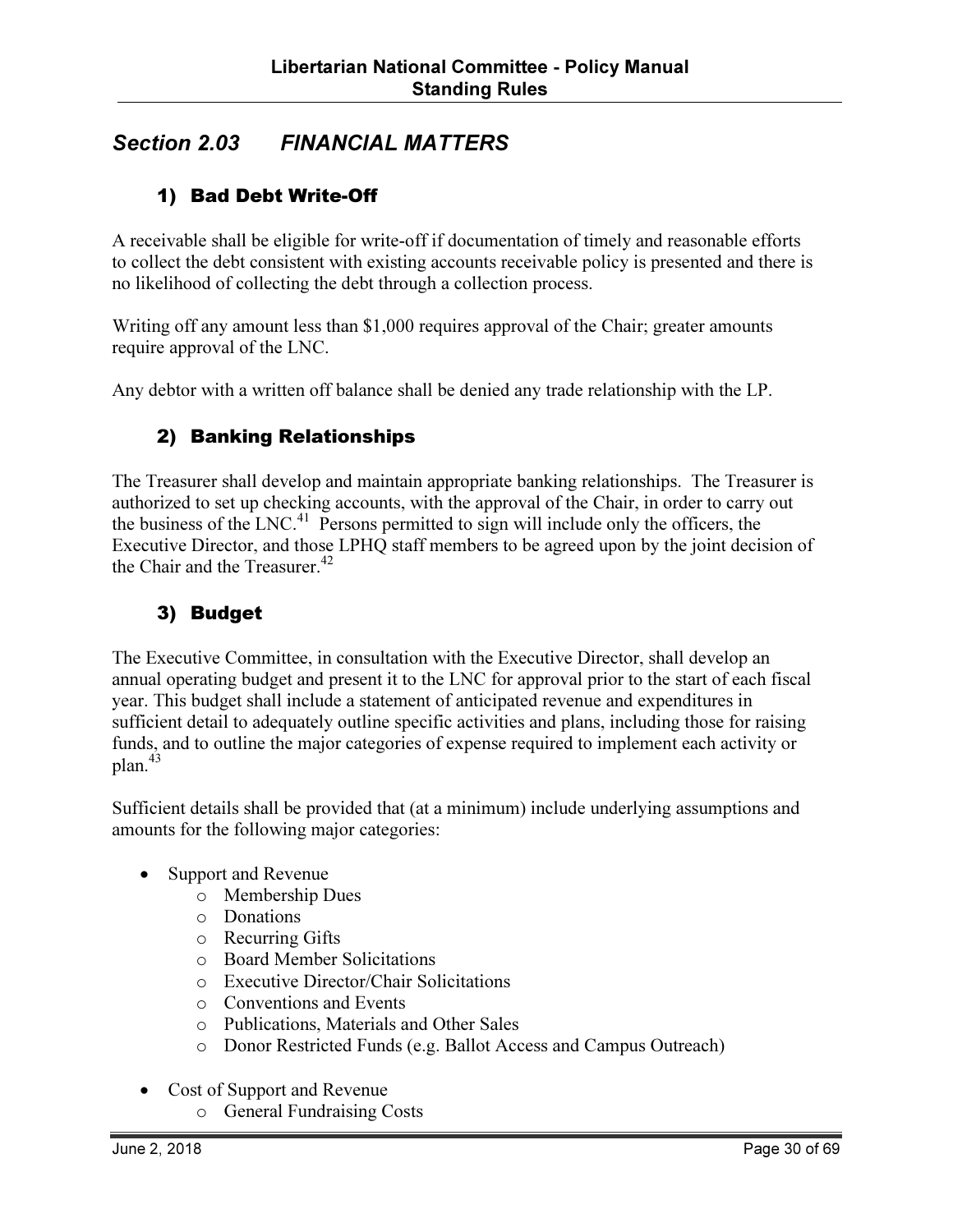## Section 2.03 FINANCIAL MATTERS

### 1) Bad Debt Write-Off

A receivable shall be eligible for write-off if documentation of timely and reasonable efforts to collect the debt consistent with existing accounts receivable policy is presented and there is no likelihood of collecting the debt through a collection process.

Writing off any amount less than $1,000 requires approval of the Chair; greater amounts require approval of the LNC.

Any debtor with a written off balance shall be denied any trade relationship with the LP.

### 2) Banking Relationships

The Treasurer shall develop and maintain appropriate banking relationships. The Treasurer is authorized to set up checking accounts, with the approval of the Chair, in order to carry out the business of the LNC.[41] Persons permitted to sign will include only the officers, the Executive Director, and those LPHQ staff members to be agreed upon by the joint decision of the Chair and the Treasurer.[42]

### 3) Budget

The Executive Committee, in consultation with the Executive Director, shall develop an annual operating budget and present it to the LNC for approval prior to the start of each fiscal year. This budget shall include a statement of anticipated revenue and expenditures in sufficient detail to adequately outline specific activities and plans, including those for raising funds, and to outline the major categories of expense required to implement each activity or plan.[43]

Sufficient details shall be provided that (at a minimum) include underlying assumptions and amounts for the following major categories:

- Support and Revenue
  - Membership Dues
  - Donations
  - Recurring Gifts
  - Board Member Solicitations
  - Executive Director/Chair Solicitations
  - Conventions and Events
  - Publications, Materials and Other Sales
  - Donor Restricted Funds (e.g. Ballot Access and Campus Outreach)
- Cost of Support and Revenue
  - General Fundraising Costs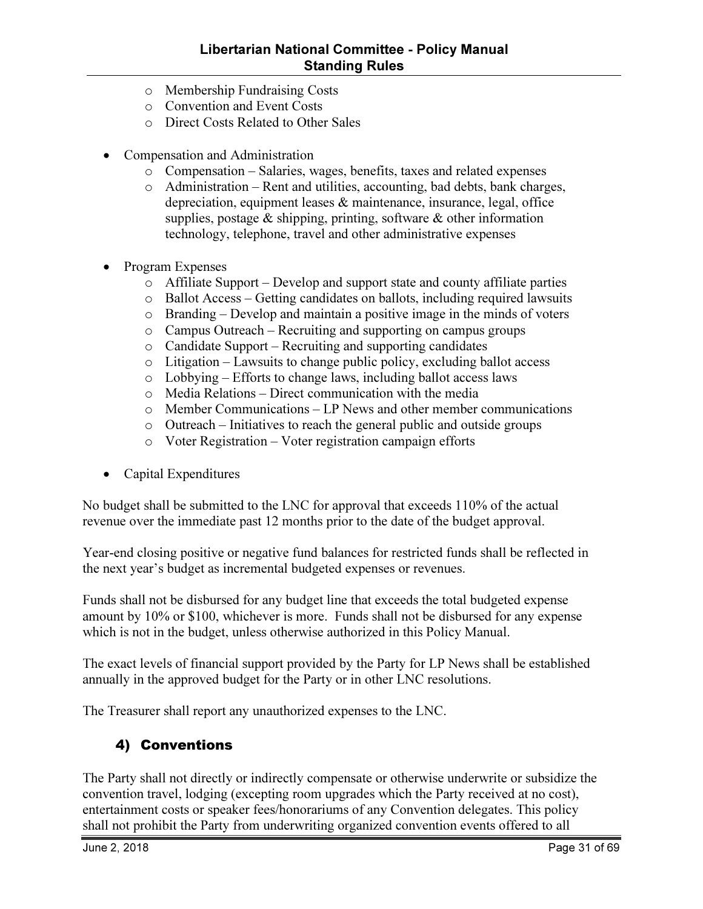- Membership Fundraising Costs
  - Convention and Event Costs
  - Direct Costs Related to Other Sales

- Compensation and Administration
  - Compensation – Salaries, wages, benefits, taxes and related expenses
  - Administration – Rent and utilities, accounting, bad debts, bank charges, depreciation, equipment leases & maintenance, insurance, legal, office supplies, postage & shipping, printing, software & other information technology, telephone, travel and other administrative expenses

- Program Expenses
  - Affiliate Support – Develop and support state and county affiliate parties
  - Ballot Access – Getting candidates on ballots, including required lawsuits
  - Branding – Develop and maintain a positive image in the minds of voters
  - Campus Outreach – Recruiting and supporting on campus groups
  - Candidate Support – Recruiting and supporting candidates
  - Litigation – Lawsuits to change public policy, excluding ballot access
  - Lobbying – Efforts to change laws, including ballot access laws
  - Media Relations – Direct communication with the media
  - Member Communications – LP News and other member communications
  - Outreach – Initiatives to reach the general public and outside groups
  - Voter Registration – Voter registration campaign efforts

- Capital Expenditures

No budget shall be submitted to the LNC for approval that exceeds 110% of the actual revenue over the immediate past 12 months prior to the date of the budget approval.

Year-end closing positive or negative fund balances for restricted funds shall be reflected in the next year's budget as incremental budgeted expenses or revenues.

Funds shall not be disbursed for any budget line that exceeds the total budgeted expense amount by 10% or $100, whichever is more. Funds shall not be disbursed for any expense which is not in the budget, unless otherwise authorized in this Policy Manual.

The exact levels of financial support provided by the Party for LP News shall be established annually in the approved budget for the Party or in other LNC resolutions.

The Treasurer shall report any unauthorized expenses to the LNC.

## 4) Conventions

The Party shall not directly or indirectly compensate or otherwise underwrite or subsidize the convention travel, lodging (excepting room upgrades which the Party received at no cost), entertainment costs or speaker fees/honorariums of any Convention delegates. This policy shall not prohibit the Party from underwriting organized convention events offered to all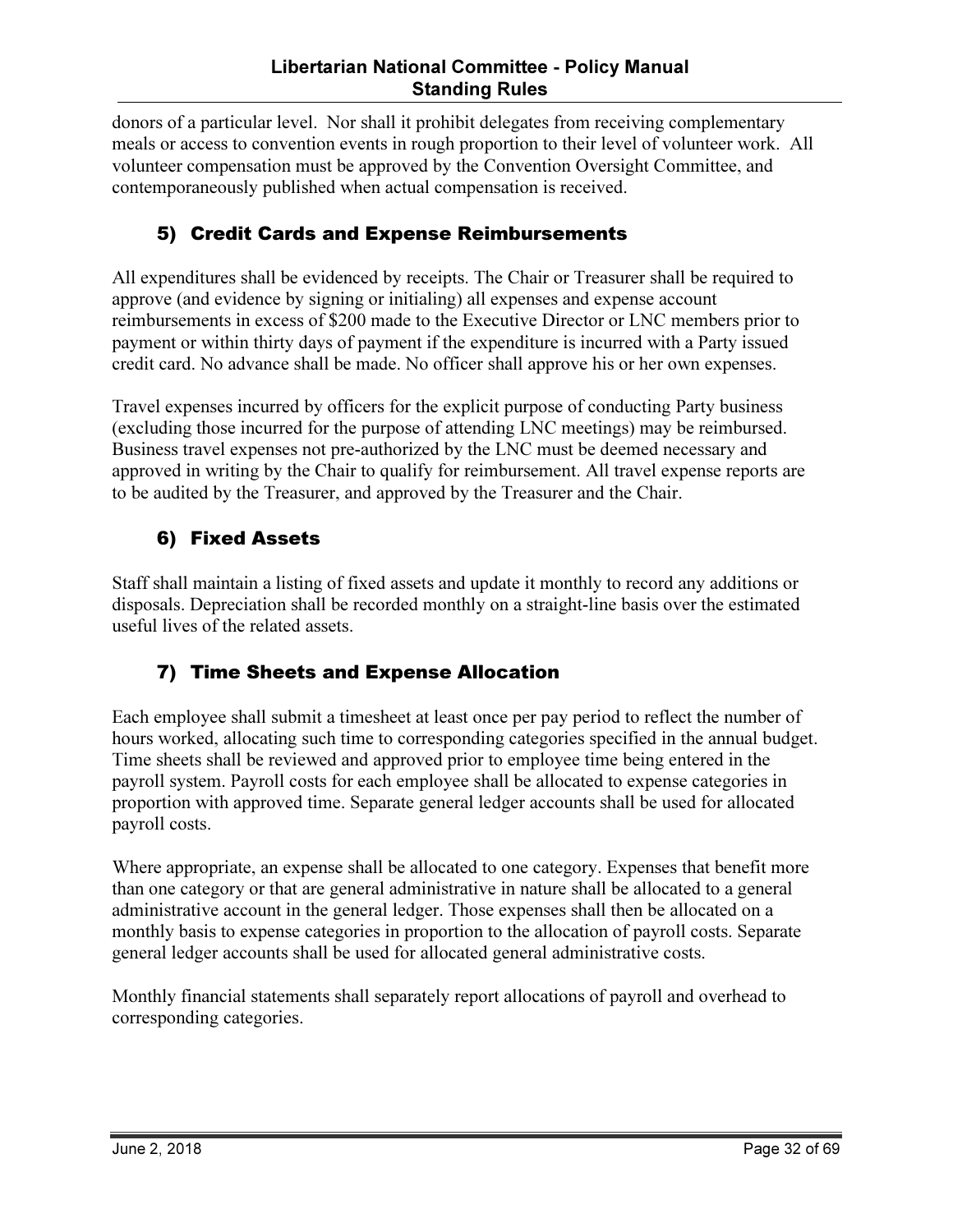donors of a particular level. Nor shall it prohibit delegates from receiving complementary meals or access to convention events in rough proportion to their level of volunteer work. All volunteer compensation must be approved by the Convention Oversight Committee, and contemporaneously published when actual compensation is received.

### 5) Credit Cards and Expense Reimbursements

All expenditures shall be evidenced by receipts. The Chair or Treasurer shall be required to approve (and evidence by signing or initialing) all expenses and expense account reimbursements in excess of $200 made to the Executive Director or LNC members prior to payment or within thirty days of payment if the expenditure is incurred with a Party issued credit card. No advance shall be made. No officer shall approve his or her own expenses.

Travel expenses incurred by officers for the explicit purpose of conducting Party business (excluding those incurred for the purpose of attending LNC meetings) may be reimbursed. Business travel expenses not pre-authorized by the LNC must be deemed necessary and approved in writing by the Chair to qualify for reimbursement. All travel expense reports are to be audited by the Treasurer, and approved by the Treasurer and the Chair.

### 6) Fixed Assets

Staff shall maintain a listing of fixed assets and update it monthly to record any additions or disposals. Depreciation shall be recorded monthly on a straight-line basis over the estimated useful lives of the related assets.

### 7) Time Sheets and Expense Allocation

Each employee shall submit a timesheet at least once per pay period to reflect the number of hours worked, allocating such time to corresponding categories specified in the annual budget. Time sheets shall be reviewed and approved prior to employee time being entered in the payroll system. Payroll costs for each employee shall be allocated to expense categories in proportion with approved time. Separate general ledger accounts shall be used for allocated payroll costs.

Where appropriate, an expense shall be allocated to one category. Expenses that benefit more than one category or that are general administrative in nature shall be allocated to a general administrative account in the general ledger. Those expenses shall then be allocated on a monthly basis to expense categories in proportion to the allocation of payroll costs. Separate general ledger accounts shall be used for allocated general administrative costs.

Monthly financial statements shall separately report allocations of payroll and overhead to corresponding categories.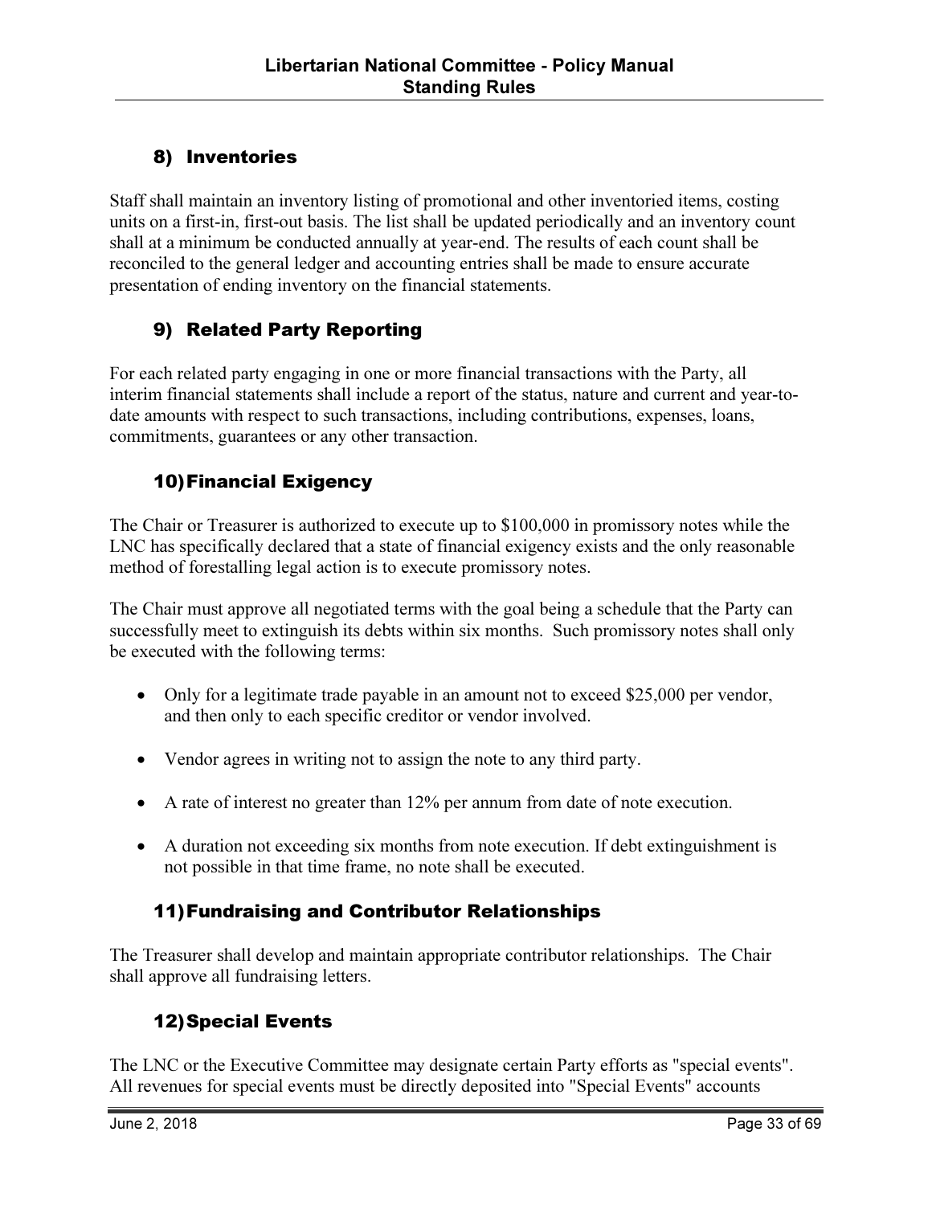### 8) Inventories

Staff shall maintain an inventory listing of promotional and other inventoried items, costing units on a first-in, first-out basis. The list shall be updated periodically and an inventory count shall at a minimum be conducted annually at year-end. The results of each count shall be reconciled to the general ledger and accounting entries shall be made to ensure accurate presentation of ending inventory on the financial statements.

### 9) Related Party Reporting

For each related party engaging in one or more financial transactions with the Party, all interim financial statements shall include a report of the status, nature and current and year-to-date amounts with respect to such transactions, including contributions, expenses, loans, commitments, guarantees or any other transaction.

### 10) Financial Exigency

The Chair or Treasurer is authorized to execute up to $100,000 in promissory notes while the LNC has specifically declared that a state of financial exigency exists and the only reasonable method of forestalling legal action is to execute promissory notes.

The Chair must approve all negotiated terms with the goal being a schedule that the Party can successfully meet to extinguish its debts within six months. Such promissory notes shall only be executed with the following terms:

- Only for a legitimate trade payable in an amount not to exceed $25,000 per vendor, and then only to each specific creditor or vendor involved.
- Vendor agrees in writing not to assign the note to any third party.
- A rate of interest no greater than 12% per annum from date of note execution.
- A duration not exceeding six months from note execution. If debt extinguishment is not possible in that time frame, no note shall be executed.

### 11) Fundraising and Contributor Relationships

The Treasurer shall develop and maintain appropriate contributor relationships. The Chair shall approve all fundraising letters.

### 12) Special Events

The LNC or the Executive Committee may designate certain Party efforts as "special events". All revenues for special events must be directly deposited into "Special Events" accounts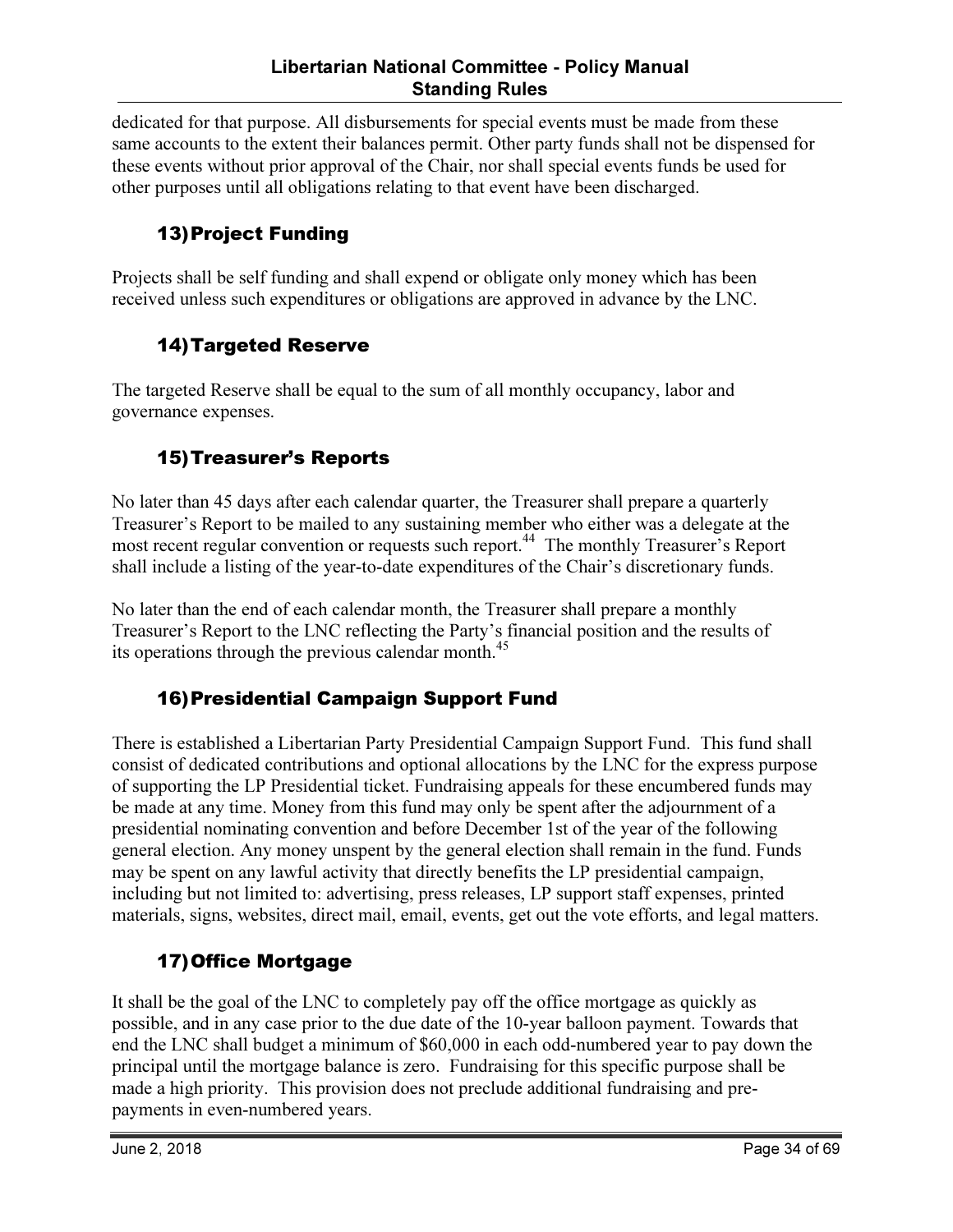dedicated for that purpose. All disbursements for special events must be made from these same accounts to the extent their balances permit. Other party funds shall not be dispensed for these events without prior approval of the Chair, nor shall special events funds be used for other purposes until all obligations relating to that event have been discharged.

### 13) Project Funding

Projects shall be self funding and shall expend or obligate only money which has been received unless such expenditures or obligations are approved in advance by the LNC.

### 14) Targeted Reserve

The targeted Reserve shall be equal to the sum of all monthly occupancy, labor and governance expenses.

### 15) Treasurer's Reports

No later than 45 days after each calendar quarter, the Treasurer shall prepare a quarterly Treasurer's Report to be mailed to any sustaining member who either was a delegate at the most recent regular convention or requests such report.[44] The monthly Treasurer's Report shall include a listing of the year-to-date expenditures of the Chair's discretionary funds.

No later than the end of each calendar month, the Treasurer shall prepare a monthly Treasurer's Report to the LNC reflecting the Party's financial position and the results of its operations through the previous calendar month.[45]

### 16) Presidential Campaign Support Fund

There is established a Libertarian Party Presidential Campaign Support Fund. This fund shall consist of dedicated contributions and optional allocations by the LNC for the express purpose of supporting the LP Presidential ticket. Fundraising appeals for these encumbered funds may be made at any time. Money from this fund may only be spent after the adjournment of a presidential nominating convention and before December 1st of the year of the following general election. Any money unspent by the general election shall remain in the fund. Funds may be spent on any lawful activity that directly benefits the LP presidential campaign, including but not limited to: advertising, press releases, LP support staff expenses, printed materials, signs, websites, direct mail, email, events, get out the vote efforts, and legal matters.

### 17) Office Mortgage

It shall be the goal of the LNC to completely pay off the office mortgage as quickly as possible, and in any case prior to the due date of the 10-year balloon payment. Towards that end the LNC shall budget a minimum of $60,000 in each odd-numbered year to pay down the principal until the mortgage balance is zero. Fundraising for this specific purpose shall be made a high priority. This provision does not preclude additional fundraising and pre-payments in even-numbered years.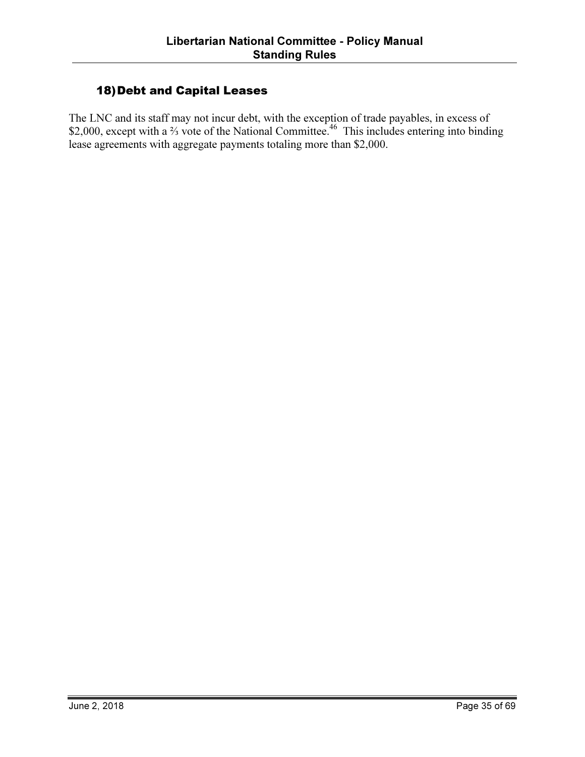## 18) Debt and Capital Leases

The LNC and its staff may not incur debt, with the exception of trade payables, in excess of $2,000, except with a ⅔ vote of the National Committee.[46] This includes entering into binding lease agreements with aggregate payments totaling more than $2,000.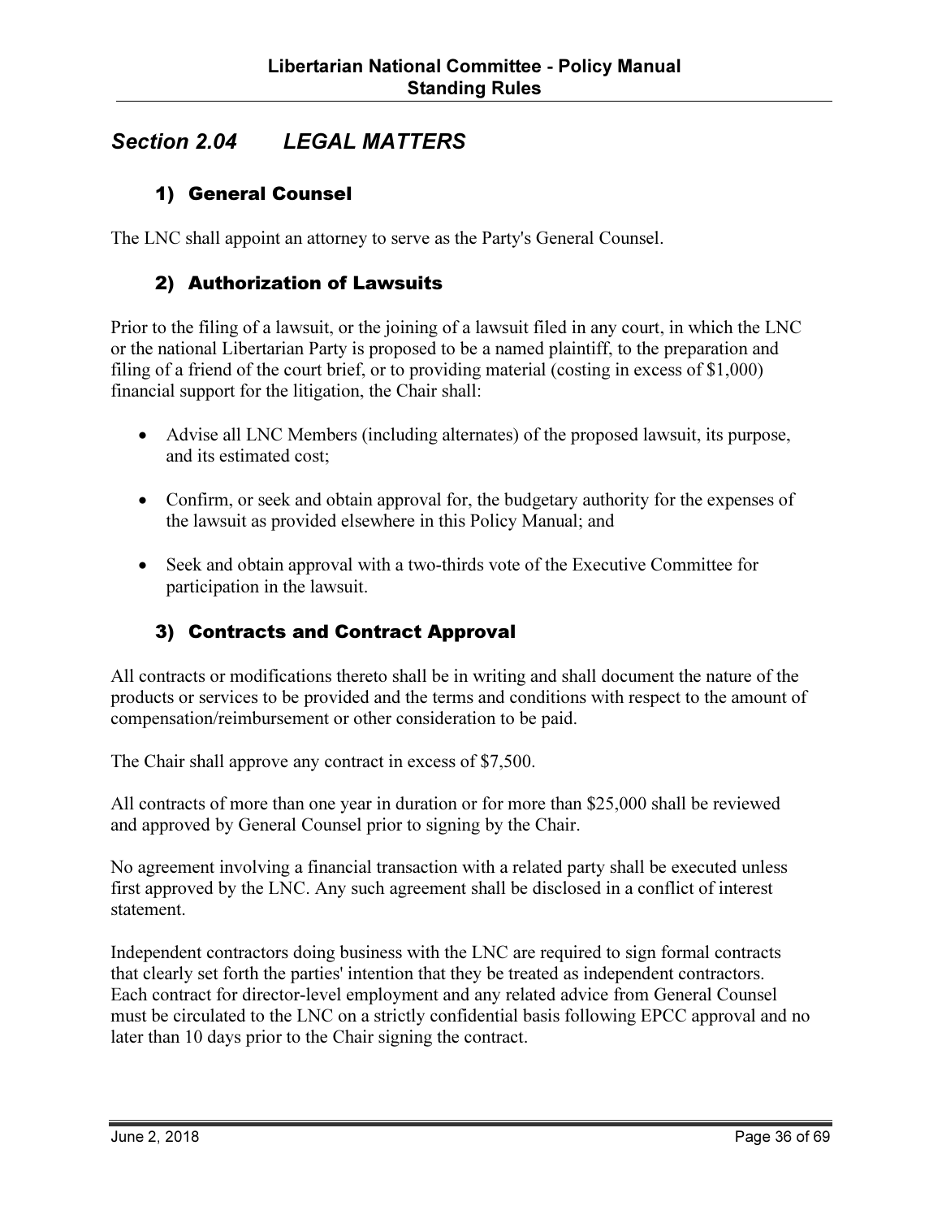## *Section 2.04 LEGAL MATTERS*

### 1) General Counsel

The LNC shall appoint an attorney to serve as the Party's General Counsel.

### 2) Authorization of Lawsuits

Prior to the filing of a lawsuit, or the joining of a lawsuit filed in any court, in which the LNC or the national Libertarian Party is proposed to be a named plaintiff, to the preparation and filing of a friend of the court brief, or to providing material (costing in excess of $1,000) financial support for the litigation, the Chair shall:

- Advise all LNC Members (including alternates) of the proposed lawsuit, its purpose, and its estimated cost;
- Confirm, or seek and obtain approval for, the budgetary authority for the expenses of the lawsuit as provided elsewhere in this Policy Manual; and
- Seek and obtain approval with a two-thirds vote of the Executive Committee for participation in the lawsuit.

### 3) Contracts and Contract Approval

All contracts or modifications thereto shall be in writing and shall document the nature of the products or services to be provided and the terms and conditions with respect to the amount of compensation/reimbursement or other consideration to be paid.

The Chair shall approve any contract in excess of $7,500.

All contracts of more than one year in duration or for more than $25,000 shall be reviewed and approved by General Counsel prior to signing by the Chair.

No agreement involving a financial transaction with a related party shall be executed unless first approved by the LNC. Any such agreement shall be disclosed in a conflict of interest statement.

Independent contractors doing business with the LNC are required to sign formal contracts that clearly set forth the parties' intention that they be treated as independent contractors. Each contract for director-level employment and any related advice from General Counsel must be circulated to the LNC on a strictly confidential basis following EPCC approval and no later than 10 days prior to the Chair signing the contract.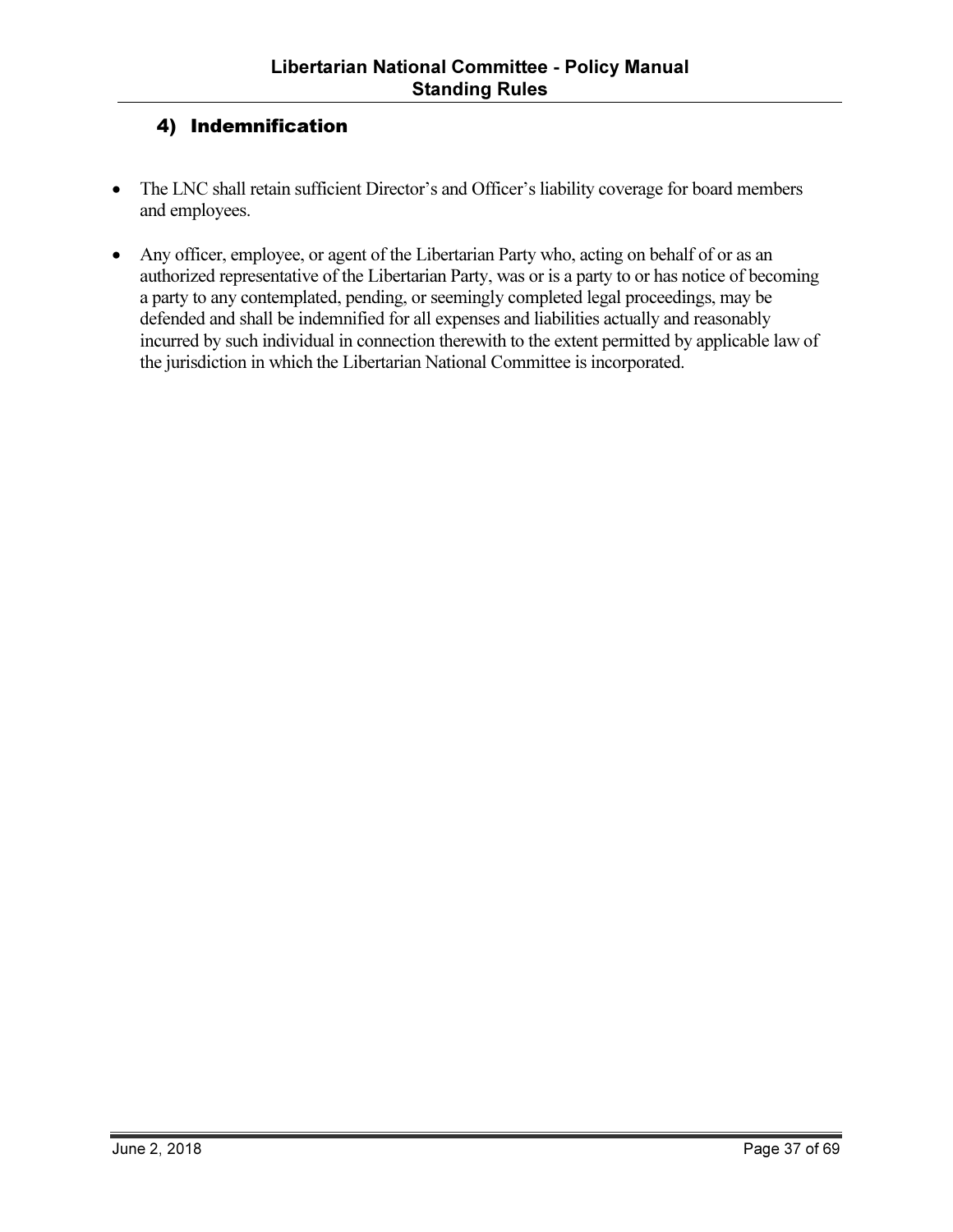## 4) Indemnification

- The LNC shall retain sufficient Director's and Officer's liability coverage for board members and employees.

- Any officer, employee, or agent of the Libertarian Party who, acting on behalf of or as an authorized representative of the Libertarian Party, was or is a party to or has notice of becoming a party to any contemplated, pending, or seemingly completed legal proceedings, may be defended and shall be indemnified for all expenses and liabilities actually and reasonably incurred by such individual in connection therewith to the extent permitted by applicable law of the jurisdiction in which the Libertarian National Committee is incorporated.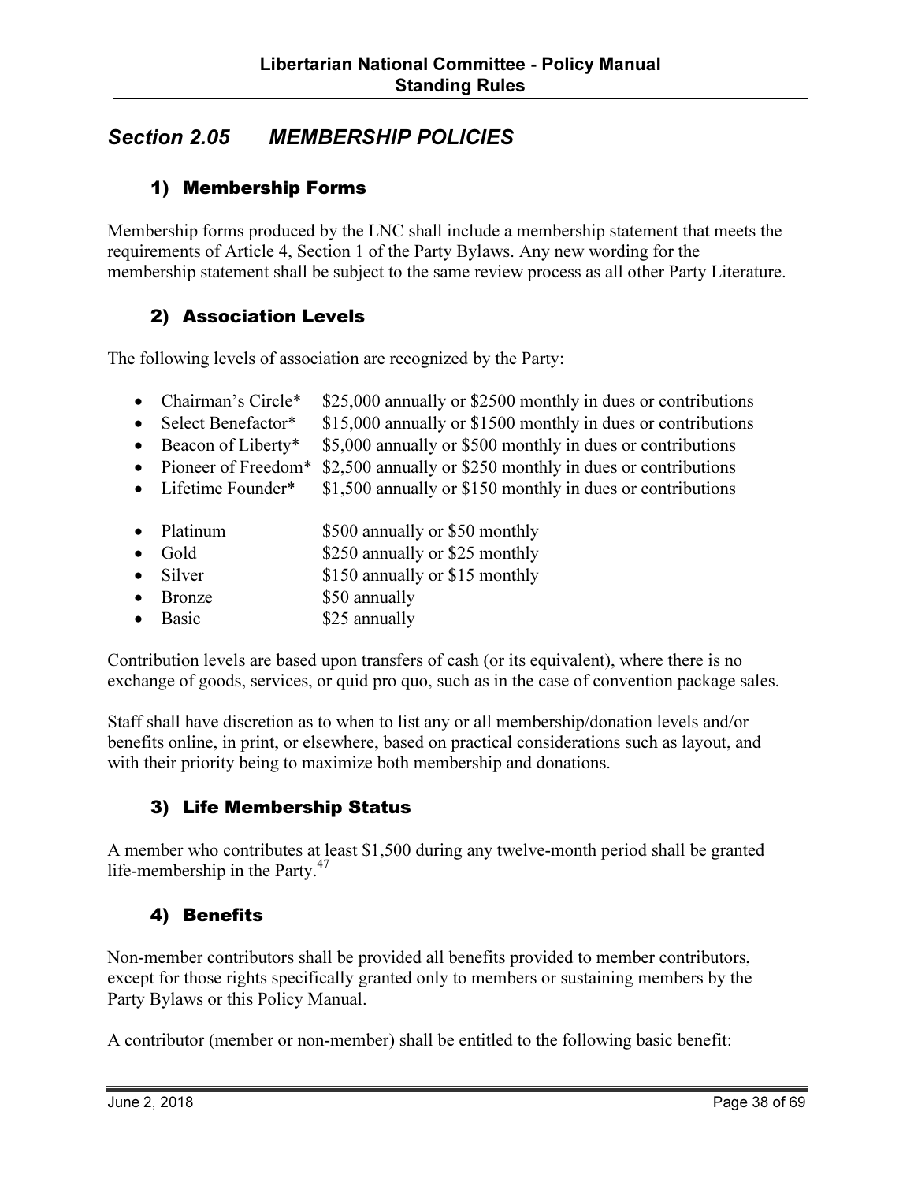## *Section 2.05 MEMBERSHIP POLICIES*

### 1) Membership Forms

Membership forms produced by the LNC shall include a membership statement that meets the requirements of Article 4, Section 1 of the Party Bylaws. Any new wording for the membership statement shall be subject to the same review process as all other Party Literature.

### 2) Association Levels

The following levels of association are recognized by the Party:

- Chairman's Circle* $25,000 annually or $2500 monthly in dues or contributions
- Select Benefactor* $15,000 annually or $1500 monthly in dues or contributions
- Beacon of Liberty* $5,000 annually or $500 monthly in dues or contributions
- Pioneer of Freedom* $2,500 annually or $250 monthly in dues or contributions
- Lifetime Founder* $1,500 annually or $150 monthly in dues or contributions

- Platinum $500 annually or $50 monthly
- Gold $250 annually or $25 monthly
- Silver $150 annually or $15 monthly
- Bronze $50 annually
- Basic $25 annually

Contribution levels are based upon transfers of cash (or its equivalent), where there is no exchange of goods, services, or quid pro quo, such as in the case of convention package sales.

Staff shall have discretion as to when to list any or all membership/donation levels and/or benefits online, in print, or elsewhere, based on practical considerations such as layout, and with their priority being to maximize both membership and donations.

### 3) Life Membership Status

A member who contributes at least $1,500 during any twelve-month period shall be granted life-membership in the Party.[47]

### 4) Benefits

Non-member contributors shall be provided all benefits provided to member contributors, except for those rights specifically granted only to members or sustaining members by the Party Bylaws or this Policy Manual.

A contributor (member or non-member) shall be entitled to the following basic benefit: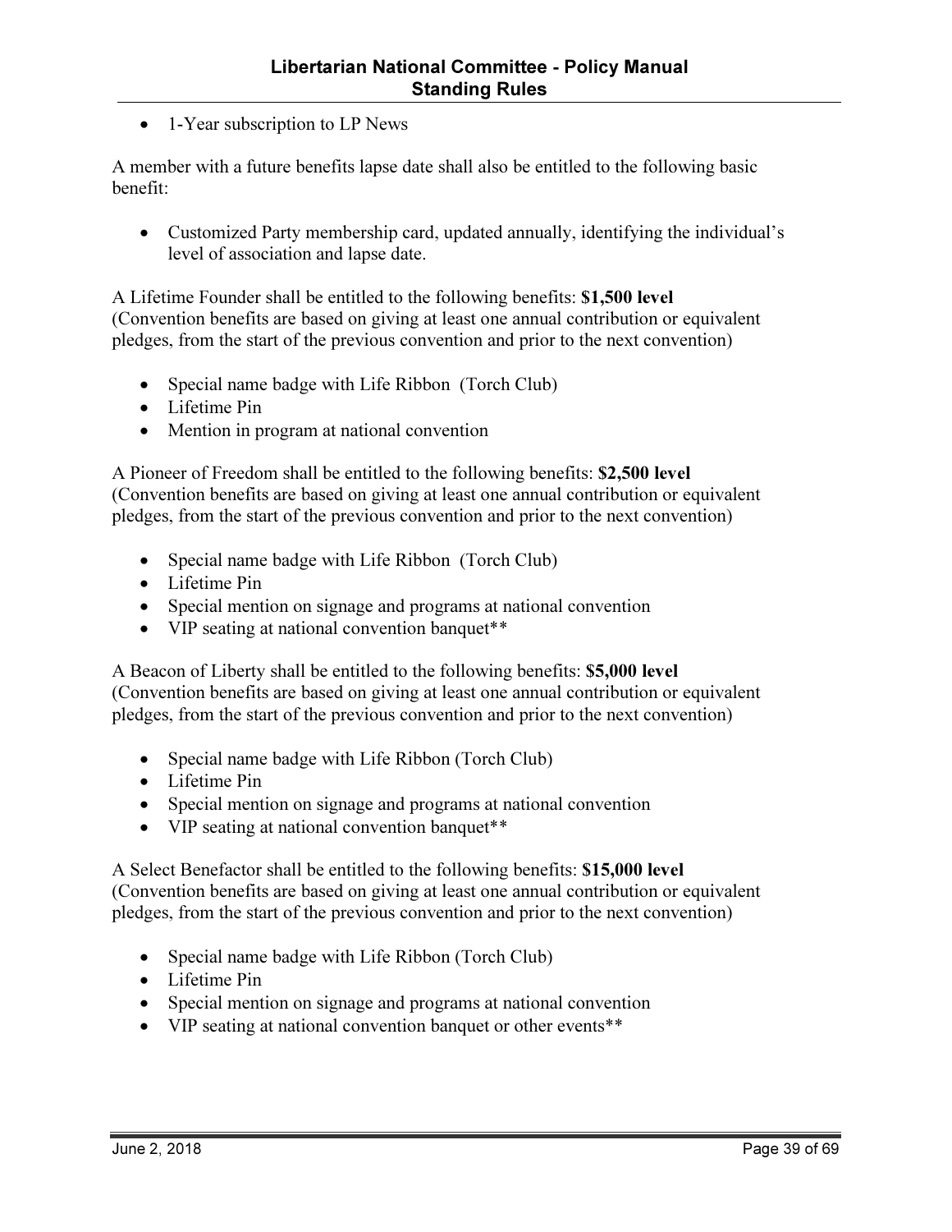- 1-Year subscription to LP News

A member with a future benefits lapse date shall also be entitled to the following basic benefit:

- Customized Party membership card, updated annually, identifying the individual's level of association and lapse date.

A Lifetime Founder shall be entitled to the following benefits: **$1,500 level** (Convention benefits are based on giving at least one annual contribution or equivalent pledges, from the start of the previous convention and prior to the next convention)

- Special name badge with Life Ribbon (Torch Club)
- Lifetime Pin
- Mention in program at national convention

A Pioneer of Freedom shall be entitled to the following benefits: **$2,500 level** (Convention benefits are based on giving at least one annual contribution or equivalent pledges, from the start of the previous convention and prior to the next convention)

- Special name badge with Life Ribbon (Torch Club)
- Lifetime Pin
- Special mention on signage and programs at national convention
- VIP seating at national convention banquet**

A Beacon of Liberty shall be entitled to the following benefits: **$5,000 level** (Convention benefits are based on giving at least one annual contribution or equivalent pledges, from the start of the previous convention and prior to the next convention)

- Special name badge with Life Ribbon (Torch Club)
- Lifetime Pin
- Special mention on signage and programs at national convention
- VIP seating at national convention banquet**

A Select Benefactor shall be entitled to the following benefits: **$15,000 level** (Convention benefits are based on giving at least one annual contribution or equivalent pledges, from the start of the previous convention and prior to the next convention)

- Special name badge with Life Ribbon (Torch Club)
- Lifetime Pin
- Special mention on signage and programs at national convention
- VIP seating at national convention banquet or other events**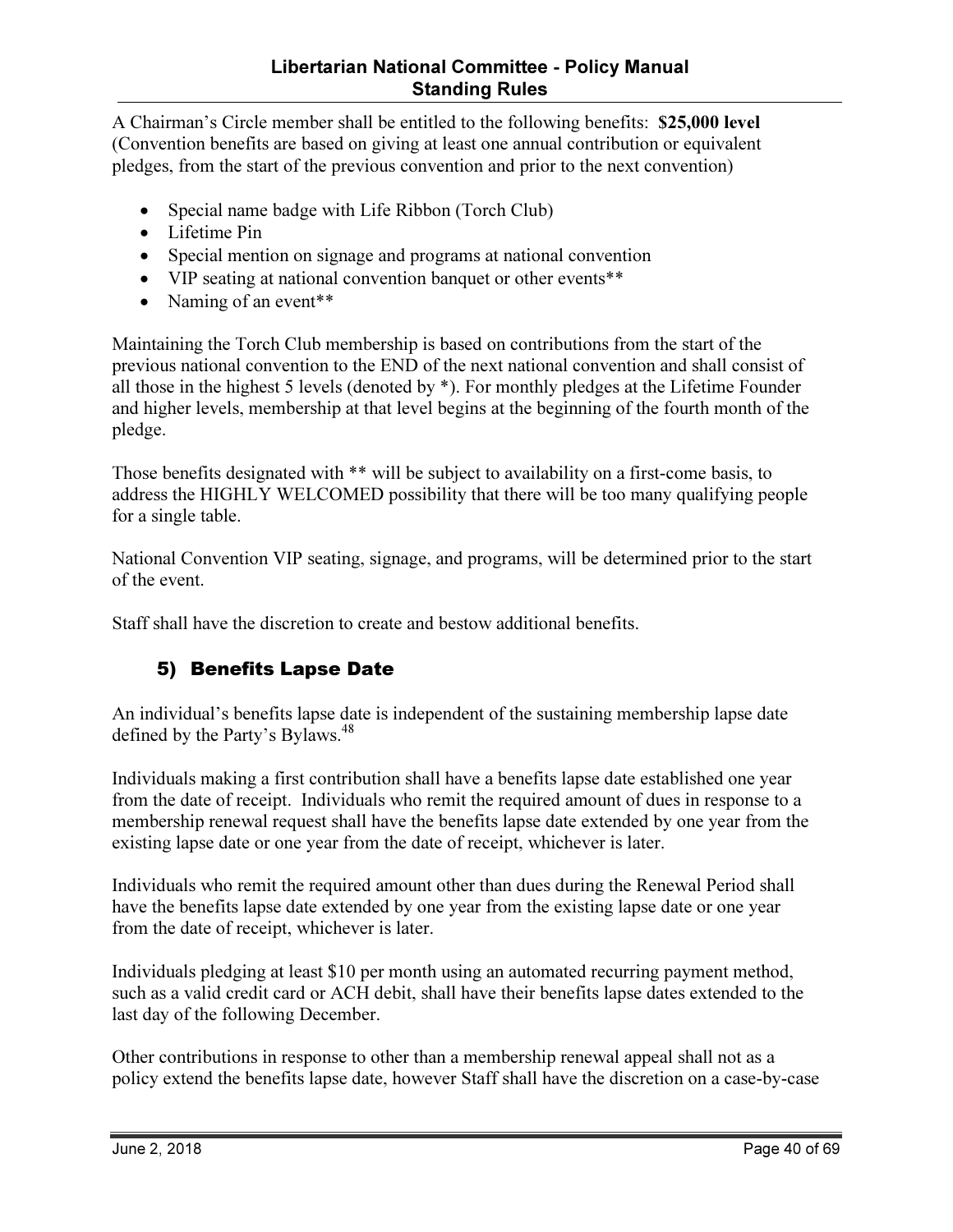A Chairman's Circle member shall be entitled to the following benefits: **$25,000 level** (Convention benefits are based on giving at least one annual contribution or equivalent pledges, from the start of the previous convention and prior to the next convention)

- Special name badge with Life Ribbon (Torch Club)
- Lifetime Pin
- Special mention on signage and programs at national convention
- VIP seating at national convention banquet or other events**
- Naming of an event**

Maintaining the Torch Club membership is based on contributions from the start of the previous national convention to the END of the next national convention and shall consist of all those in the highest 5 levels (denoted by *). For monthly pledges at the Lifetime Founder and higher levels, membership at that level begins at the beginning of the fourth month of the pledge.

Those benefits designated with ** will be subject to availability on a first-come basis, to address the HIGHLY WELCOMED possibility that there will be too many qualifying people for a single table.

National Convention VIP seating, signage, and programs, will be determined prior to the start of the event.

Staff shall have the discretion to create and bestow additional benefits.

### 5) Benefits Lapse Date

An individual's benefits lapse date is independent of the sustaining membership lapse date defined by the Party's Bylaws.[48]

Individuals making a first contribution shall have a benefits lapse date established one year from the date of receipt. Individuals who remit the required amount of dues in response to a membership renewal request shall have the benefits lapse date extended by one year from the existing lapse date or one year from the date of receipt, whichever is later.

Individuals who remit the required amount other than dues during the Renewal Period shall have the benefits lapse date extended by one year from the existing lapse date or one year from the date of receipt, whichever is later.

Individuals pledging at least $10 per month using an automated recurring payment method, such as a valid credit card or ACH debit, shall have their benefits lapse dates extended to the last day of the following December.

Other contributions in response to other than a membership renewal appeal shall not as a policy extend the benefits lapse date, however Staff shall have the discretion on a case-by-case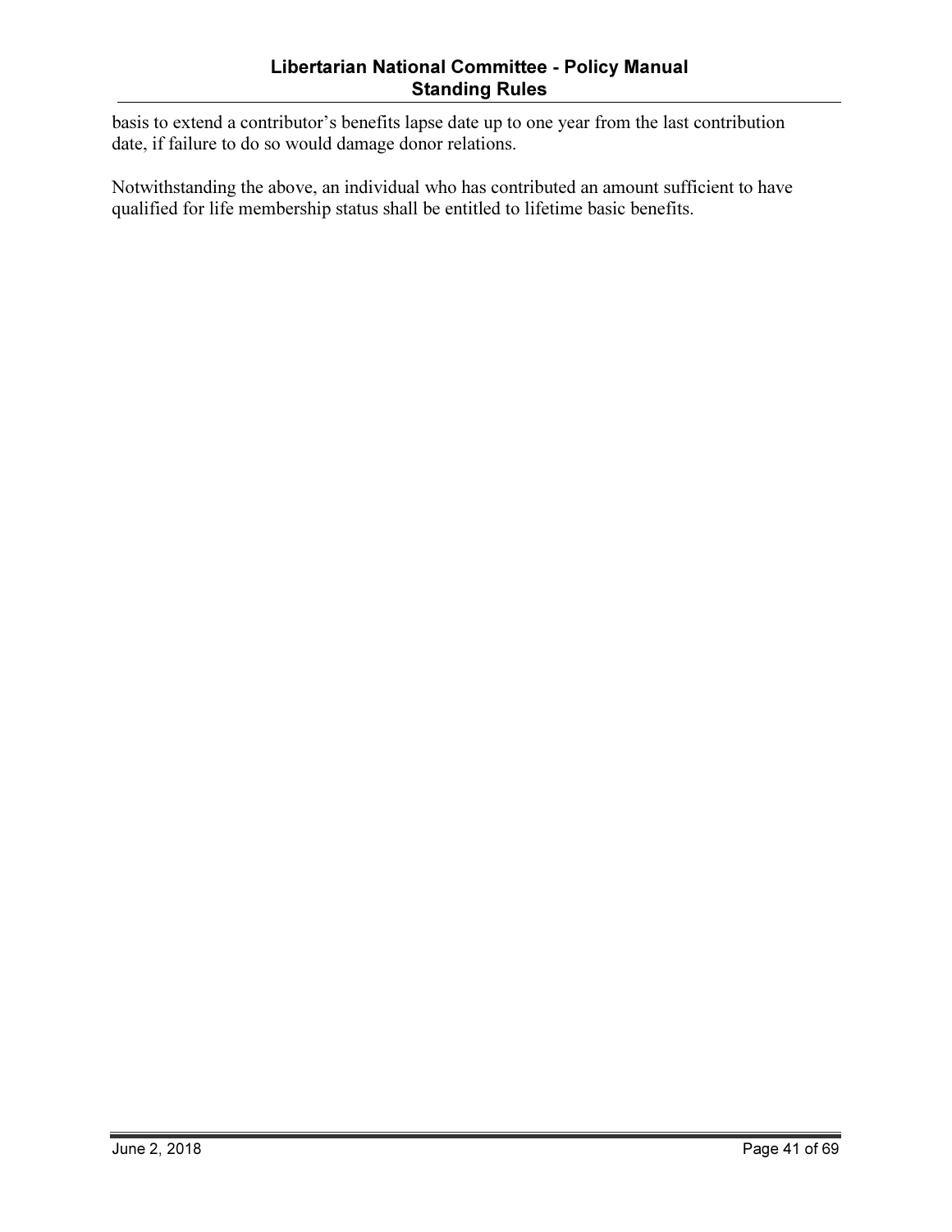basis to extend a contributor's benefits lapse date up to one year from the last contribution date, if failure to do so would damage donor relations.

Notwithstanding the above, an individual who has contributed an amount sufficient to have qualified for life membership status shall be entitled to lifetime basic benefits.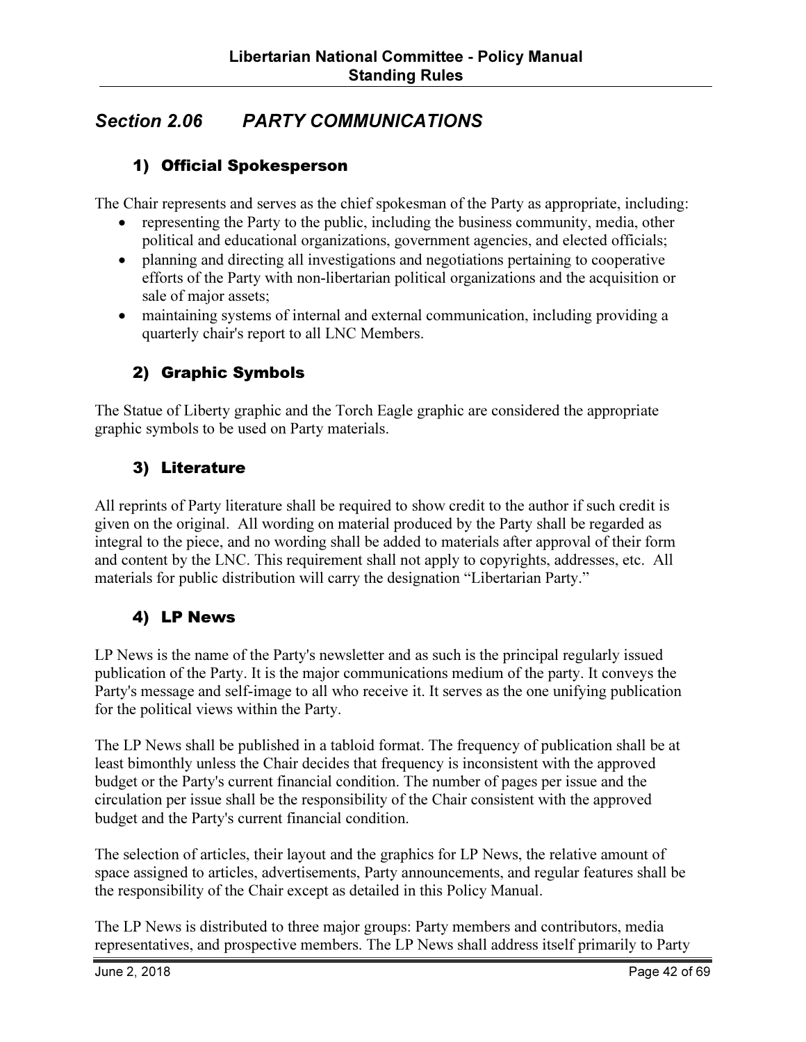## *Section 2.06 PARTY COMMUNICATIONS*

### 1) Official Spokesperson

The Chair represents and serves as the chief spokesman of the Party as appropriate, including:

- representing the Party to the public, including the business community, media, other political and educational organizations, government agencies, and elected officials;
- planning and directing all investigations and negotiations pertaining to cooperative efforts of the Party with non-libertarian political organizations and the acquisition or sale of major assets;
- maintaining systems of internal and external communication, including providing a quarterly chair's report to all LNC Members.

### 2) Graphic Symbols

The Statue of Liberty graphic and the Torch Eagle graphic are considered the appropriate graphic symbols to be used on Party materials.

### 3) Literature

All reprints of Party literature shall be required to show credit to the author if such credit is given on the original. All wording on material produced by the Party shall be regarded as integral to the piece, and no wording shall be added to materials after approval of their form and content by the LNC. This requirement shall not apply to copyrights, addresses, etc. All materials for public distribution will carry the designation "Libertarian Party."

### 4) LP News

LP News is the name of the Party's newsletter and as such is the principal regularly issued publication of the Party. It is the major communications medium of the party. It conveys the Party's message and self-image to all who receive it. It serves as the one unifying publication for the political views within the Party.

The LP News shall be published in a tabloid format. The frequency of publication shall be at least bimonthly unless the Chair decides that frequency is inconsistent with the approved budget or the Party's current financial condition. The number of pages per issue and the circulation per issue shall be the responsibility of the Chair consistent with the approved budget and the Party's current financial condition.

The selection of articles, their layout and the graphics for LP News, the relative amount of space assigned to articles, advertisements, Party announcements, and regular features shall be the responsibility of the Chair except as detailed in this Policy Manual.

The LP News is distributed to three major groups: Party members and contributors, media representatives, and prospective members. The LP News shall address itself primarily to Party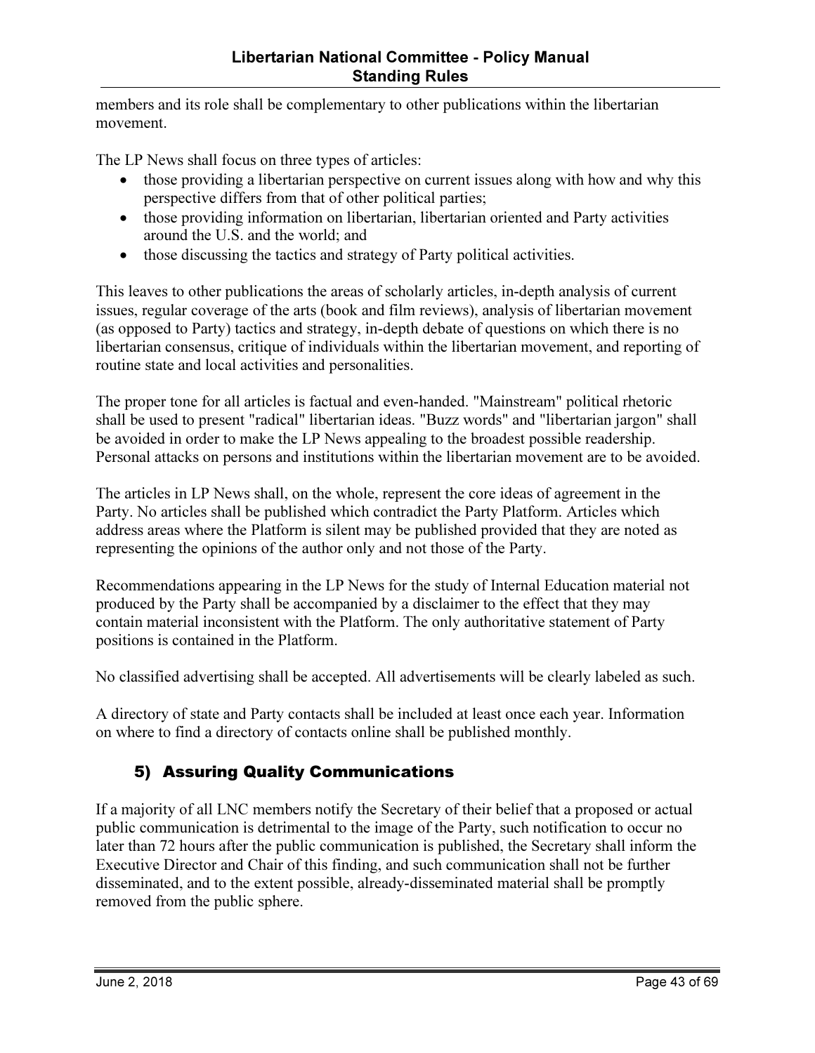members and its role shall be complementary to other publications within the libertarian movement.

The LP News shall focus on three types of articles:

- those providing a libertarian perspective on current issues along with how and why this perspective differs from that of other political parties;
- those providing information on libertarian, libertarian oriented and Party activities around the U.S. and the world; and
- those discussing the tactics and strategy of Party political activities.

This leaves to other publications the areas of scholarly articles, in-depth analysis of current issues, regular coverage of the arts (book and film reviews), analysis of libertarian movement (as opposed to Party) tactics and strategy, in-depth debate of questions on which there is no libertarian consensus, critique of individuals within the libertarian movement, and reporting of routine state and local activities and personalities.

The proper tone for all articles is factual and even-handed. "Mainstream" political rhetoric shall be used to present "radical" libertarian ideas. "Buzz words" and "libertarian jargon" shall be avoided in order to make the LP News appealing to the broadest possible readership. Personal attacks on persons and institutions within the libertarian movement are to be avoided.

The articles in LP News shall, on the whole, represent the core ideas of agreement in the Party. No articles shall be published which contradict the Party Platform. Articles which address areas where the Platform is silent may be published provided that they are noted as representing the opinions of the author only and not those of the Party.

Recommendations appearing in the LP News for the study of Internal Education material not produced by the Party shall be accompanied by a disclaimer to the effect that they may contain material inconsistent with the Platform. The only authoritative statement of Party positions is contained in the Platform.

No classified advertising shall be accepted. All advertisements will be clearly labeled as such.

A directory of state and Party contacts shall be included at least once each year. Information on where to find a directory of contacts online shall be published monthly.

## 5) Assuring Quality Communications

If a majority of all LNC members notify the Secretary of their belief that a proposed or actual public communication is detrimental to the image of the Party, such notification to occur no later than 72 hours after the public communication is published, the Secretary shall inform the Executive Director and Chair of this finding, and such communication shall not be further disseminated, and to the extent possible, already-disseminated material shall be promptly removed from the public sphere.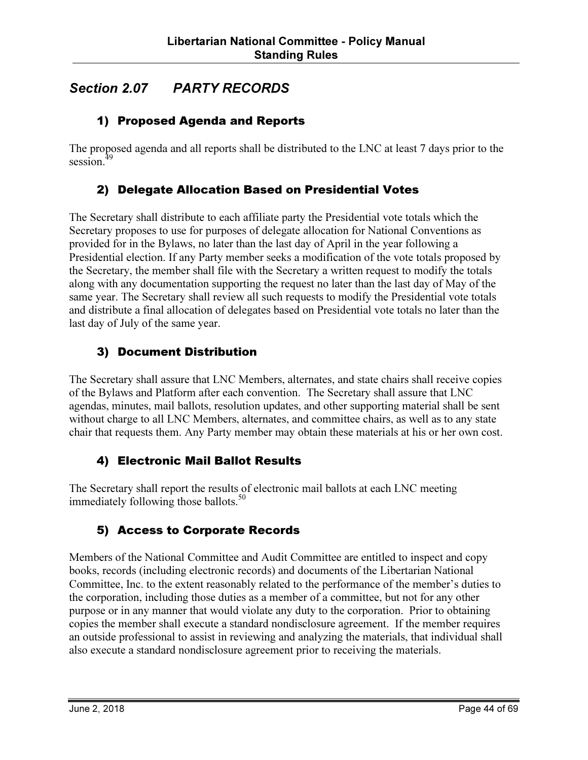## *Section 2.07 PARTY RECORDS*

### 1) Proposed Agenda and Reports

The proposed agenda and all reports shall be distributed to the LNC at least 7 days prior to the session.[49]

### 2) Delegate Allocation Based on Presidential Votes

The Secretary shall distribute to each affiliate party the Presidential vote totals which the Secretary proposes to use for purposes of delegate allocation for National Conventions as provided for in the Bylaws, no later than the last day of April in the year following a Presidential election. If any Party member seeks a modification of the vote totals proposed by the Secretary, the member shall file with the Secretary a written request to modify the totals along with any documentation supporting the request no later than the last day of May of the same year. The Secretary shall review all such requests to modify the Presidential vote totals and distribute a final allocation of delegates based on Presidential vote totals no later than the last day of July of the same year.

### 3) Document Distribution

The Secretary shall assure that LNC Members, alternates, and state chairs shall receive copies of the Bylaws and Platform after each convention. The Secretary shall assure that LNC agendas, minutes, mail ballots, resolution updates, and other supporting material shall be sent without charge to all LNC Members, alternates, and committee chairs, as well as to any state chair that requests them. Any Party member may obtain these materials at his or her own cost.

### 4) Electronic Mail Ballot Results

The Secretary shall report the results of electronic mail ballots at each LNC meeting immediately following those ballots.[50]

### 5) Access to Corporate Records

Members of the National Committee and Audit Committee are entitled to inspect and copy books, records (including electronic records) and documents of the Libertarian National Committee, Inc. to the extent reasonably related to the performance of the member's duties to the corporation, including those duties as a member of a committee, but not for any other purpose or in any manner that would violate any duty to the corporation. Prior to obtaining copies the member shall execute a standard nondisclosure agreement. If the member requires an outside professional to assist in reviewing and analyzing the materials, that individual shall also execute a standard nondisclosure agreement prior to receiving the materials.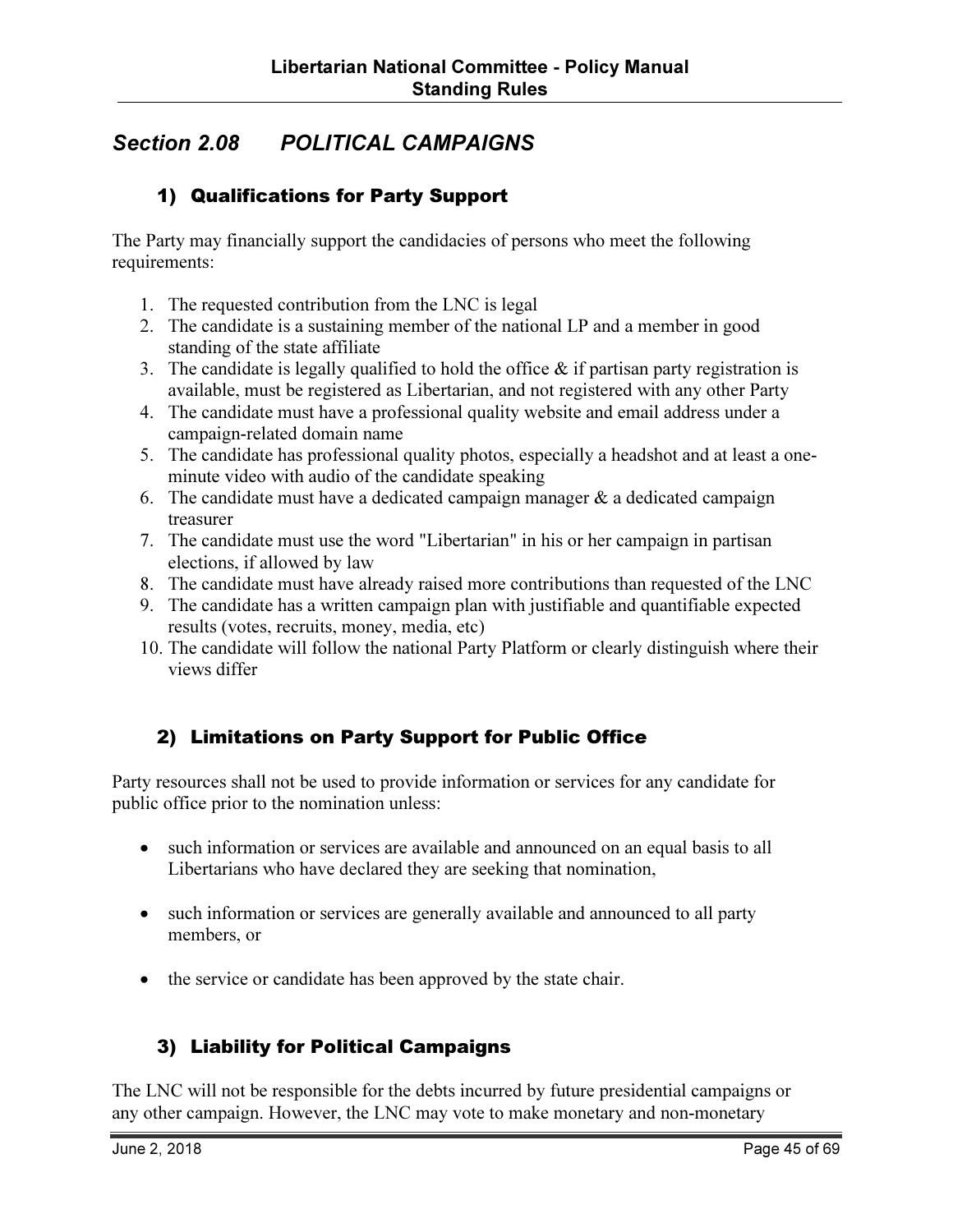## *Section 2.08 POLITICAL CAMPAIGNS*

### 1) Qualifications for Party Support

The Party may financially support the candidacies of persons who meet the following requirements:

1. The requested contribution from the LNC is legal
2. The candidate is a sustaining member of the national LP and a member in good standing of the state affiliate
3. The candidate is legally qualified to hold the office & if partisan party registration is available, must be registered as Libertarian, and not registered with any other Party
4. The candidate must have a professional quality website and email address under a campaign-related domain name
5. The candidate has professional quality photos, especially a headshot and at least a one-minute video with audio of the candidate speaking
6. The candidate must have a dedicated campaign manager & a dedicated campaign treasurer
7. The candidate must use the word "Libertarian" in his or her campaign in partisan elections, if allowed by law
8. The candidate must have already raised more contributions than requested of the LNC
9. The candidate has a written campaign plan with justifiable and quantifiable expected results (votes, recruits, money, media, etc)
10. The candidate will follow the national Party Platform or clearly distinguish where their views differ

### 2) Limitations on Party Support for Public Office

Party resources shall not be used to provide information or services for any candidate for public office prior to the nomination unless:

- such information or services are available and announced on an equal basis to all Libertarians who have declared they are seeking that nomination,
- such information or services are generally available and announced to all party members, or
- the service or candidate has been approved by the state chair.

### 3) Liability for Political Campaigns

The LNC will not be responsible for the debts incurred by future presidential campaigns or any other campaign. However, the LNC may vote to make monetary and non-monetary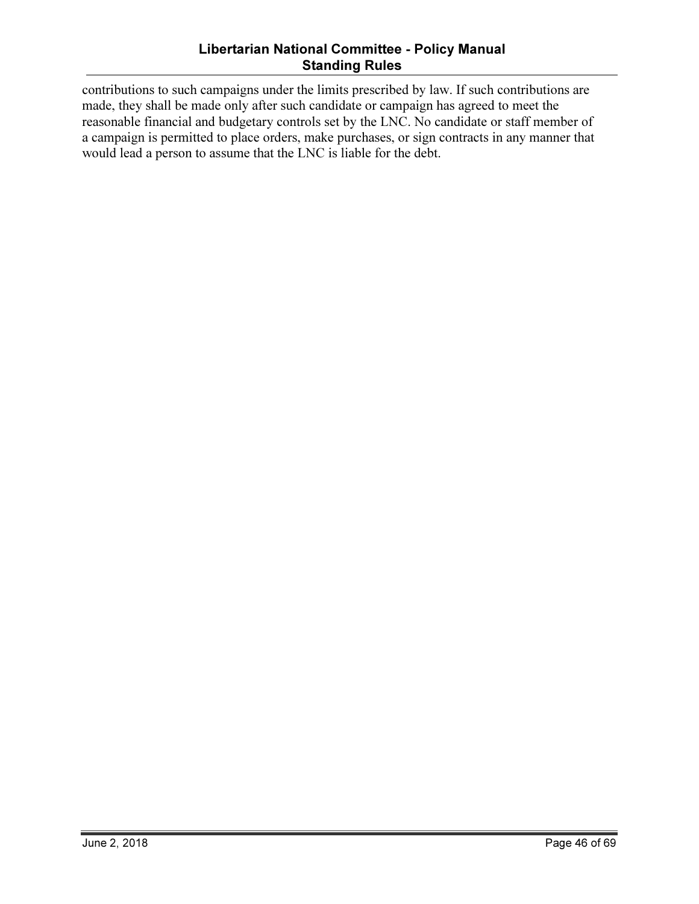contributions to such campaigns under the limits prescribed by law. If such contributions are made, they shall be made only after such candidate or campaign has agreed to meet the reasonable financial and budgetary controls set by the LNC. No candidate or staff member of a campaign is permitted to place orders, make purchases, or sign contracts in any manner that would lead a person to assume that the LNC is liable for the debt.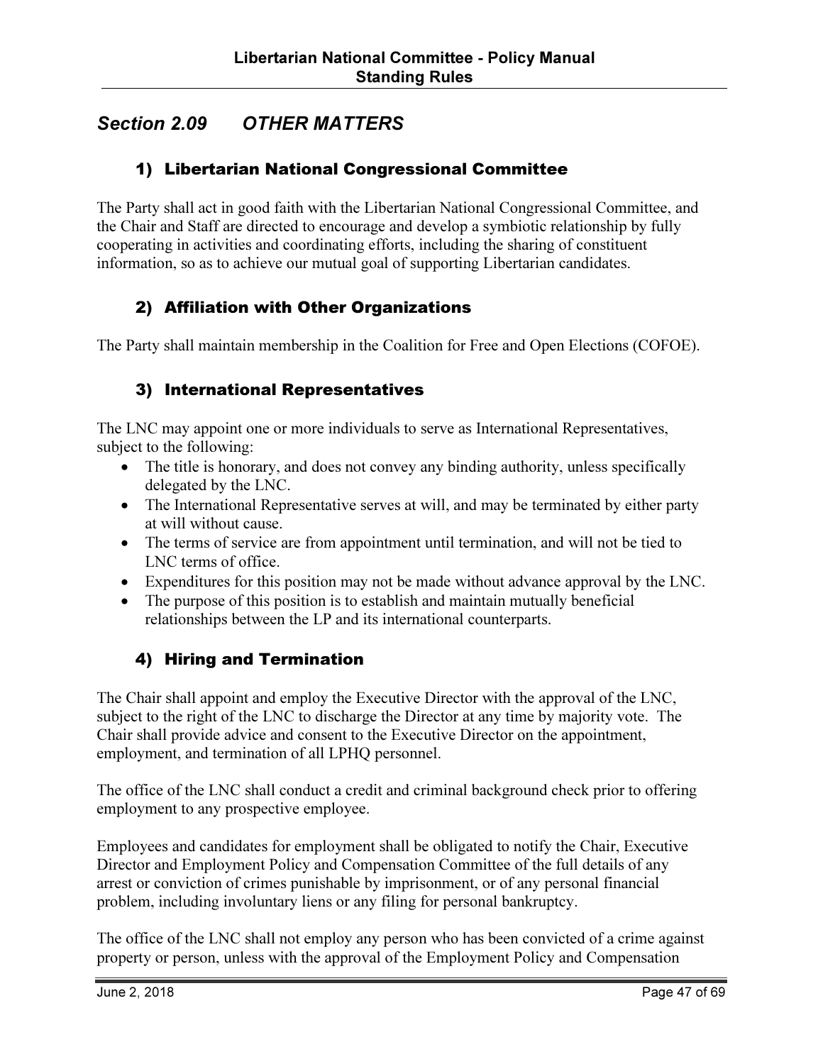## *Section 2.09 OTHER MATTERS*

### 1) Libertarian National Congressional Committee

The Party shall act in good faith with the Libertarian National Congressional Committee, and the Chair and Staff are directed to encourage and develop a symbiotic relationship by fully cooperating in activities and coordinating efforts, including the sharing of constituent information, so as to achieve our mutual goal of supporting Libertarian candidates.

### 2) Affiliation with Other Organizations

The Party shall maintain membership in the Coalition for Free and Open Elections (COFOE).

### 3) International Representatives

The LNC may appoint one or more individuals to serve as International Representatives, subject to the following:

- The title is honorary, and does not convey any binding authority, unless specifically delegated by the LNC.
- The International Representative serves at will, and may be terminated by either party at will without cause.
- The terms of service are from appointment until termination, and will not be tied to LNC terms of office.
- Expenditures for this position may not be made without advance approval by the LNC.
- The purpose of this position is to establish and maintain mutually beneficial relationships between the LP and its international counterparts.

### 4) Hiring and Termination

The Chair shall appoint and employ the Executive Director with the approval of the LNC, subject to the right of the LNC to discharge the Director at any time by majority vote. The Chair shall provide advice and consent to the Executive Director on the appointment, employment, and termination of all LPHQ personnel.

The office of the LNC shall conduct a credit and criminal background check prior to offering employment to any prospective employee.

Employees and candidates for employment shall be obligated to notify the Chair, Executive Director and Employment Policy and Compensation Committee of the full details of any arrest or conviction of crimes punishable by imprisonment, or of any personal financial problem, including involuntary liens or any filing for personal bankruptcy.

The office of the LNC shall not employ any person who has been convicted of a crime against property or person, unless with the approval of the Employment Policy and Compensation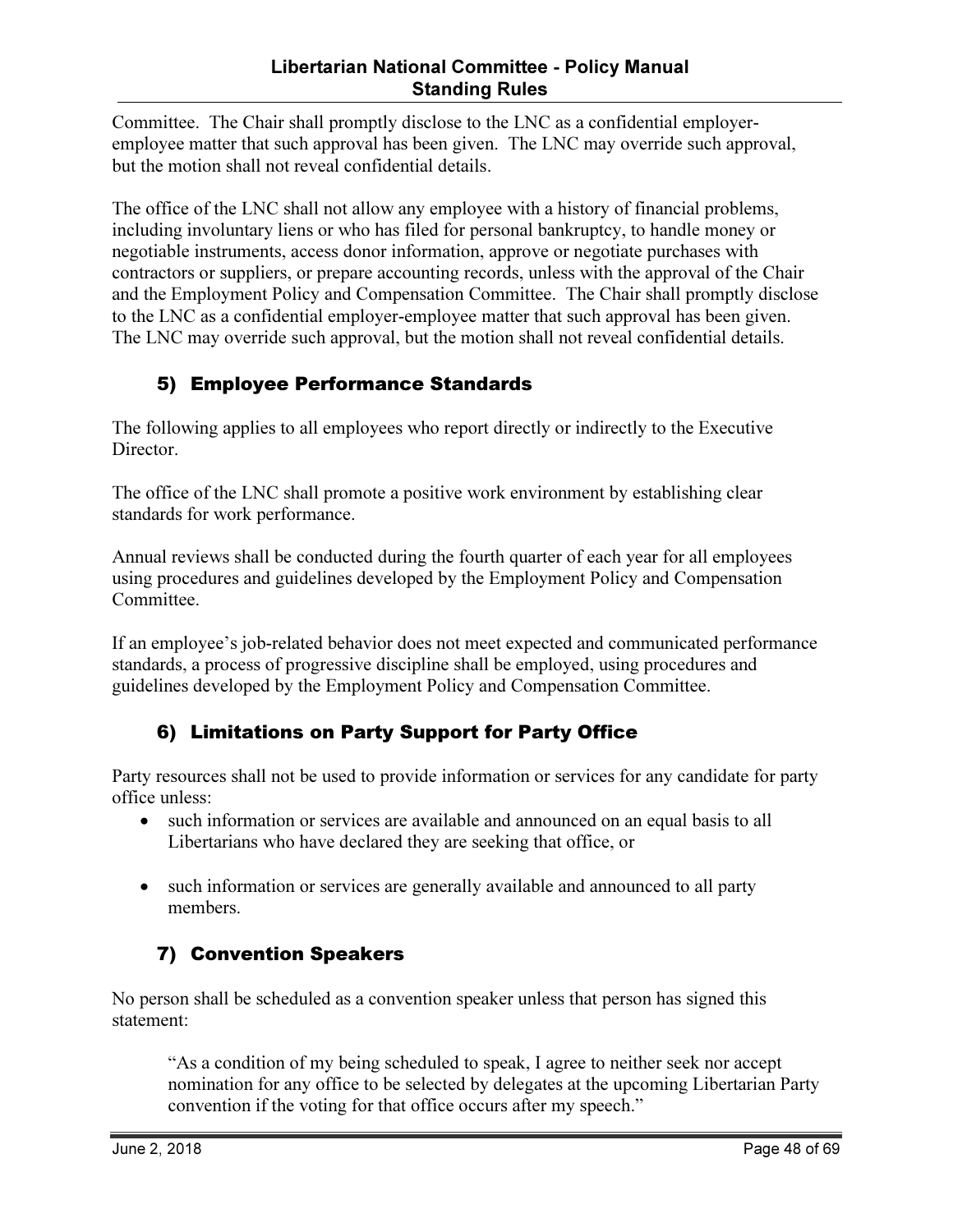Committee. The Chair shall promptly disclose to the LNC as a confidential employer-employee matter that such approval has been given. The LNC may override such approval, but the motion shall not reveal confidential details.

The office of the LNC shall not allow any employee with a history of financial problems, including involuntary liens or who has filed for personal bankruptcy, to handle money or negotiable instruments, access donor information, approve or negotiate purchases with contractors or suppliers, or prepare accounting records, unless with the approval of the Chair and the Employment Policy and Compensation Committee. The Chair shall promptly disclose to the LNC as a confidential employer-employee matter that such approval has been given. The LNC may override such approval, but the motion shall not reveal confidential details.

### 5) Employee Performance Standards

The following applies to all employees who report directly or indirectly to the Executive Director.

The office of the LNC shall promote a positive work environment by establishing clear standards for work performance.

Annual reviews shall be conducted during the fourth quarter of each year for all employees using procedures and guidelines developed by the Employment Policy and Compensation Committee.

If an employee's job-related behavior does not meet expected and communicated performance standards, a process of progressive discipline shall be employed, using procedures and guidelines developed by the Employment Policy and Compensation Committee.

### 6) Limitations on Party Support for Party Office

Party resources shall not be used to provide information or services for any candidate for party office unless:

- such information or services are available and announced on an equal basis to all Libertarians who have declared they are seeking that office, or
- such information or services are generally available and announced to all party members.

### 7) Convention Speakers

No person shall be scheduled as a convention speaker unless that person has signed this statement:

> "As a condition of my being scheduled to speak, I agree to neither seek nor accept nomination for any office to be selected by delegates at the upcoming Libertarian Party convention if the voting for that office occurs after my speech."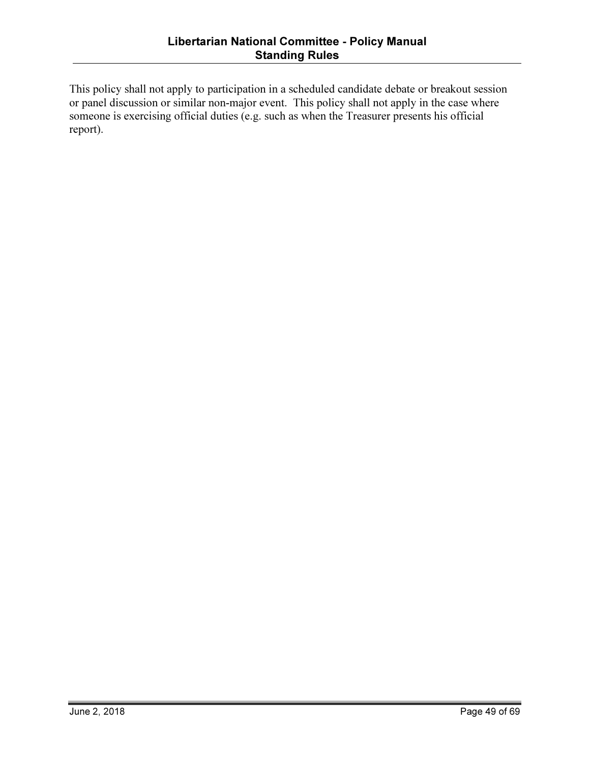This policy shall not apply to participation in a scheduled candidate debate or breakout session or panel discussion or similar non-major event. This policy shall not apply in the case where someone is exercising official duties (e.g. such as when the Treasurer presents his official report).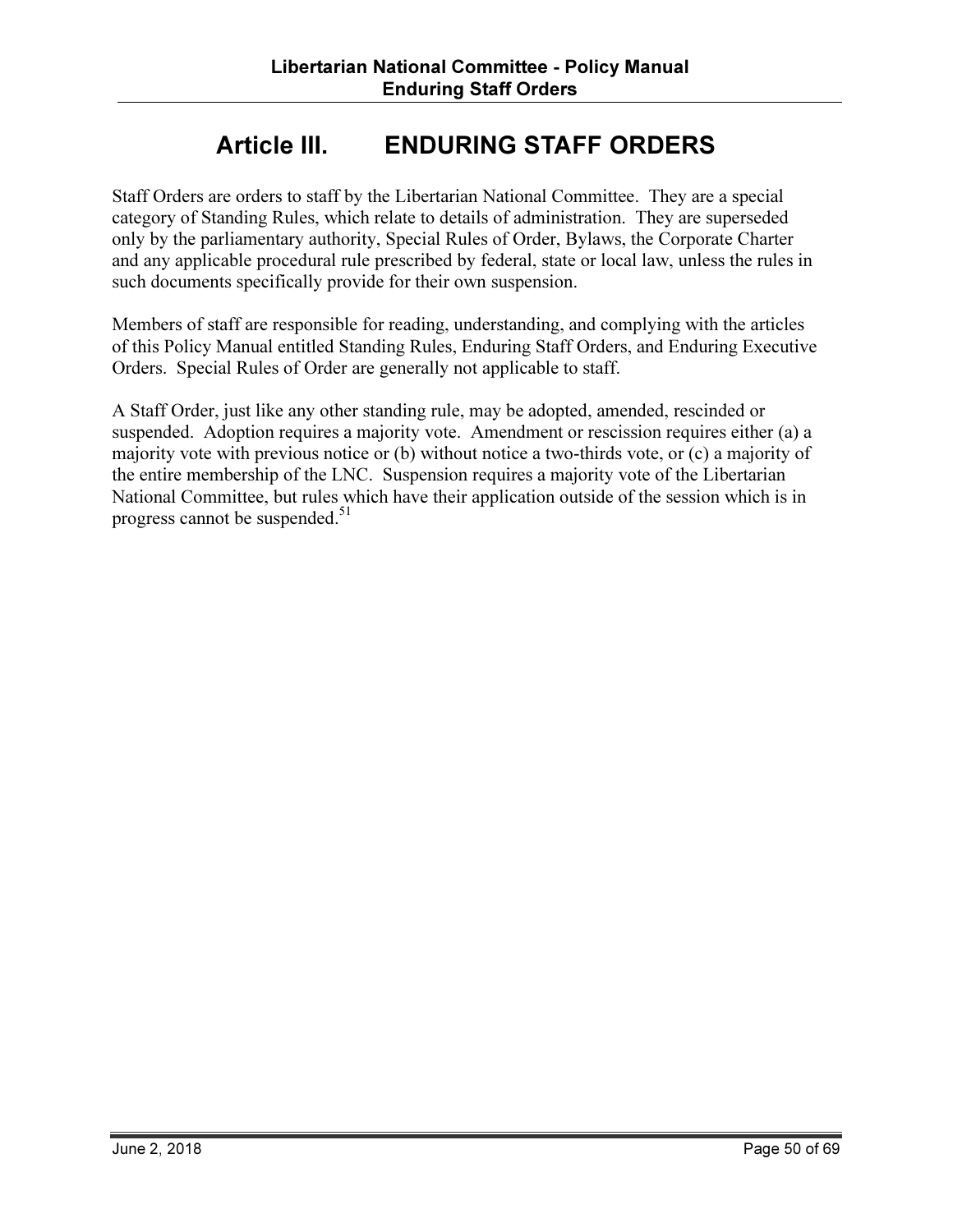# Article III. ENDURING STAFF ORDERS

Staff Orders are orders to staff by the Libertarian National Committee. They are a special category of Standing Rules, which relate to details of administration. They are superseded only by the parliamentary authority, Special Rules of Order, Bylaws, the Corporate Charter and any applicable procedural rule prescribed by federal, state or local law, unless the rules in such documents specifically provide for their own suspension.

Members of staff are responsible for reading, understanding, and complying with the articles of this Policy Manual entitled Standing Rules, Enduring Staff Orders, and Enduring Executive Orders. Special Rules of Order are generally not applicable to staff.

A Staff Order, just like any other standing rule, may be adopted, amended, rescinded or suspended. Adoption requires a majority vote. Amendment or rescission requires either (a) a majority vote with previous notice or (b) without notice a two-thirds vote, or (c) a majority of the entire membership of the LNC. Suspension requires a majority vote of the Libertarian National Committee, but rules which have their application outside of the session which is in progress cannot be suspended.[51]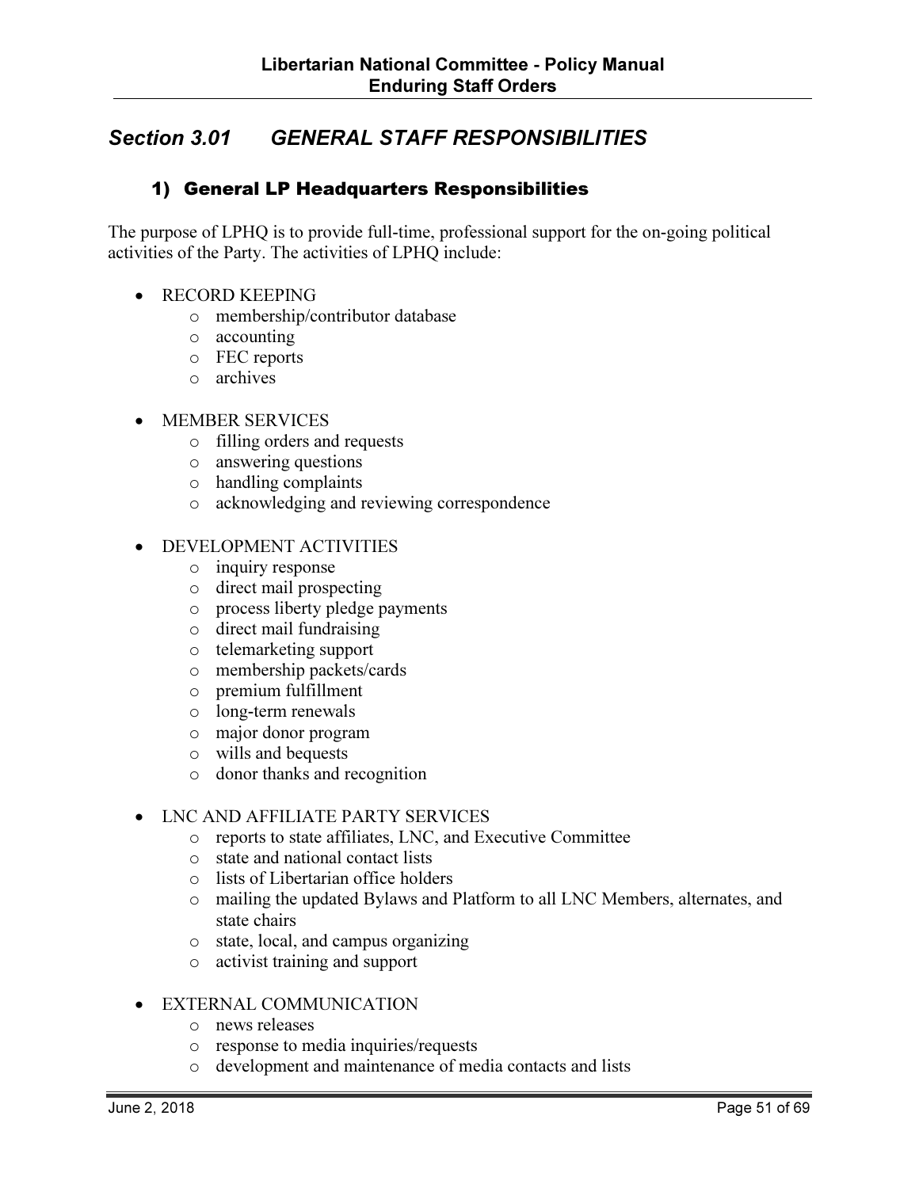## *Section 3.01 GENERAL STAFF RESPONSIBILITIES*

### 1) General LP Headquarters Responsibilities

The purpose of LPHQ is to provide full-time, professional support for the on-going political activities of the Party. The activities of LPHQ include:

- RECORD KEEPING
  - membership/contributor database
  - accounting
  - FEC reports
  - archives
- MEMBER SERVICES
  - filling orders and requests
  - answering questions
  - handling complaints
  - acknowledging and reviewing correspondence
- DEVELOPMENT ACTIVITIES
  - inquiry response
  - direct mail prospecting
  - process liberty pledge payments
  - direct mail fundraising
  - telemarketing support
  - membership packets/cards
  - premium fulfillment
  - long-term renewals
  - major donor program
  - wills and bequests
  - donor thanks and recognition
- LNC AND AFFILIATE PARTY SERVICES
  - reports to state affiliates, LNC, and Executive Committee
  - state and national contact lists
  - lists of Libertarian office holders
  - mailing the updated Bylaws and Platform to all LNC Members, alternates, and state chairs
  - state, local, and campus organizing
  - activist training and support
- EXTERNAL COMMUNICATION
  - news releases
  - response to media inquiries/requests
  - development and maintenance of media contacts and lists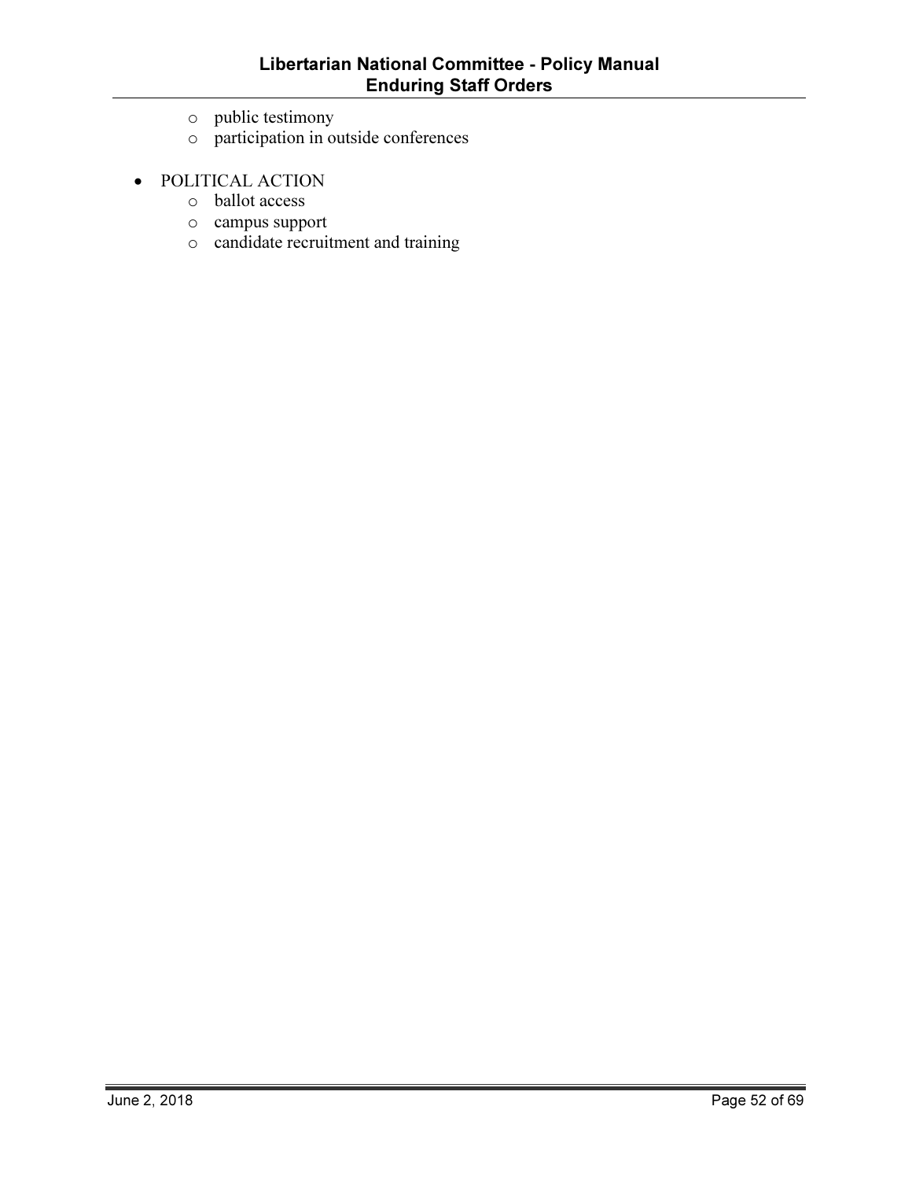- public testimony
  - participation in outside conferences

- POLITICAL ACTION
  - ballot access
  - campus support
  - candidate recruitment and training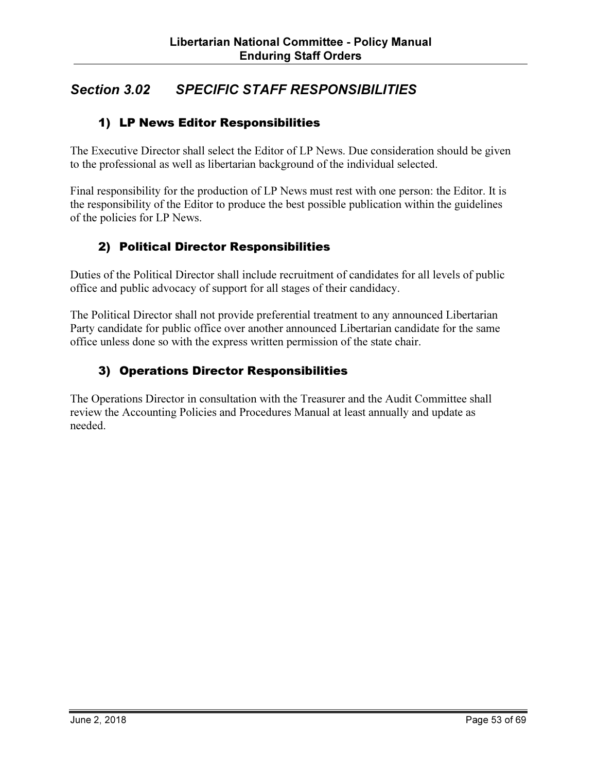## Section 3.02 SPECIFIC STAFF RESPONSIBILITIES

### 1) LP News Editor Responsibilities

The Executive Director shall select the Editor of LP News. Due consideration should be given to the professional as well as libertarian background of the individual selected.

Final responsibility for the production of LP News must rest with one person: the Editor. It is the responsibility of the Editor to produce the best possible publication within the guidelines of the policies for LP News.

### 2) Political Director Responsibilities

Duties of the Political Director shall include recruitment of candidates for all levels of public office and public advocacy of support for all stages of their candidacy.

The Political Director shall not provide preferential treatment to any announced Libertarian Party candidate for public office over another announced Libertarian candidate for the same office unless done so with the express written permission of the state chair.

### 3) Operations Director Responsibilities

The Operations Director in consultation with the Treasurer and the Audit Committee shall review the Accounting Policies and Procedures Manual at least annually and update as needed.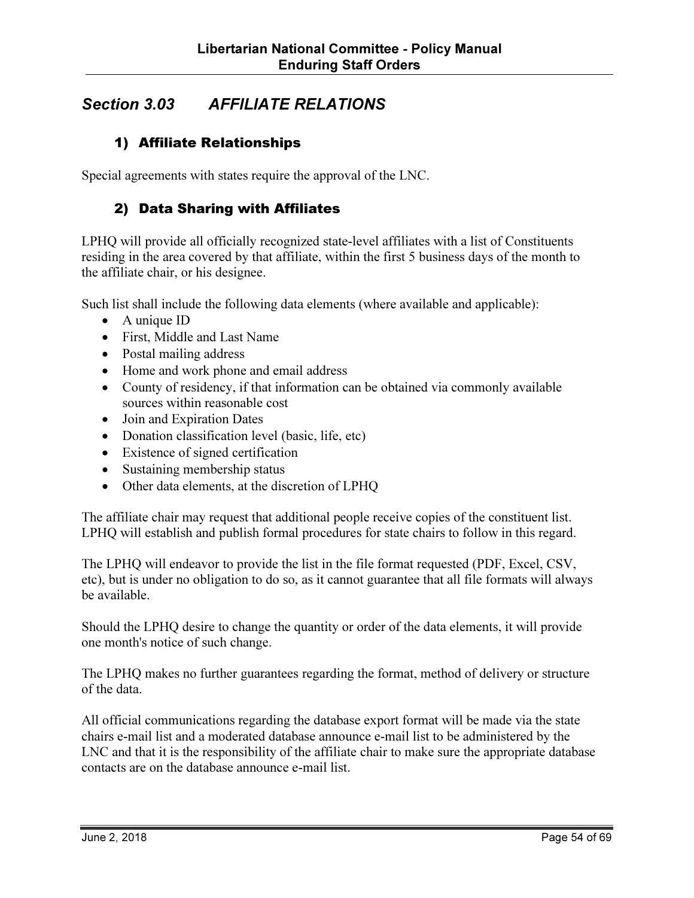## *Section 3.03 AFFILIATE RELATIONS*

### 1) Affiliate Relationships

Special agreements with states require the approval of the LNC.

### 2) Data Sharing with Affiliates

LPHQ will provide all officially recognized state-level affiliates with a list of Constituents residing in the area covered by that affiliate, within the first 5 business days of the month to the affiliate chair, or his designee.

Such list shall include the following data elements (where available and applicable):

- A unique ID
- First, Middle and Last Name
- Postal mailing address
- Home and work phone and email address
- County of residency, if that information can be obtained via commonly available sources within reasonable cost
- Join and Expiration Dates
- Donation classification level (basic, life, etc)
- Existence of signed certification
- Sustaining membership status
- Other data elements, at the discretion of LPHQ

The affiliate chair may request that additional people receive copies of the constituent list. LPHQ will establish and publish formal procedures for state chairs to follow in this regard.

The LPHQ will endeavor to provide the list in the file format requested (PDF, Excel, CSV, etc), but is under no obligation to do so, as it cannot guarantee that all file formats will always be available.

Should the LPHQ desire to change the quantity or order of the data elements, it will provide one month's notice of such change.

The LPHQ makes no further guarantees regarding the format, method of delivery or structure of the data.

All official communications regarding the database export format will be made via the state chairs e-mail list and a moderated database announce e-mail list to be administered by the LNC and that it is the responsibility of the affiliate chair to make sure the appropriate database contacts are on the database announce e-mail list.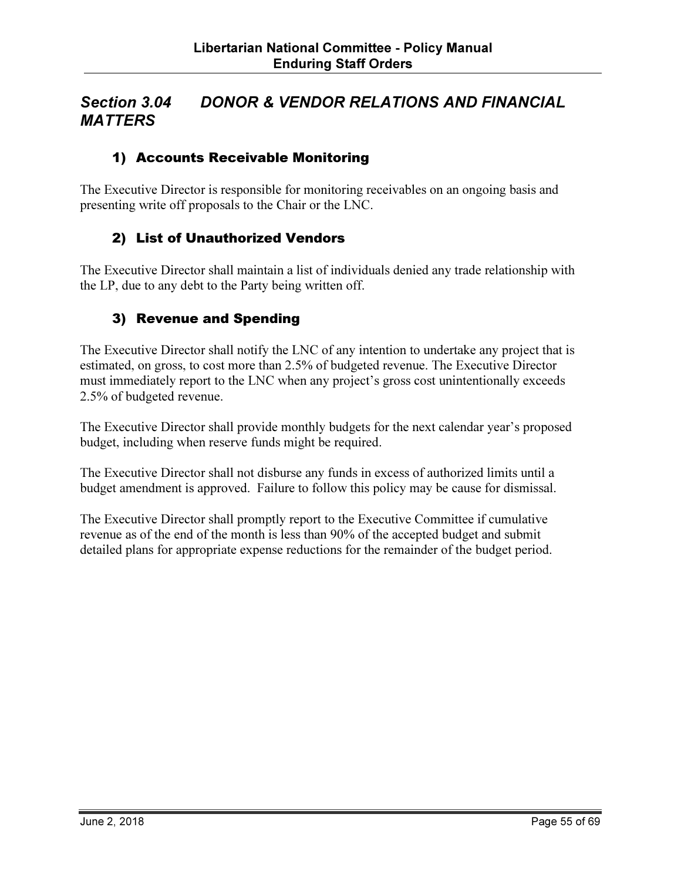## *Section 3.04 DONOR & VENDOR RELATIONS AND FINANCIAL MATTERS*

### 1) Accounts Receivable Monitoring

The Executive Director is responsible for monitoring receivables on an ongoing basis and presenting write off proposals to the Chair or the LNC.

### 2) List of Unauthorized Vendors

The Executive Director shall maintain a list of individuals denied any trade relationship with the LP, due to any debt to the Party being written off.

### 3) Revenue and Spending

The Executive Director shall notify the LNC of any intention to undertake any project that is estimated, on gross, to cost more than 2.5% of budgeted revenue. The Executive Director must immediately report to the LNC when any project's gross cost unintentionally exceeds 2.5% of budgeted revenue.

The Executive Director shall provide monthly budgets for the next calendar year's proposed budget, including when reserve funds might be required.

The Executive Director shall not disburse any funds in excess of authorized limits until a budget amendment is approved. Failure to follow this policy may be cause for dismissal.

The Executive Director shall promptly report to the Executive Committee if cumulative revenue as of the end of the month is less than 90% of the accepted budget and submit detailed plans for appropriate expense reductions for the remainder of the budget period.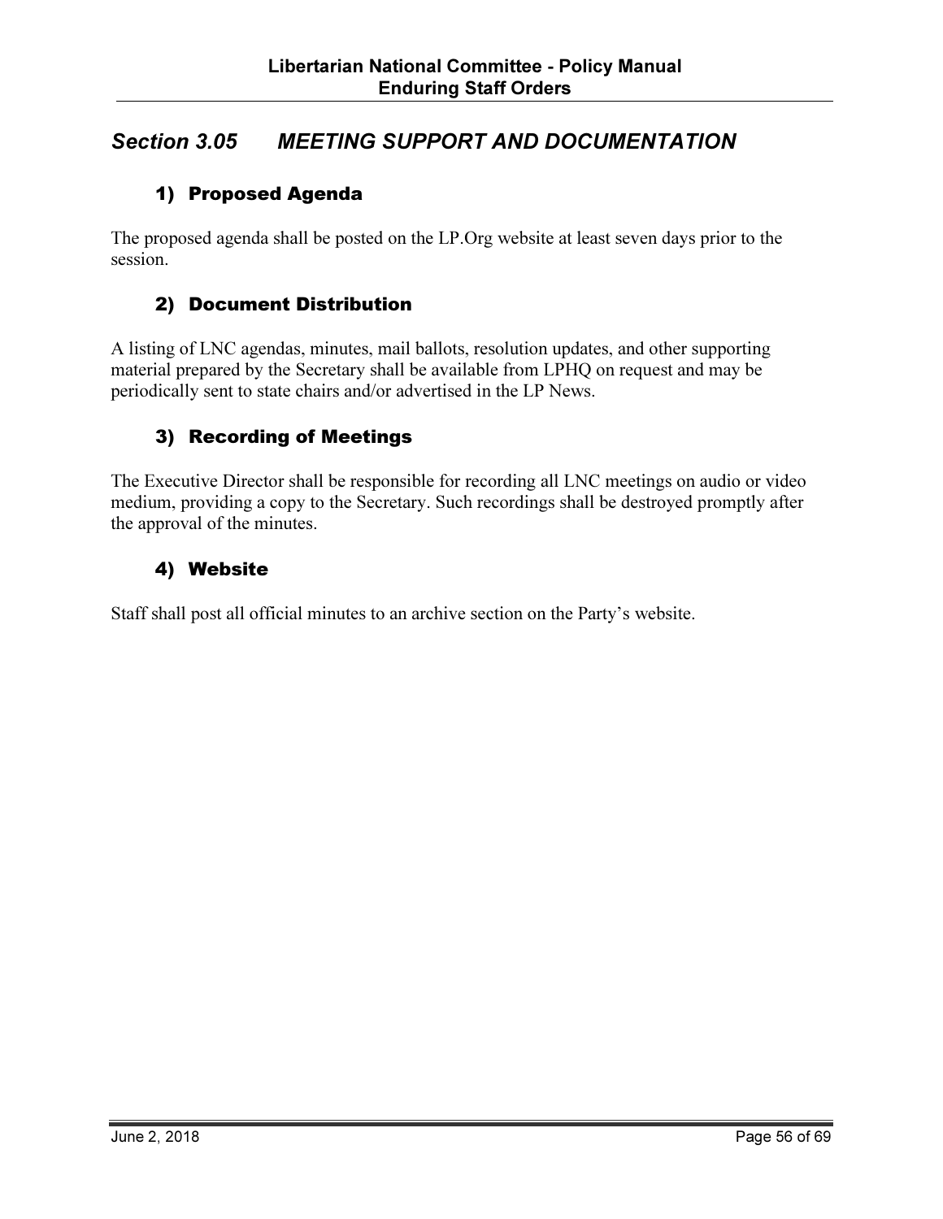## *Section 3.05 MEETING SUPPORT AND DOCUMENTATION*

### 1) Proposed Agenda

The proposed agenda shall be posted on the LP.Org website at least seven days prior to the session.

### 2) Document Distribution

A listing of LNC agendas, minutes, mail ballots, resolution updates, and other supporting material prepared by the Secretary shall be available from LPHQ on request and may be periodically sent to state chairs and/or advertised in the LP News.

### 3) Recording of Meetings

The Executive Director shall be responsible for recording all LNC meetings on audio or video medium, providing a copy to the Secretary. Such recordings shall be destroyed promptly after the approval of the minutes.

### 4) Website

Staff shall post all official minutes to an archive section on the Party's website.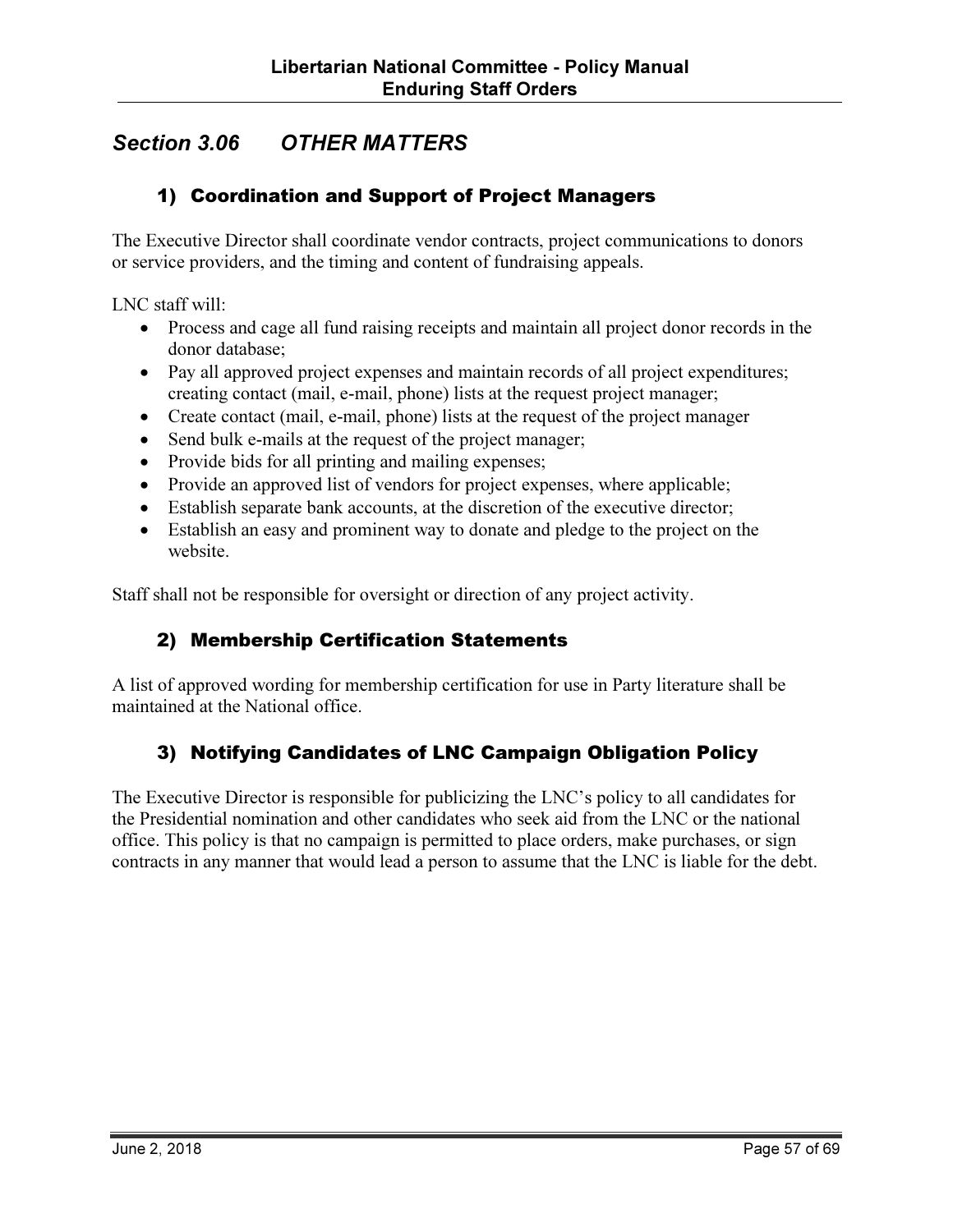## *Section 3.06 OTHER MATTERS*

### 1) Coordination and Support of Project Managers

The Executive Director shall coordinate vendor contracts, project communications to donors or service providers, and the timing and content of fundraising appeals.

LNC staff will:

- Process and cage all fund raising receipts and maintain all project donor records in the donor database;
- Pay all approved project expenses and maintain records of all project expenditures; creating contact (mail, e-mail, phone) lists at the request project manager;
- Create contact (mail, e-mail, phone) lists at the request of the project manager
- Send bulk e-mails at the request of the project manager;
- Provide bids for all printing and mailing expenses;
- Provide an approved list of vendors for project expenses, where applicable;
- Establish separate bank accounts, at the discretion of the executive director;
- Establish an easy and prominent way to donate and pledge to the project on the website.

Staff shall not be responsible for oversight or direction of any project activity.

### 2) Membership Certification Statements

A list of approved wording for membership certification for use in Party literature shall be maintained at the National office.

### 3) Notifying Candidates of LNC Campaign Obligation Policy

The Executive Director is responsible for publicizing the LNC's policy to all candidates for the Presidential nomination and other candidates who seek aid from the LNC or the national office. This policy is that no campaign is permitted to place orders, make purchases, or sign contracts in any manner that would lead a person to assume that the LNC is liable for the debt.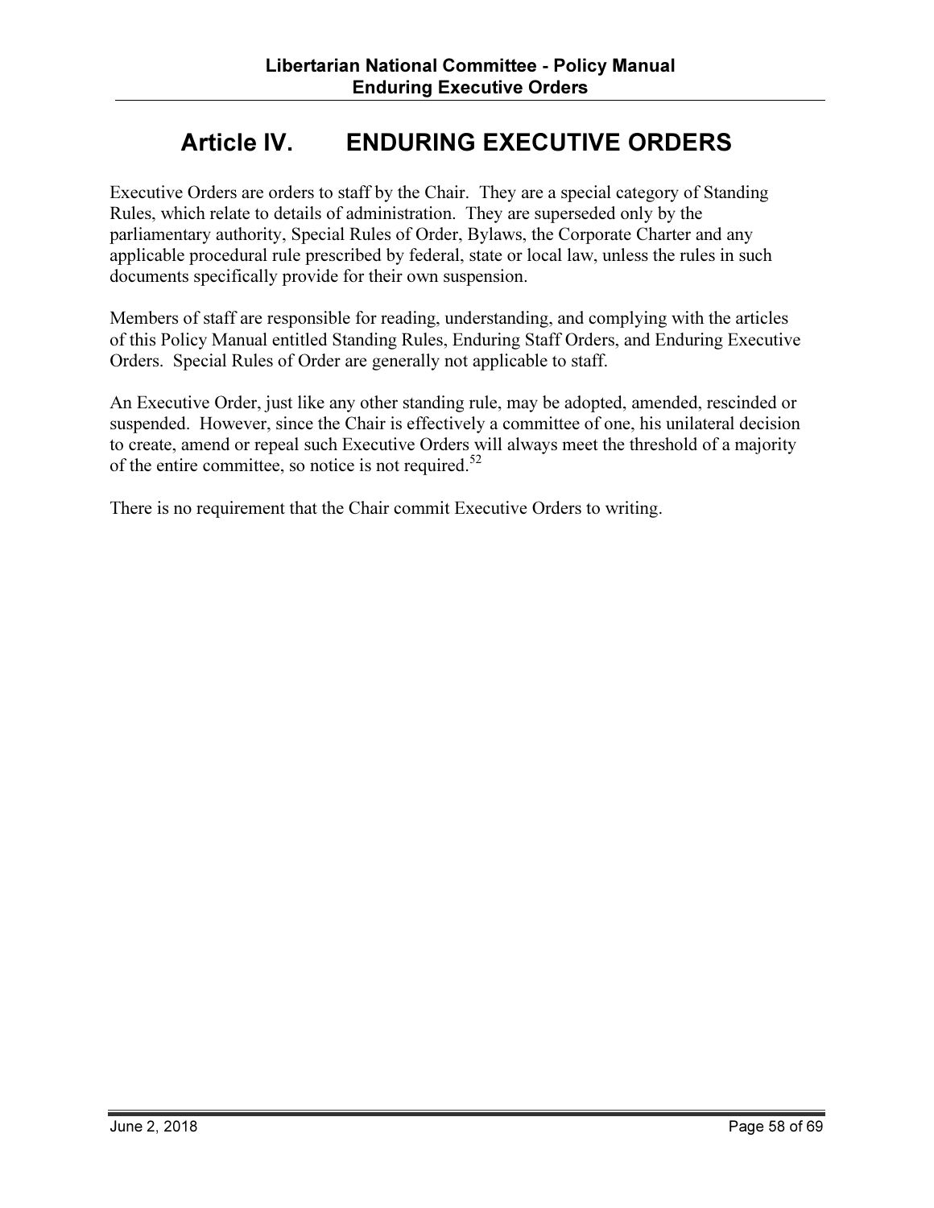# Article IV. ENDURING EXECUTIVE ORDERS

Executive Orders are orders to staff by the Chair. They are a special category of Standing Rules, which relate to details of administration. They are superseded only by the parliamentary authority, Special Rules of Order, Bylaws, the Corporate Charter and any applicable procedural rule prescribed by federal, state or local law, unless the rules in such documents specifically provide for their own suspension.

Members of staff are responsible for reading, understanding, and complying with the articles of this Policy Manual entitled Standing Rules, Enduring Staff Orders, and Enduring Executive Orders. Special Rules of Order are generally not applicable to staff.

An Executive Order, just like any other standing rule, may be adopted, amended, rescinded or suspended. However, since the Chair is effectively a committee of one, his unilateral decision to create, amend or repeal such Executive Orders will always meet the threshold of a majority of the entire committee, so notice is not required.[52]

There is no requirement that the Chair commit Executive Orders to writing.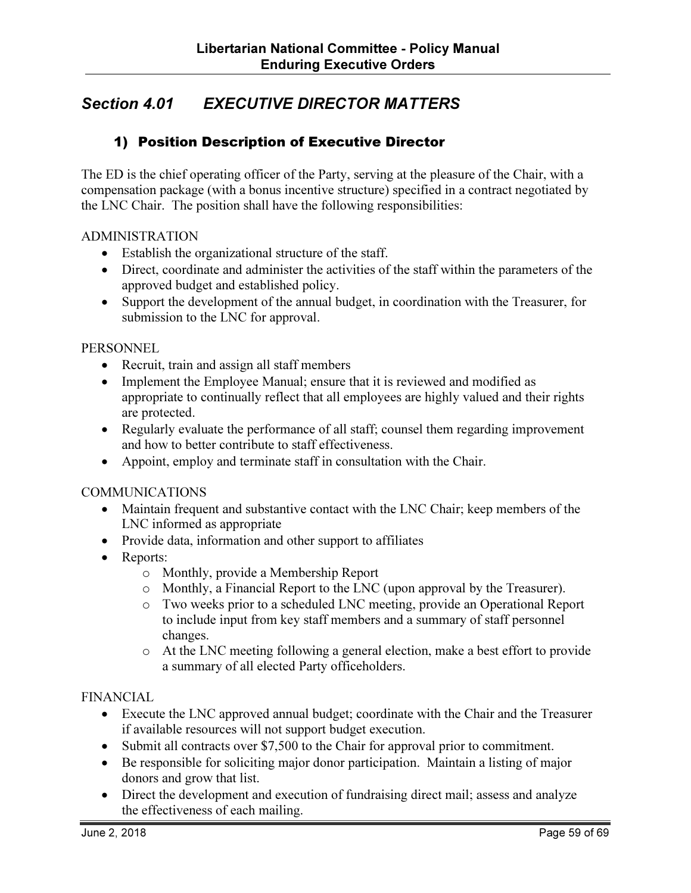## *Section 4.01 EXECUTIVE DIRECTOR MATTERS*

### 1) Position Description of Executive Director

The ED is the chief operating officer of the Party, serving at the pleasure of the Chair, with a compensation package (with a bonus incentive structure) specified in a contract negotiated by the LNC Chair. The position shall have the following responsibilities:

ADMINISTRATION

- Establish the organizational structure of the staff.
- Direct, coordinate and administer the activities of the staff within the parameters of the approved budget and established policy.
- Support the development of the annual budget, in coordination with the Treasurer, for submission to the LNC for approval.

PERSONNEL

- Recruit, train and assign all staff members
- Implement the Employee Manual; ensure that it is reviewed and modified as appropriate to continually reflect that all employees are highly valued and their rights are protected.
- Regularly evaluate the performance of all staff; counsel them regarding improvement and how to better contribute to staff effectiveness.
- Appoint, employ and terminate staff in consultation with the Chair.

COMMUNICATIONS

- Maintain frequent and substantive contact with the LNC Chair; keep members of the LNC informed as appropriate
- Provide data, information and other support to affiliates
- Reports:
  - Monthly, provide a Membership Report
  - Monthly, a Financial Report to the LNC (upon approval by the Treasurer).
  - Two weeks prior to a scheduled LNC meeting, provide an Operational Report to include input from key staff members and a summary of staff personnel changes.
  - At the LNC meeting following a general election, make a best effort to provide a summary of all elected Party officeholders.

FINANCIAL

- Execute the LNC approved annual budget; coordinate with the Chair and the Treasurer if available resources will not support budget execution.
- Submit all contracts over $7,500 to the Chair for approval prior to commitment.
- Be responsible for soliciting major donor participation. Maintain a listing of major donors and grow that list.
- Direct the development and execution of fundraising direct mail; assess and analyze the effectiveness of each mailing.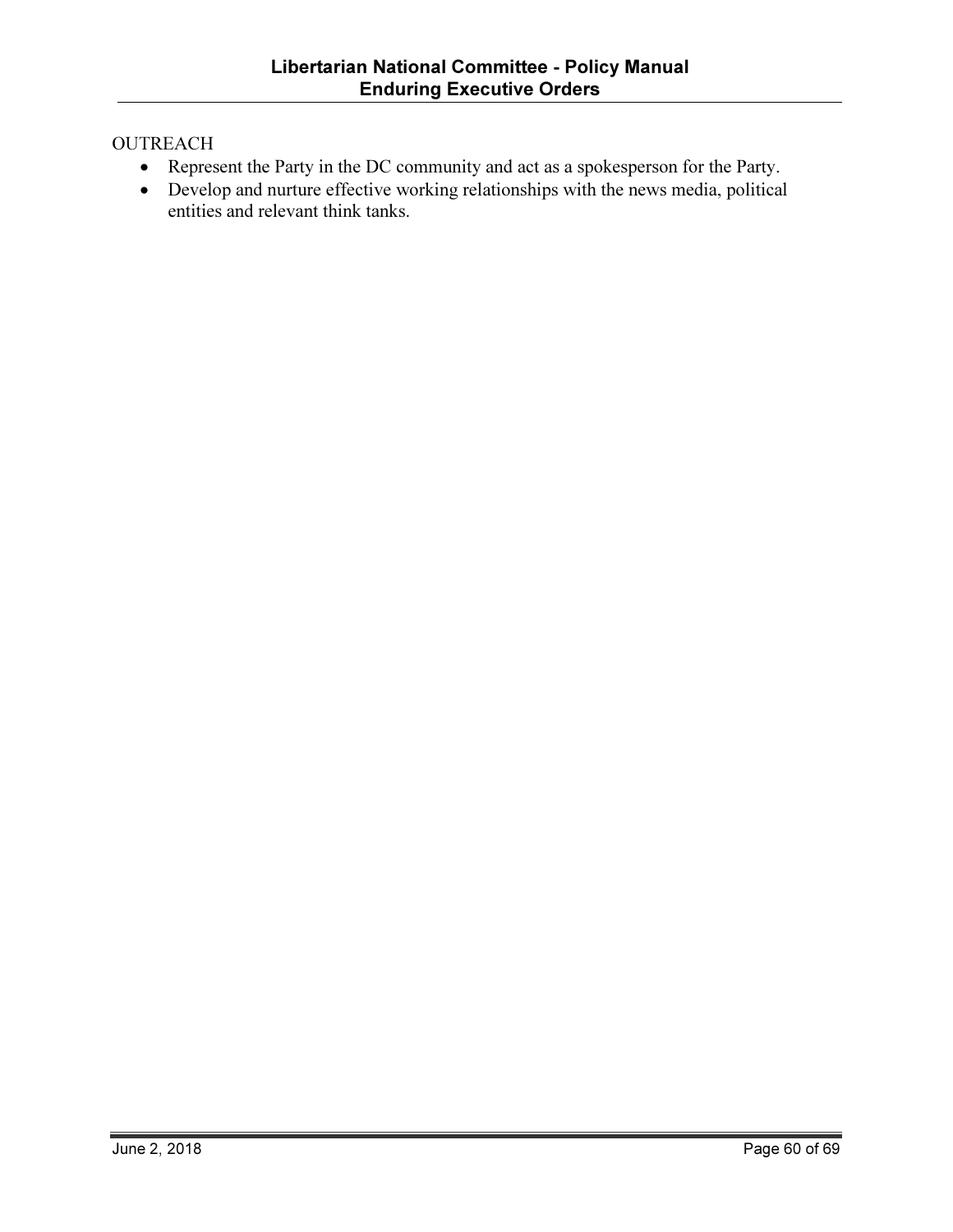OUTREACH

- Represent the Party in the DC community and act as a spokesperson for the Party.
- Develop and nurture effective working relationships with the news media, political entities and relevant think tanks.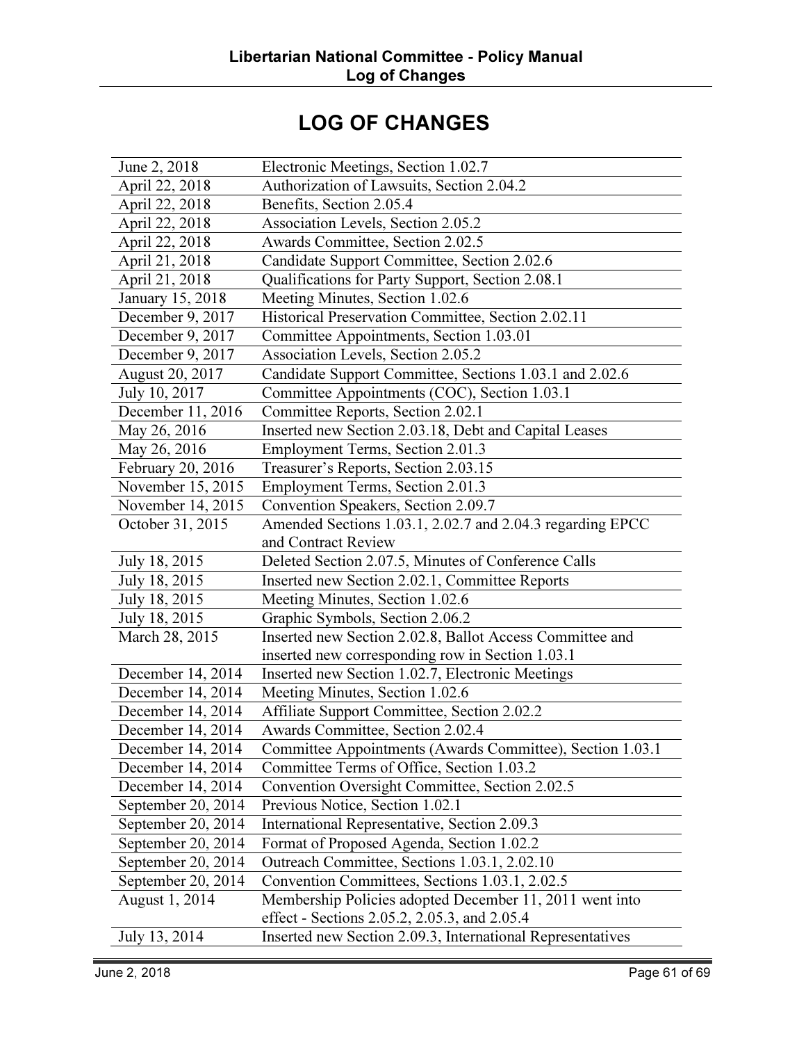# LOG OF CHANGES

| Date | Change |
|---|---|
| June 2, 2018 | Electronic Meetings, Section 1.02.7 |
| April 22, 2018 | Authorization of Lawsuits, Section 2.04.2 |
| April 22, 2018 | Benefits, Section 2.05.4 |
| April 22, 2018 | Association Levels, Section 2.05.2 |
| April 22, 2018 | Awards Committee, Section 2.02.5 |
| April 21, 2018 | Candidate Support Committee, Section 2.02.6 |
| April 21, 2018 | Qualifications for Party Support, Section 2.08.1 |
| January 15, 2018 | Meeting Minutes, Section 1.02.6 |
| December 9, 2017 | Historical Preservation Committee, Section 2.02.11 |
| December 9, 2017 | Committee Appointments, Section 1.03.01 |
| December 9, 2017 | Association Levels, Section 2.05.2 |
| August 20, 2017 | Candidate Support Committee, Sections 1.03.1 and 2.02.6 |
| July 10, 2017 | Committee Appointments (COC), Section 1.03.1 |
| December 11, 2016 | Committee Reports, Section 2.02.1 |
| May 26, 2016 | Inserted new Section 2.03.18, Debt and Capital Leases |
| May 26, 2016 | Employment Terms, Section 2.01.3 |
| February 20, 2016 | Treasurer's Reports, Section 2.03.15 |
| November 15, 2015 | Employment Terms, Section 2.01.3 |
| November 14, 2015 | Convention Speakers, Section 2.09.7 |
| October 31, 2015 | Amended Sections 1.03.1, 2.02.7 and 2.04.3 regarding EPCC and Contract Review |
| July 18, 2015 | Deleted Section 2.07.5, Minutes of Conference Calls |
| July 18, 2015 | Inserted new Section 2.02.1, Committee Reports |
| July 18, 2015 | Meeting Minutes, Section 1.02.6 |
| July 18, 2015 | Graphic Symbols, Section 2.06.2 |
| March 28, 2015 | Inserted new Section 2.02.8, Ballot Access Committee and inserted new corresponding row in Section 1.03.1 |
| December 14, 2014 | Inserted new Section 1.02.7, Electronic Meetings |
| December 14, 2014 | Meeting Minutes, Section 1.02.6 |
| December 14, 2014 | Affiliate Support Committee, Section 2.02.2 |
| December 14, 2014 | Awards Committee, Section 2.02.4 |
| December 14, 2014 | Committee Appointments (Awards Committee), Section 1.03.1 |
| December 14, 2014 | Committee Terms of Office, Section 1.03.2 |
| December 14, 2014 | Convention Oversight Committee, Section 2.02.5 |
| September 20, 2014 | Previous Notice, Section 1.02.1 |
| September 20, 2014 | International Representative, Section 2.09.3 |
| September 20, 2014 | Format of Proposed Agenda, Section 1.02.2 |
| September 20, 2014 | Outreach Committee, Sections 1.03.1, 2.02.10 |
| September 20, 2014 | Convention Committees, Sections 1.03.1, 2.02.5 |
| August 1, 2014 | Membership Policies adopted December 11, 2011 went into effect - Sections 2.05.2, 2.05.3, and 2.05.4 |
| July 13, 2014 | Inserted new Section 2.09.3, International Representatives |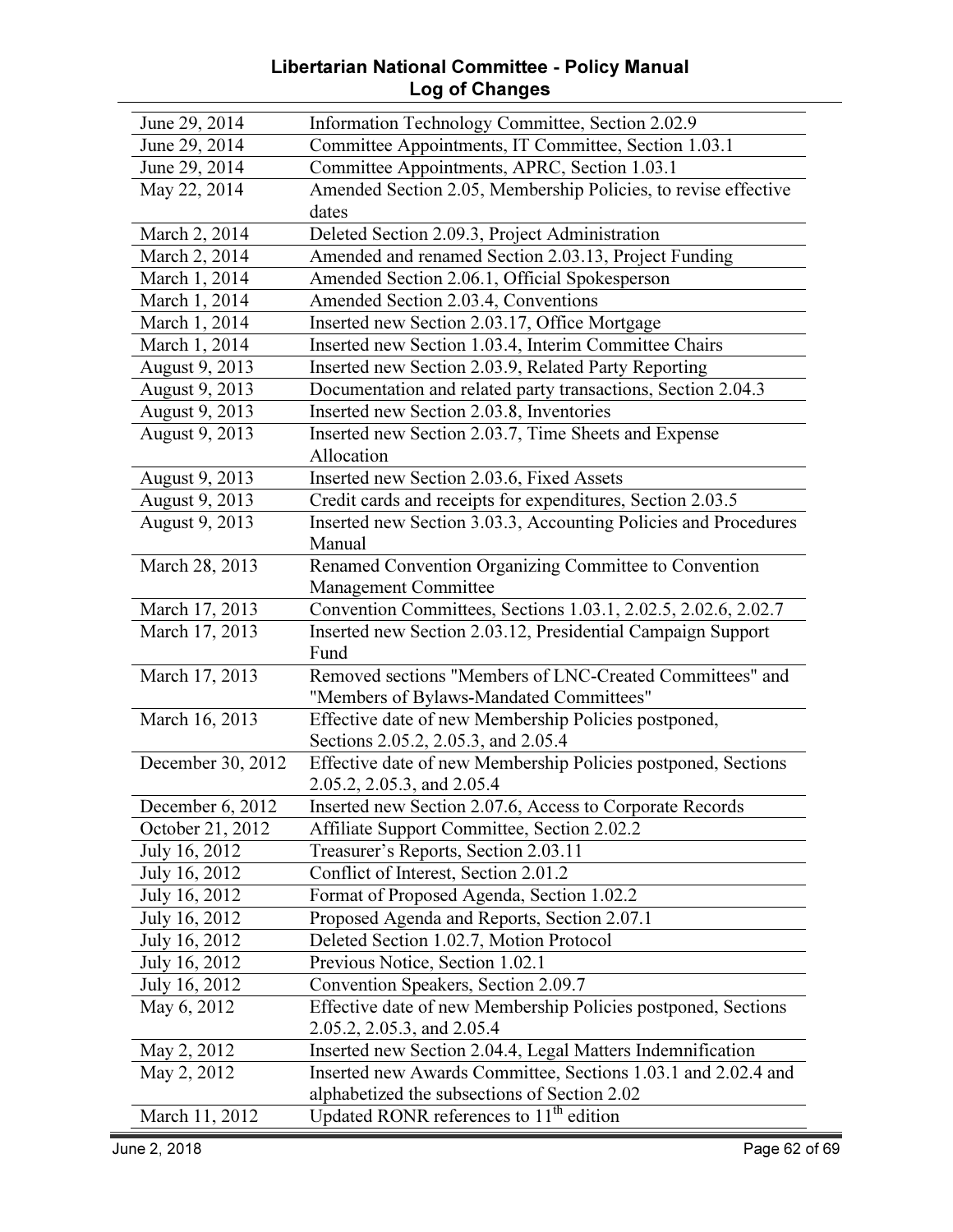| June 29, 2014 | Information Technology Committee, Section 2.02.9 |
|---|---|
| June 29, 2014 | Committee Appointments, IT Committee, Section 1.03.1 |
| June 29, 2014 | Committee Appointments, APRC, Section 1.03.1 |
| May 22, 2014 | Amended Section 2.05, Membership Policies, to revise effective dates |
| March 2, 2014 | Deleted Section 2.09.3, Project Administration |
| March 2, 2014 | Amended and renamed Section 2.03.13, Project Funding |
| March 1, 2014 | Amended Section 2.06.1, Official Spokesperson |
| March 1, 2014 | Amended Section 2.03.4, Conventions |
| March 1, 2014 | Inserted new Section 2.03.17, Office Mortgage |
| March 1, 2014 | Inserted new Section 1.03.4, Interim Committee Chairs |
| August 9, 2013 | Inserted new Section 2.03.9, Related Party Reporting |
| August 9, 2013 | Documentation and related party transactions, Section 2.04.3 |
| August 9, 2013 | Inserted new Section 2.03.8, Inventories |
| August 9, 2013 | Inserted new Section 2.03.7, Time Sheets and Expense Allocation |
| August 9, 2013 | Inserted new Section 2.03.6, Fixed Assets |
| August 9, 2013 | Credit cards and receipts for expenditures, Section 2.03.5 |
| August 9, 2013 | Inserted new Section 3.03.3, Accounting Policies and Procedures Manual |
| March 28, 2013 | Renamed Convention Organizing Committee to Convention Management Committee |
| March 17, 2013 | Convention Committees, Sections 1.03.1, 2.02.5, 2.02.6, 2.02.7 |
| March 17, 2013 | Inserted new Section 2.03.12, Presidential Campaign Support Fund |
| March 17, 2013 | Removed sections "Members of LNC-Created Committees" and "Members of Bylaws-Mandated Committees" |
| March 16, 2013 | Effective date of new Membership Policies postponed, Sections 2.05.2, 2.05.3, and 2.05.4 |
| December 30, 2012 | Effective date of new Membership Policies postponed, Sections 2.05.2, 2.05.3, and 2.05.4 |
| December 6, 2012 | Inserted new Section 2.07.6, Access to Corporate Records |
| October 21, 2012 | Affiliate Support Committee, Section 2.02.2 |
| July 16, 2012 | Treasurer's Reports, Section 2.03.11 |
| July 16, 2012 | Conflict of Interest, Section 2.01.2 |
| July 16, 2012 | Format of Proposed Agenda, Section 1.02.2 |
| July 16, 2012 | Proposed Agenda and Reports, Section 2.07.1 |
| July 16, 2012 | Deleted Section 1.02.7, Motion Protocol |
| July 16, 2012 | Previous Notice, Section 1.02.1 |
| July 16, 2012 | Convention Speakers, Section 2.09.7 |
| May 6, 2012 | Effective date of new Membership Policies postponed, Sections 2.05.2, 2.05.3, and 2.05.4 |
| May 2, 2012 | Inserted new Section 2.04.4, Legal Matters Indemnification |
| May 2, 2012 | Inserted new Awards Committee, Sections 1.03.1 and 2.02.4 and alphabetized the subsections of Section 2.02 |
| March 11, 2012 | Updated RONR references to 11th edition |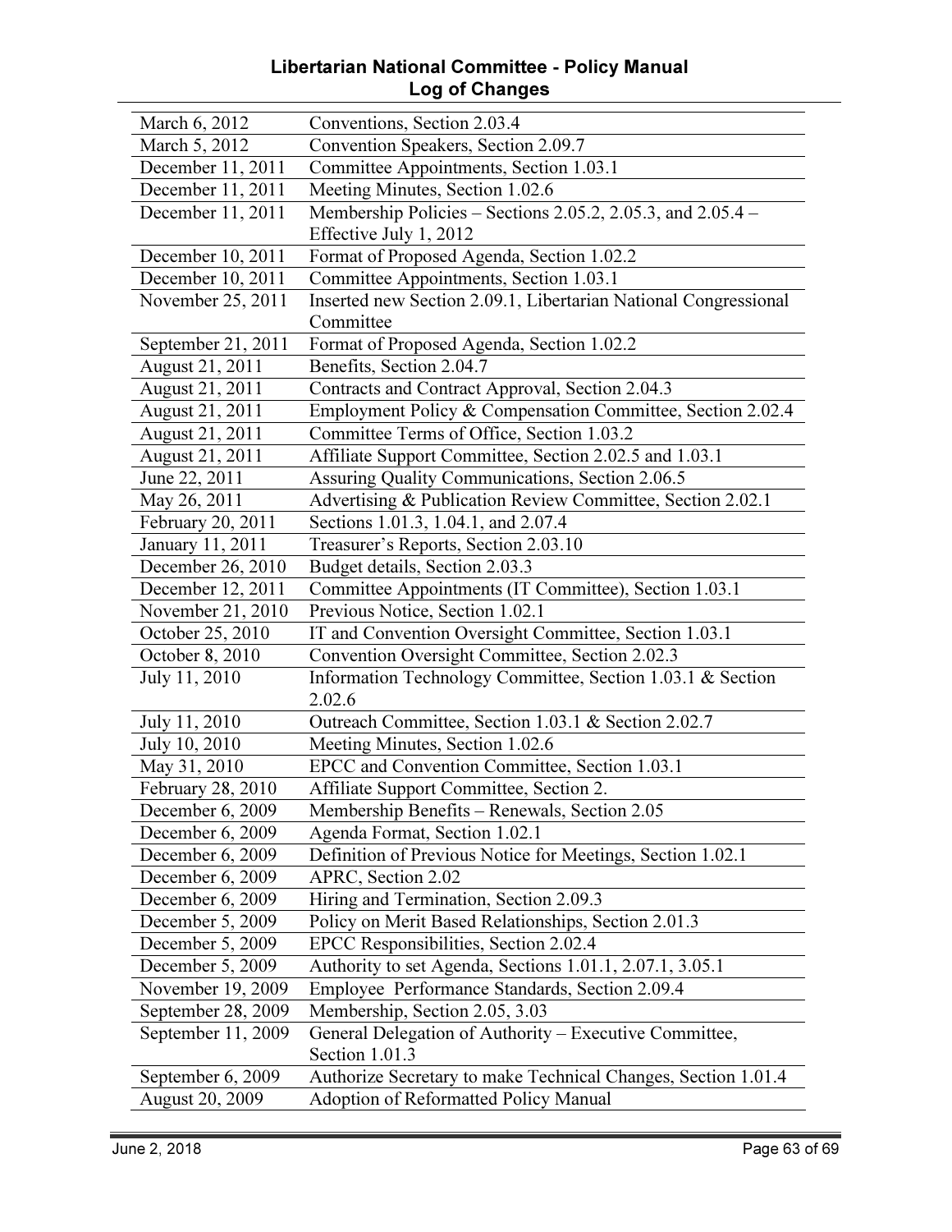# Libertarian National Committee - Policy Manual
## Log of Changes

| | |
|---|---|
| March 6, 2012 | Conventions, Section 2.03.4 |
| March 5, 2012 | Convention Speakers, Section 2.09.7 |
| December 11, 2011 | Committee Appointments, Section 1.03.1 |
| December 11, 2011 | Meeting Minutes, Section 1.02.6 |
| December 11, 2011 | Membership Policies – Sections 2.05.2, 2.05.3, and 2.05.4 – Effective July 1, 2012 |
| December 10, 2011 | Format of Proposed Agenda, Section 1.02.2 |
| December 10, 2011 | Committee Appointments, Section 1.03.1 |
| November 25, 2011 | Inserted new Section 2.09.1, Libertarian National Congressional Committee |
| September 21, 2011 | Format of Proposed Agenda, Section 1.02.2 |
| August 21, 2011 | Benefits, Section 2.04.7 |
| August 21, 2011 | Contracts and Contract Approval, Section 2.04.3 |
| August 21, 2011 | Employment Policy & Compensation Committee, Section 2.02.4 |
| August 21, 2011 | Committee Terms of Office, Section 1.03.2 |
| August 21, 2011 | Affiliate Support Committee, Section 2.02.5 and 1.03.1 |
| June 22, 2011 | Assuring Quality Communications, Section 2.06.5 |
| May 26, 2011 | Advertising & Publication Review Committee, Section 2.02.1 |
| February 20, 2011 | Sections 1.01.3, 1.04.1, and 2.07.4 |
| January 11, 2011 | Treasurer's Reports, Section 2.03.10 |
| December 26, 2010 | Budget details, Section 2.03.3 |
| December 12, 2011 | Committee Appointments (IT Committee), Section 1.03.1 |
| November 21, 2010 | Previous Notice, Section 1.02.1 |
| October 25, 2010 | IT and Convention Oversight Committee, Section 1.03.1 |
| October 8, 2010 | Convention Oversight Committee, Section 2.02.3 |
| July 11, 2010 | Information Technology Committee, Section 1.03.1 & Section 2.02.6 |
| July 11, 2010 | Outreach Committee, Section 1.03.1 & Section 2.02.7 |
| July 10, 2010 | Meeting Minutes, Section 1.02.6 |
| May 31, 2010 | EPCC and Convention Committee, Section 1.03.1 |
| February 28, 2010 | Affiliate Support Committee, Section 2. |
| December 6, 2009 | Membership Benefits – Renewals, Section 2.05 |
| December 6, 2009 | Agenda Format, Section 1.02.1 |
| December 6, 2009 | Definition of Previous Notice for Meetings, Section 1.02.1 |
| December 6, 2009 | APRC, Section 2.02 |
| December 6, 2009 | Hiring and Termination, Section 2.09.3 |
| December 5, 2009 | Policy on Merit Based Relationships, Section 2.01.3 |
| December 5, 2009 | EPCC Responsibilities, Section 2.02.4 |
| December 5, 2009 | Authority to set Agenda, Sections 1.01.1, 2.07.1, 3.05.1 |
| November 19, 2009 | Employee Performance Standards, Section 2.09.4 |
| September 28, 2009 | Membership, Section 2.05, 3.03 |
| September 11, 2009 | General Delegation of Authority – Executive Committee, Section 1.01.3 |
| September 6, 2009 | Authorize Secretary to make Technical Changes, Section 1.01.4 |
| August 20, 2009 | Adoption of Reformatted Policy Manual |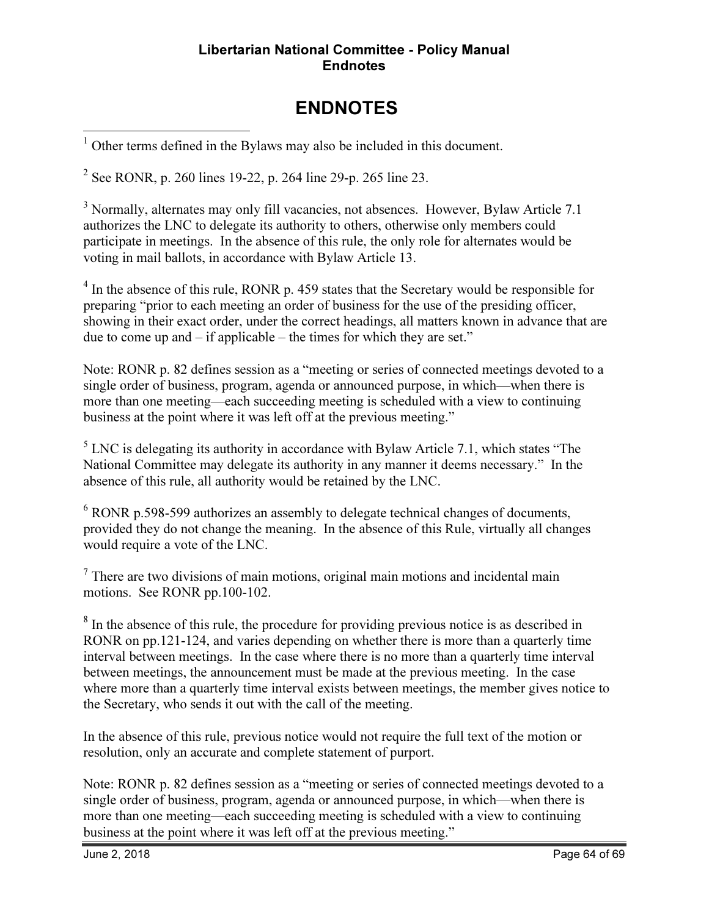# ENDNOTES

[1] Other terms defined in the Bylaws may also be included in this document.

[2] See RONR, p. 260 lines 19-22, p. 264 line 29-p. 265 line 23.

[3] Normally, alternates may only fill vacancies, not absences. However, Bylaw Article 7.1 authorizes the LNC to delegate its authority to others, otherwise only members could participate in meetings. In the absence of this rule, the only role for alternates would be voting in mail ballots, in accordance with Bylaw Article 13.

[4] In the absence of this rule, RONR p. 459 states that the Secretary would be responsible for preparing "prior to each meeting an order of business for the use of the presiding officer, showing in their exact order, under the correct headings, all matters known in advance that are due to come up and – if applicable – the times for which they are set."

Note: RONR p. 82 defines session as a "meeting or series of connected meetings devoted to a single order of business, program, agenda or announced purpose, in which—when there is more than one meeting—each succeeding meeting is scheduled with a view to continuing business at the point where it was left off at the previous meeting."

[5] LNC is delegating its authority in accordance with Bylaw Article 7.1, which states "The National Committee may delegate its authority in any manner it deems necessary." In the absence of this rule, all authority would be retained by the LNC.

[6] RONR p.598-599 authorizes an assembly to delegate technical changes of documents, provided they do not change the meaning. In the absence of this Rule, virtually all changes would require a vote of the LNC.

[7] There are two divisions of main motions, original main motions and incidental main motions. See RONR pp.100-102.

[8] In the absence of this rule, the procedure for providing previous notice is as described in RONR on pp.121-124, and varies depending on whether there is more than a quarterly time interval between meetings. In the case where there is no more than a quarterly time interval between meetings, the announcement must be made at the previous meeting. In the case where more than a quarterly time interval exists between meetings, the member gives notice to the Secretary, who sends it out with the call of the meeting.

In the absence of this rule, previous notice would not require the full text of the motion or resolution, only an accurate and complete statement of purport.

Note: RONR p. 82 defines session as a "meeting or series of connected meetings devoted to a single order of business, program, agenda or announced purpose, in which—when there is more than one meeting—each succeeding meeting is scheduled with a view to continuing business at the point where it was left off at the previous meeting."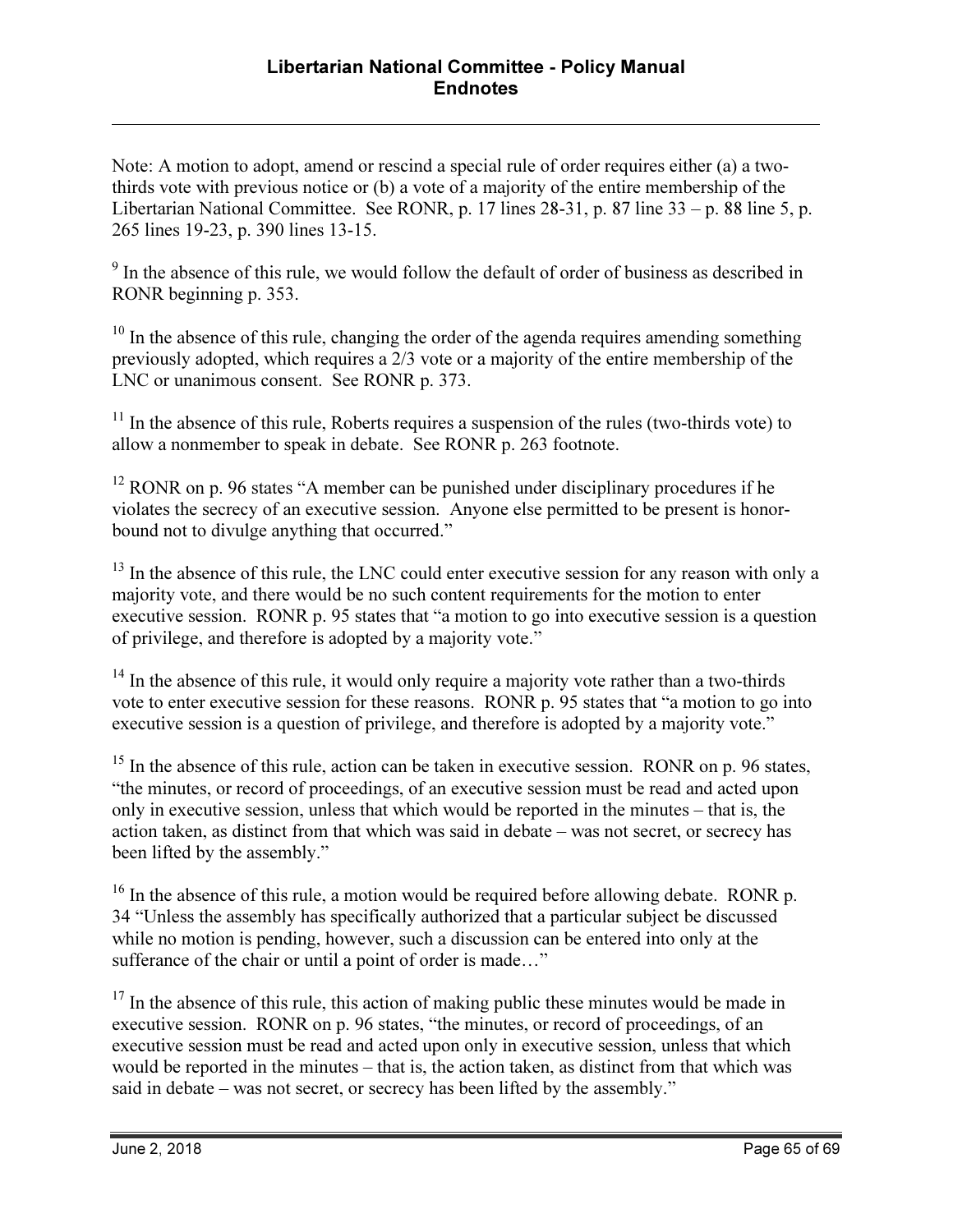Note: A motion to adopt, amend or rescind a special rule of order requires either (a) a two-thirds vote with previous notice or (b) a vote of a majority of the entire membership of the Libertarian National Committee. See RONR, p. 17 lines 28-31, p. 87 line 33 – p. 88 line 5, p. 265 lines 19-23, p. 390 lines 13-15.

[9] In the absence of this rule, we would follow the default of order of business as described in RONR beginning p. 353.

[10] In the absence of this rule, changing the order of the agenda requires amending something previously adopted, which requires a 2/3 vote or a majority of the entire membership of the LNC or unanimous consent. See RONR p. 373.

[11] In the absence of this rule, Roberts requires a suspension of the rules (two-thirds vote) to allow a nonmember to speak in debate. See RONR p. 263 footnote.

[12] RONR on p. 96 states "A member can be punished under disciplinary procedures if he violates the secrecy of an executive session. Anyone else permitted to be present is honor-bound not to divulge anything that occurred."

[13] In the absence of this rule, the LNC could enter executive session for any reason with only a majority vote, and there would be no such content requirements for the motion to enter executive session. RONR p. 95 states that "a motion to go into executive session is a question of privilege, and therefore is adopted by a majority vote."

[14] In the absence of this rule, it would only require a majority vote rather than a two-thirds vote to enter executive session for these reasons. RONR p. 95 states that "a motion to go into executive session is a question of privilege, and therefore is adopted by a majority vote."

[15] In the absence of this rule, action can be taken in executive session. RONR on p. 96 states, "the minutes, or record of proceedings, of an executive session must be read and acted upon only in executive session, unless that which would be reported in the minutes – that is, the action taken, as distinct from that which was said in debate – was not secret, or secrecy has been lifted by the assembly."

[16] In the absence of this rule, a motion would be required before allowing debate. RONR p. 34 "Unless the assembly has specifically authorized that a particular subject be discussed while no motion is pending, however, such a discussion can be entered into only at the sufferance of the chair or until a point of order is made…"

[17] In the absence of this rule, this action of making public these minutes would be made in executive session. RONR on p. 96 states, "the minutes, or record of proceedings, of an executive session must be read and acted upon only in executive session, unless that which would be reported in the minutes – that is, the action taken, as distinct from that which was said in debate – was not secret, or secrecy has been lifted by the assembly."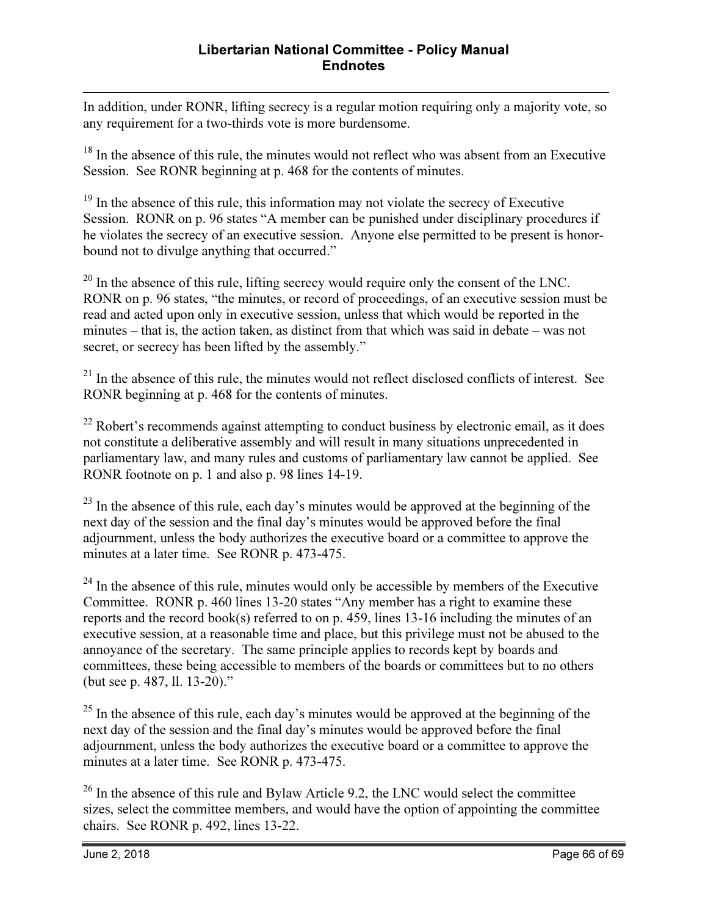In addition, under RONR, lifting secrecy is a regular motion requiring only a majority vote, so any requirement for a two-thirds vote is more burdensome.

[18] In the absence of this rule, the minutes would not reflect who was absent from an Executive Session. See RONR beginning at p. 468 for the contents of minutes.

[19] In the absence of this rule, this information may not violate the secrecy of Executive Session. RONR on p. 96 states "A member can be punished under disciplinary procedures if he violates the secrecy of an executive session. Anyone else permitted to be present is honor-bound not to divulge anything that occurred."

[20] In the absence of this rule, lifting secrecy would require only the consent of the LNC. RONR on p. 96 states, "the minutes, or record of proceedings, of an executive session must be read and acted upon only in executive session, unless that which would be reported in the minutes – that is, the action taken, as distinct from that which was said in debate – was not secret, or secrecy has been lifted by the assembly."

[21] In the absence of this rule, the minutes would not reflect disclosed conflicts of interest. See RONR beginning at p. 468 for the contents of minutes.

[22] Robert's recommends against attempting to conduct business by electronic email, as it does not constitute a deliberative assembly and will result in many situations unprecedented in parliamentary law, and many rules and customs of parliamentary law cannot be applied. See RONR footnote on p. 1 and also p. 98 lines 14-19.

[23] In the absence of this rule, each day's minutes would be approved at the beginning of the next day of the session and the final day's minutes would be approved before the final adjournment, unless the body authorizes the executive board or a committee to approve the minutes at a later time. See RONR p. 473-475.

[24] In the absence of this rule, minutes would only be accessible by members of the Executive Committee. RONR p. 460 lines 13-20 states "Any member has a right to examine these reports and the record book(s) referred to on p. 459, lines 13-16 including the minutes of an executive session, at a reasonable time and place, but this privilege must not be abused to the annoyance of the secretary. The same principle applies to records kept by boards and committees, these being accessible to members of the boards or committees but to no others (but see p. 487, ll. 13-20)."

[25] In the absence of this rule, each day's minutes would be approved at the beginning of the next day of the session and the final day's minutes would be approved before the final adjournment, unless the body authorizes the executive board or a committee to approve the minutes at a later time. See RONR p. 473-475.

[26] In the absence of this rule and Bylaw Article 9.2, the LNC would select the committee sizes, select the committee members, and would have the option of appointing the committee chairs. See RONR p. 492, lines 13-22.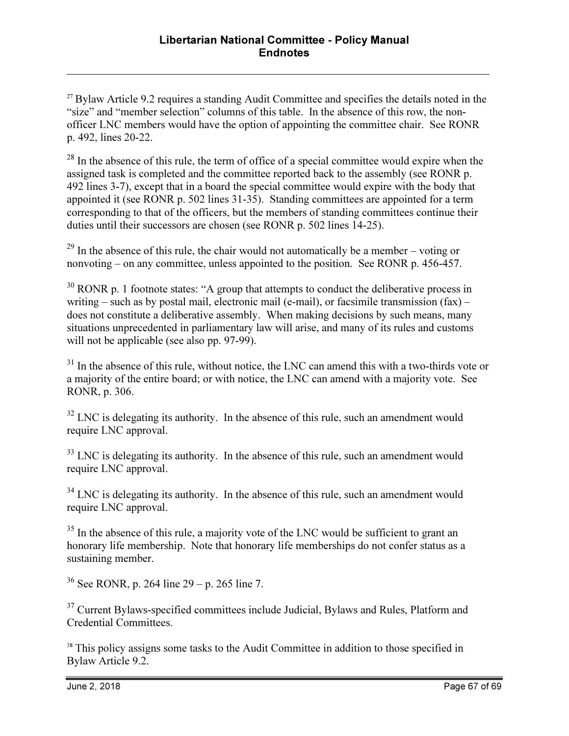[27] Bylaw Article 9.2 requires a standing Audit Committee and specifies the details noted in the "size" and "member selection" columns of this table. In the absence of this row, the non-officer LNC members would have the option of appointing the committee chair. See RONR p. 492, lines 20-22.

[28] In the absence of this rule, the term of office of a special committee would expire when the assigned task is completed and the committee reported back to the assembly (see RONR p. 492 lines 3-7), except that in a board the special committee would expire with the body that appointed it (see RONR p. 502 lines 31-35). Standing committees are appointed for a term corresponding to that of the officers, but the members of standing committees continue their duties until their successors are chosen (see RONR p. 502 lines 14-25).

[29] In the absence of this rule, the chair would not automatically be a member – voting or nonvoting – on any committee, unless appointed to the position. See RONR p. 456-457.

[30] RONR p. 1 footnote states: "A group that attempts to conduct the deliberative process in writing – such as by postal mail, electronic mail (e-mail), or facsimile transmission (fax) – does not constitute a deliberative assembly. When making decisions by such means, many situations unprecedented in parliamentary law will arise, and many of its rules and customs will not be applicable (see also pp. 97-99).

[31] In the absence of this rule, without notice, the LNC can amend this with a two-thirds vote or a majority of the entire board; or with notice, the LNC can amend with a majority vote. See RONR, p. 306.

[32] LNC is delegating its authority. In the absence of this rule, such an amendment would require LNC approval.

[33] LNC is delegating its authority. In the absence of this rule, such an amendment would require LNC approval.

[34] LNC is delegating its authority. In the absence of this rule, such an amendment would require LNC approval.

[35] In the absence of this rule, a majority vote of the LNC would be sufficient to grant an honorary life membership. Note that honorary life memberships do not confer status as a sustaining member.

[36] See RONR, p. 264 line 29 – p. 265 line 7.

[37] Current Bylaws-specified committees include Judicial, Bylaws and Rules, Platform and Credential Committees.

[38] This policy assigns some tasks to the Audit Committee in addition to those specified in Bylaw Article 9.2.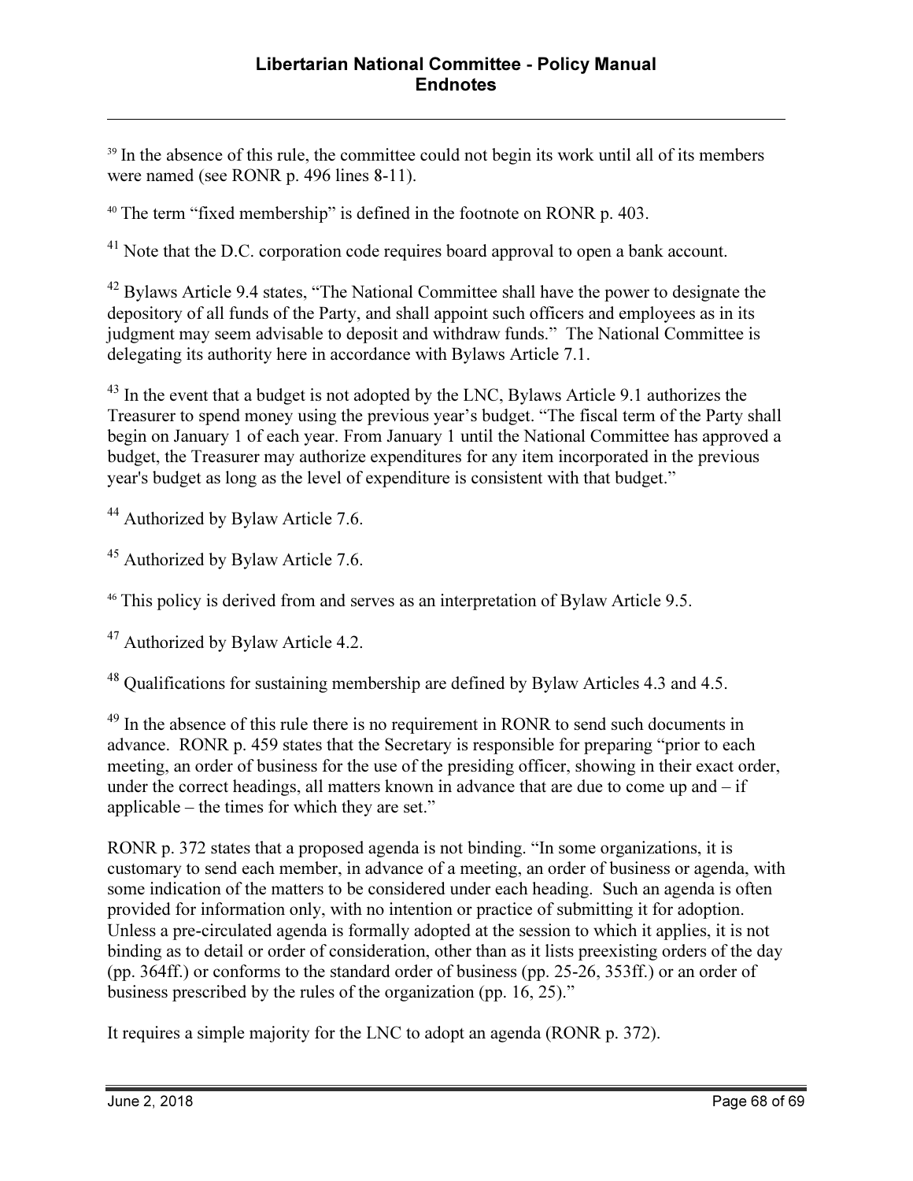[39] In the absence of this rule, the committee could not begin its work until all of its members were named (see RONR p. 496 lines 8-11).

[40] The term "fixed membership" is defined in the footnote on RONR p. 403.

[41] Note that the D.C. corporation code requires board approval to open a bank account.

[42] Bylaws Article 9.4 states, "The National Committee shall have the power to designate the depository of all funds of the Party, and shall appoint such officers and employees as in its judgment may seem advisable to deposit and withdraw funds." The National Committee is delegating its authority here in accordance with Bylaws Article 7.1.

[43] In the event that a budget is not adopted by the LNC, Bylaws Article 9.1 authorizes the Treasurer to spend money using the previous year's budget. "The fiscal term of the Party shall begin on January 1 of each year. From January 1 until the National Committee has approved a budget, the Treasurer may authorize expenditures for any item incorporated in the previous year's budget as long as the level of expenditure is consistent with that budget."

[44] Authorized by Bylaw Article 7.6.

[45] Authorized by Bylaw Article 7.6.

[46] This policy is derived from and serves as an interpretation of Bylaw Article 9.5.

[47] Authorized by Bylaw Article 4.2.

[48] Qualifications for sustaining membership are defined by Bylaw Articles 4.3 and 4.5.

[49] In the absence of this rule there is no requirement in RONR to send such documents in advance. RONR p. 459 states that the Secretary is responsible for preparing "prior to each meeting, an order of business for the use of the presiding officer, showing in their exact order, under the correct headings, all matters known in advance that are due to come up and – if applicable – the times for which they are set."

RONR p. 372 states that a proposed agenda is not binding. "In some organizations, it is customary to send each member, in advance of a meeting, an order of business or agenda, with some indication of the matters to be considered under each heading. Such an agenda is often provided for information only, with no intention or practice of submitting it for adoption. Unless a pre-circulated agenda is formally adopted at the session to which it applies, it is not binding as to detail or order of consideration, other than as it lists preexisting orders of the day (pp. 364ff.) or conforms to the standard order of business (pp. 25-26, 353ff.) or an order of business prescribed by the rules of the organization (pp. 16, 25)."

It requires a simple majority for the LNC to adopt an agenda (RONR p. 372).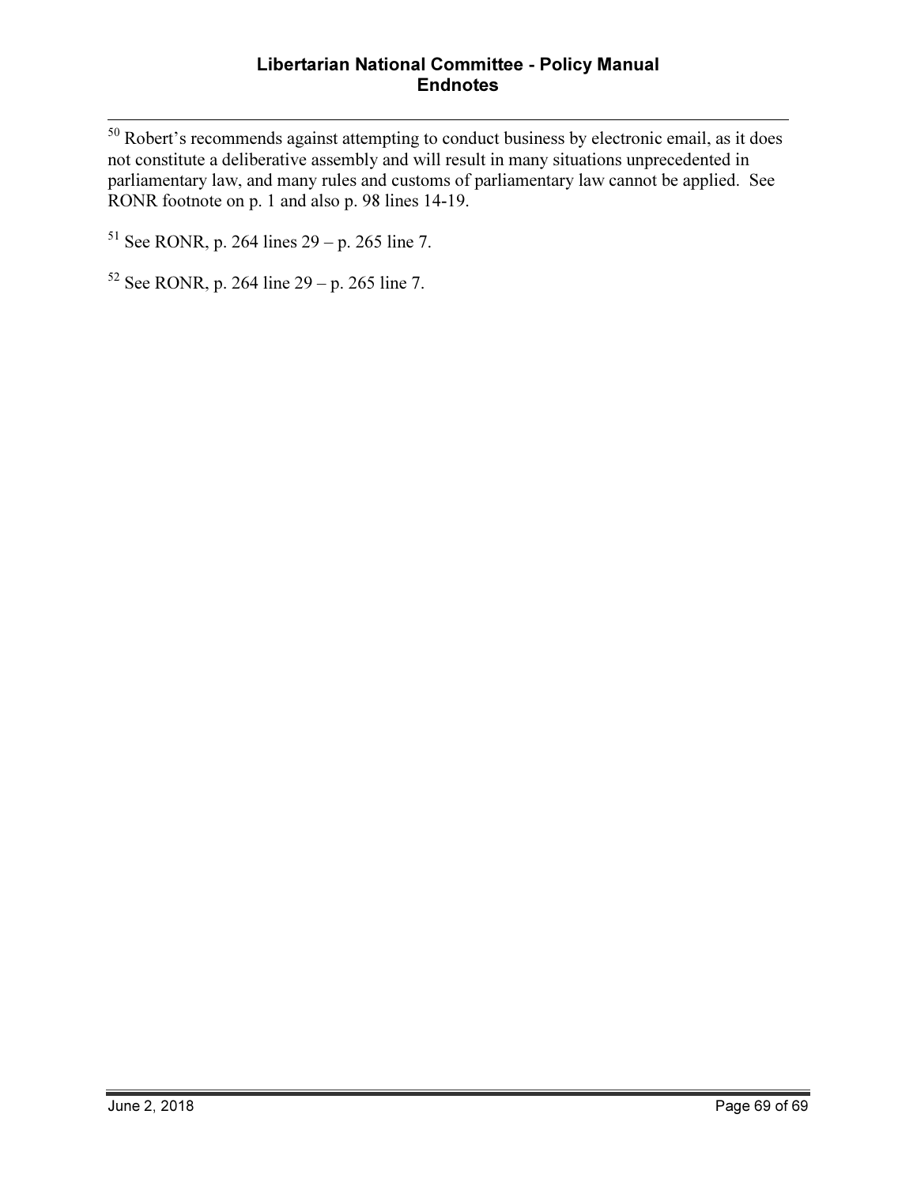[50] Robert's recommends against attempting to conduct business by electronic email, as it does not constitute a deliberative assembly and will result in many situations unprecedented in parliamentary law, and many rules and customs of parliamentary law cannot be applied. See RONR footnote on p. 1 and also p. 98 lines 14-19.

[51] See RONR, p. 264 lines 29 – p. 265 line 7.

[52] See RONR, p. 264 line 29 – p. 265 line 7.